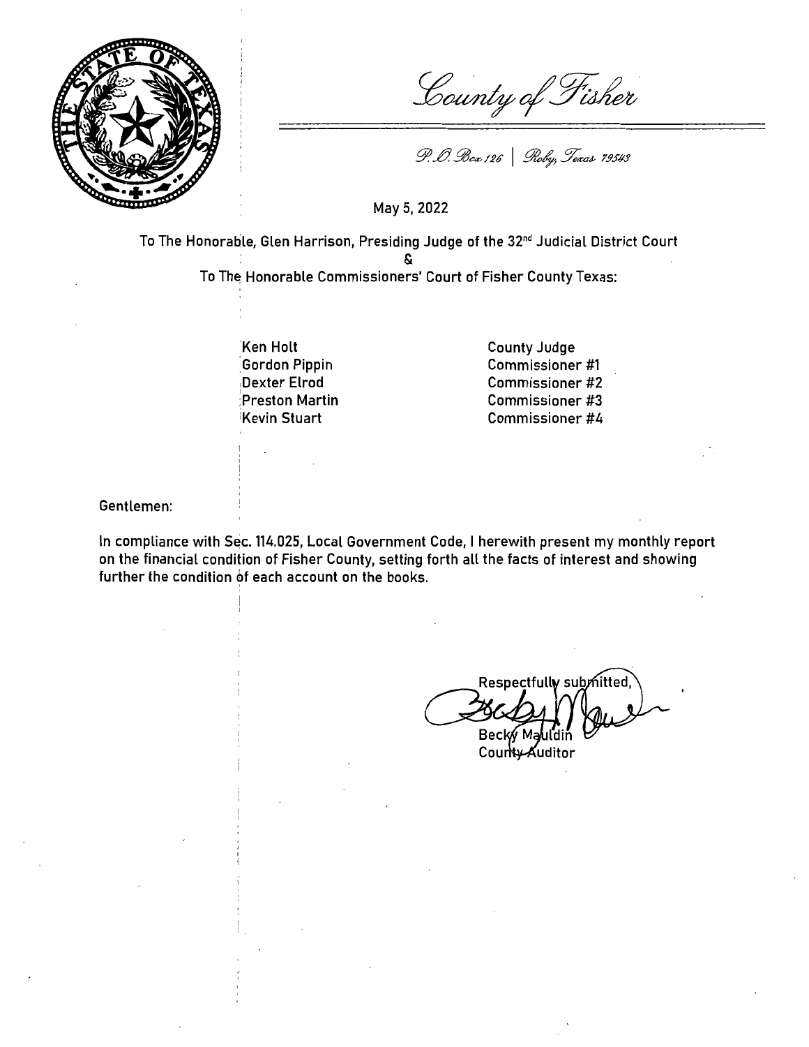# County of Fisher

P.O. Box 126 | Roby, Texas 79543

May 5, 2022

To The Honorable, Glen Harrison, Presiding Judge of the 32nd Judicial District Court

&

To The Honorable Commissioners' Court of Fisher County Texas:

| | |
|---|---|
| Ken Holt | County Judge |
| Gordon Pippin | Commissioner #1 |
| Dexter Elrod | Commissioner #2 |
| Preston Martin | Commissioner #3 |
| Kevin Stuart | Commissioner #4 |

Gentlemen:

In compliance with Sec. 114.025, Local Government Code, I herewith present my monthly report on the financial condition of Fisher County, setting forth all the facts of interest and showing further the condition of each account on the books.

Respectfully submitted,

Becky Mauldin
County Auditor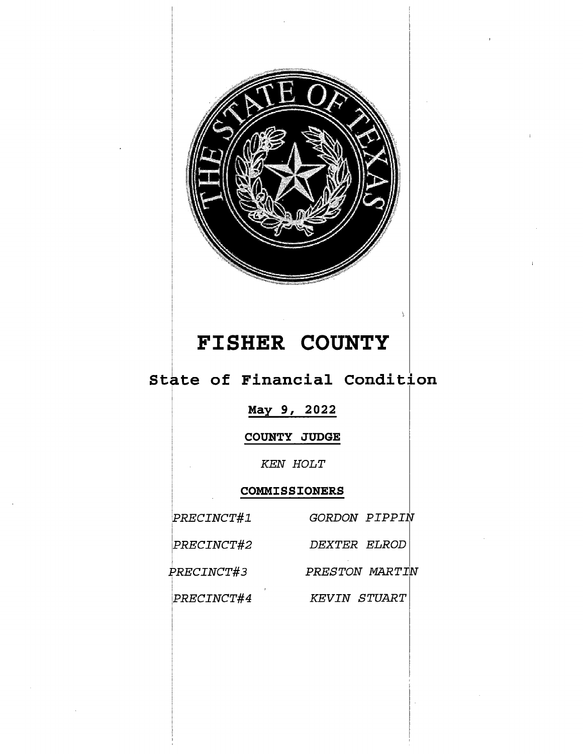# FISHER COUNTY

## State of Financial Condition

**May 9, 2022**

**COUNTY JUDGE**

*KEN HOLT*

**COMMISSIONERS**

| | |
|---|---|
| *PRECINCT#1* | *GORDON PIPPIN* |
| *PRECINCT#2* | *DEXTER ELROD* |
| *PRECINCT#3* | *PRESTON MARTIN* |
| *PRECINCT#4* | *KEVIN STUART* |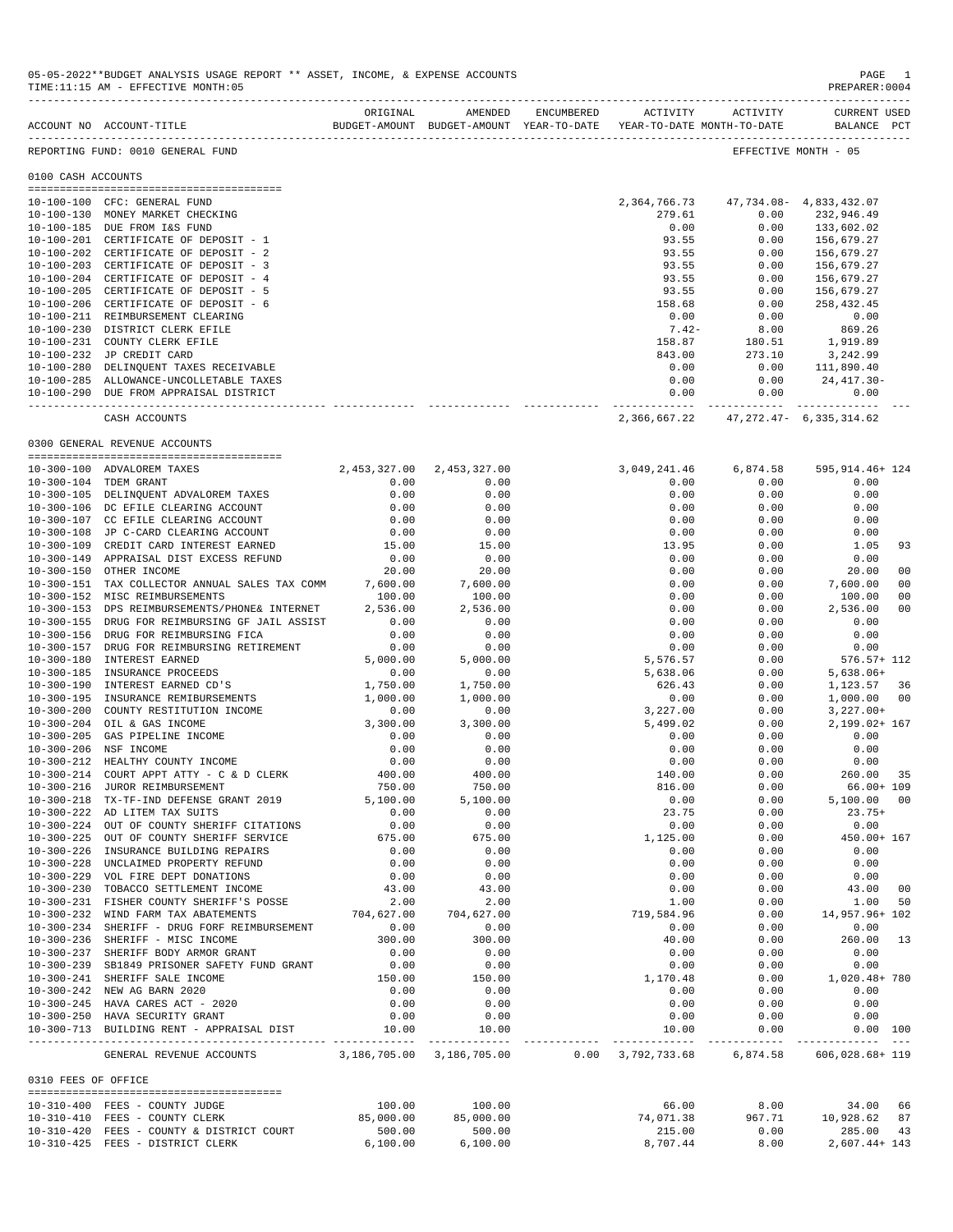05-05-2022**BUDGET ANALYSIS USAGE REPORT ** ASSET, INCOME, & EXPENSE ACCOUNTS
TIME:11:15 AM - EFFECTIVE MONTH:05

PREPARER:0004

REPORTING FUND: 0010 GENERAL FUND — EFFECTIVE MONTH - 05

## 0100 CASH ACCOUNTS

| ACCOUNT NO | ACCOUNT-TITLE | ORIGINAL BUDGET-AMOUNT | AMENDED BUDGET-AMOUNT | ENCUMBERED YEAR-TO-DATE | ACTIVITY YEAR-TO-DATE | ACTIVITY MONTH-TO-DATE | CURRENT BALANCE | USED PCT |
|---|---|---|---|---|---|---|---|---|
| 10-100-100 | CFC: GENERAL FUND | | | | 2,364,766.73 | 47,734.08- | 4,833,432.07 | |
| 10-100-130 | MONEY MARKET CHECKING | | | | 279.61 | 0.00 | 232,946.49 | |
| 10-100-185 | DUE FROM I&S FUND | | | | 0.00 | 0.00 | 133,602.02 | |
| 10-100-201 | CERTIFICATE OF DEPOSIT - 1 | | | | 93.55 | 0.00 | 156,679.27 | |
| 10-100-202 | CERTIFICATE OF DEPOSIT - 2 | | | | 93.55 | 0.00 | 156,679.27 | |
| 10-100-203 | CERTIFICATE OF DEPOSIT - 3 | | | | 93.55 | 0.00 | 156,679.27 | |
| 10-100-204 | CERTIFICATE OF DEPOSIT - 4 | | | | 93.55 | 0.00 | 156,679.27 | |
| 10-100-205 | CERTIFICATE OF DEPOSIT - 5 | | | | 93.55 | 0.00 | 156,679.27 | |
| 10-100-206 | CERTIFICATE OF DEPOSIT - 6 | | | | 158.68 | 0.00 | 258,432.45 | |
| 10-100-211 | REIMBURSEMENT CLEARING | | | | 0.00 | 0.00 | 0.00 | |
| 10-100-230 | DISTRICT CLERK EFILE | | | | 7.42- | 8.00 | 869.26 | |
| 10-100-231 | COUNTY CLERK EFILE | | | | 158.87 | 180.51 | 1,919.89 | |
| 10-100-232 | JP CREDIT CARD | | | | 843.00 | 273.10 | 3,242.99 | |
| 10-100-280 | DELINQUENT TAXES RECEIVABLE | | | | 0.00 | 0.00 | 111,890.40 | |
| 10-100-285 | ALLOWANCE-UNCOLLETABLE TAXES | | | | 0.00 | 0.00 | 24,417.30- | |
| 10-100-290 | DUE FROM APPRAISAL DISTRICT | | | | 0.00 | 0.00 | 0.00 | |
| | CASH ACCOUNTS | | | | 2,366,667.22 | 47,272.47- | 6,335,314.62 | |

## 0300 GENERAL REVENUE ACCOUNTS

| ACCOUNT NO | ACCOUNT-TITLE | ORIGINAL BUDGET-AMOUNT | AMENDED BUDGET-AMOUNT | ENCUMBERED YEAR-TO-DATE | ACTIVITY YEAR-TO-DATE | ACTIVITY MONTH-TO-DATE | CURRENT BALANCE | USED PCT |
|---|---|---|---|---|---|---|---|---|
| 10-300-100 | ADVALOREM TAXES | 2,453,327.00 | 2,453,327.00 | | 3,049,241.46 | 6,874.58 | 595,914.46+ | 124 |
| 10-300-104 | TDEM GRANT | 0.00 | 0.00 | | 0.00 | 0.00 | 0.00 | |
| 10-300-105 | DELINQUENT ADVALOREM TAXES | 0.00 | 0.00 | | 0.00 | 0.00 | 0.00 | |
| 10-300-106 | DC EFILE CLEARING ACCOUNT | 0.00 | 0.00 | | 0.00 | 0.00 | 0.00 | |
| 10-300-107 | CC EFILE CLEARING ACCOUNT | 0.00 | 0.00 | | 0.00 | 0.00 | 0.00 | |
| 10-300-108 | JP C-CARD CLEARING ACCOUNT | 0.00 | 0.00 | | 0.00 | 0.00 | 0.00 | |
| 10-300-109 | CREDIT CARD INTEREST EARNED | 15.00 | 15.00 | | 13.95 | 0.00 | 1.05 | 93 |
| 10-300-149 | APPRAISAL DIST EXCESS REFUND | 0.00 | 0.00 | | 0.00 | 0.00 | 0.00 | |
| 10-300-150 | OTHER INCOME | 20.00 | 20.00 | | 0.00 | 0.00 | 20.00 | 00 |
| 10-300-151 | TAX COLLECTOR ANNUAL SALES TAX COMM | 7,600.00 | 7,600.00 | | 0.00 | 0.00 | 7,600.00 | 00 |
| 10-300-152 | MISC REIMBURSEMENTS | 100.00 | 100.00 | | 0.00 | 0.00 | 100.00 | 00 |
| 10-300-153 | DPS REIMBURSEMENTS/PHONE& INTERNET | 2,536.00 | 2,536.00 | | 0.00 | 0.00 | 2,536.00 | 00 |
| 10-300-155 | DRUG FOR REIMBURSING GF JAIL ASSIST | 0.00 | 0.00 | | 0.00 | 0.00 | 0.00 | |
| 10-300-156 | DRUG FOR REIMBURSING FICA | 0.00 | 0.00 | | 0.00 | 0.00 | 0.00 | |
| 10-300-157 | DRUG FOR REIMBURSING RETIREMENT | 0.00 | 0.00 | | 0.00 | 0.00 | 0.00 | |
| 10-300-180 | INTEREST EARNED | 5,000.00 | 5,000.00 | | 5,576.57 | 0.00 | 576.57+ | 112 |
| 10-300-185 | INSURANCE PROCEEDS | 0.00 | 0.00 | | 5,638.06 | 0.00 | 5,638.06+ | |
| 10-300-190 | INTEREST EARNED CD'S | 1,750.00 | 1,750.00 | | 626.43 | 0.00 | 1,123.57 | 36 |
| 10-300-195 | INSURANCE REMIBURSEMENTS | 1,000.00 | 1,000.00 | | 0.00 | 0.00 | 1,000.00 | 00 |
| 10-300-200 | COUNTY RESTITUTION INCOME | 0.00 | 0.00 | | 3,227.00 | 0.00 | 3,227.00+ | |
| 10-300-204 | OIL & GAS INCOME | 3,300.00 | 3,300.00 | | 5,499.02 | 0.00 | 2,199.02+ | 167 |
| 10-300-205 | GAS PIPELINE INCOME | 0.00 | 0.00 | | 0.00 | 0.00 | 0.00 | |
| 10-300-206 | NSF INCOME | 0.00 | 0.00 | | 0.00 | 0.00 | 0.00 | |
| 10-300-212 | HEALTHY COUNTY INCOME | 0.00 | 0.00 | | 0.00 | 0.00 | 0.00 | |
| 10-300-214 | COURT APPT ATTY - C & D CLERK | 400.00 | 400.00 | | 140.00 | 0.00 | 260.00 | 35 |
| 10-300-216 | JUROR REIMBURSEMENT | 750.00 | 750.00 | | 816.00 | 0.00 | 66.00+ | 109 |
| 10-300-218 | TX-TF-IND DEFENSE GRANT 2019 | 5,100.00 | 5,100.00 | | 0.00 | 0.00 | 5,100.00 | 00 |
| 10-300-222 | AD LITEM TAX SUITS | 0.00 | 0.00 | | 23.75 | 0.00 | 23.75+ | |
| 10-300-224 | OUT OF COUNTY SHERIFF CITATIONS | 0.00 | 0.00 | | 0.00 | 0.00 | 0.00 | |
| 10-300-225 | OUT OF COUNTY SHERIFF SERVICE | 675.00 | 675.00 | | 1,125.00 | 0.00 | 450.00+ | 167 |
| 10-300-226 | INSURANCE BUILDING REPAIRS | 0.00 | 0.00 | | 0.00 | 0.00 | 0.00 | |
| 10-300-228 | UNCLAIMED PROPERTY REFUND | 0.00 | 0.00 | | 0.00 | 0.00 | 0.00 | |
| 10-300-229 | VOL FIRE DEPT DONATIONS | 0.00 | 0.00 | | 0.00 | 0.00 | 0.00 | |
| 10-300-230 | TOBACCO SETTLEMENT INCOME | 43.00 | 43.00 | | 0.00 | 0.00 | 43.00 | 00 |
| 10-300-231 | FISHER COUNTY SHERIFF'S POSSE | 2.00 | 2.00 | | 1.00 | 0.00 | 1.00 | 50 |
| 10-300-232 | WIND FARM TAX ABATEMENTS | 704,627.00 | 704,627.00 | | 719,584.96 | 0.00 | 14,957.96+ | 102 |
| 10-300-234 | SHERIFF - DRUG FORF REIMBURSEMENT | 0.00 | 0.00 | | 0.00 | 0.00 | 0.00 | |
| 10-300-236 | SHERIFF - MISC INCOME | 300.00 | 300.00 | | 40.00 | 0.00 | 260.00 | 13 |
| 10-300-237 | SHERIFF BODY ARMOR GRANT | 0.00 | 0.00 | | 0.00 | 0.00 | 0.00 | |
| 10-300-239 | SB1849 PRISONER SAFETY FUND GRANT | 0.00 | 0.00 | | 0.00 | 0.00 | 0.00 | |
| 10-300-241 | SHERIFF SALE INCOME | 150.00 | 150.00 | | 1,170.48 | 0.00 | 1,020.48+ | 780 |
| 10-300-242 | NEW AG BARN 2020 | 0.00 | 0.00 | | 0.00 | 0.00 | 0.00 | |
| 10-300-245 | HAVA CARES ACT - 2020 | 0.00 | 0.00 | | 0.00 | 0.00 | 0.00 | |
| 10-300-250 | HAVA SECURITY GRANT | 0.00 | 0.00 | | 0.00 | 0.00 | 0.00 | |
| 10-300-713 | BUILDING RENT - APPRAISAL DIST | 10.00 | 10.00 | | 10.00 | 0.00 | 0.00 | 100 |
| | GENERAL REVENUE ACCOUNTS | 3,186,705.00 | 3,186,705.00 | 0.00 | 3,792,733.68 | 6,874.58 | 606,028.68+ | 119 |

## 0310 FEES OF OFFICE

| ACCOUNT NO | ACCOUNT-TITLE | ORIGINAL BUDGET-AMOUNT | AMENDED BUDGET-AMOUNT | ENCUMBERED YEAR-TO-DATE | ACTIVITY YEAR-TO-DATE | ACTIVITY MONTH-TO-DATE | CURRENT BALANCE | USED PCT |
|---|---|---|---|---|---|---|---|---|
| 10-310-400 | FEES - COUNTY JUDGE | 100.00 | 100.00 | | 66.00 | 8.00 | 34.00 | 66 |
| 10-310-410 | FEES - COUNTY CLERK | 85,000.00 | 85,000.00 | | 74,071.38 | 967.71 | 10,928.62 | 87 |
| 10-310-420 | FEES - COUNTY & DISTRICT COURT | 500.00 | 500.00 | | 215.00 | 0.00 | 285.00 | 43 |
| 10-310-425 | FEES - DISTRICT CLERK | 6,100.00 | 6,100.00 | | 8,707.44 | 8.00 | 2,607.44+ | 143 |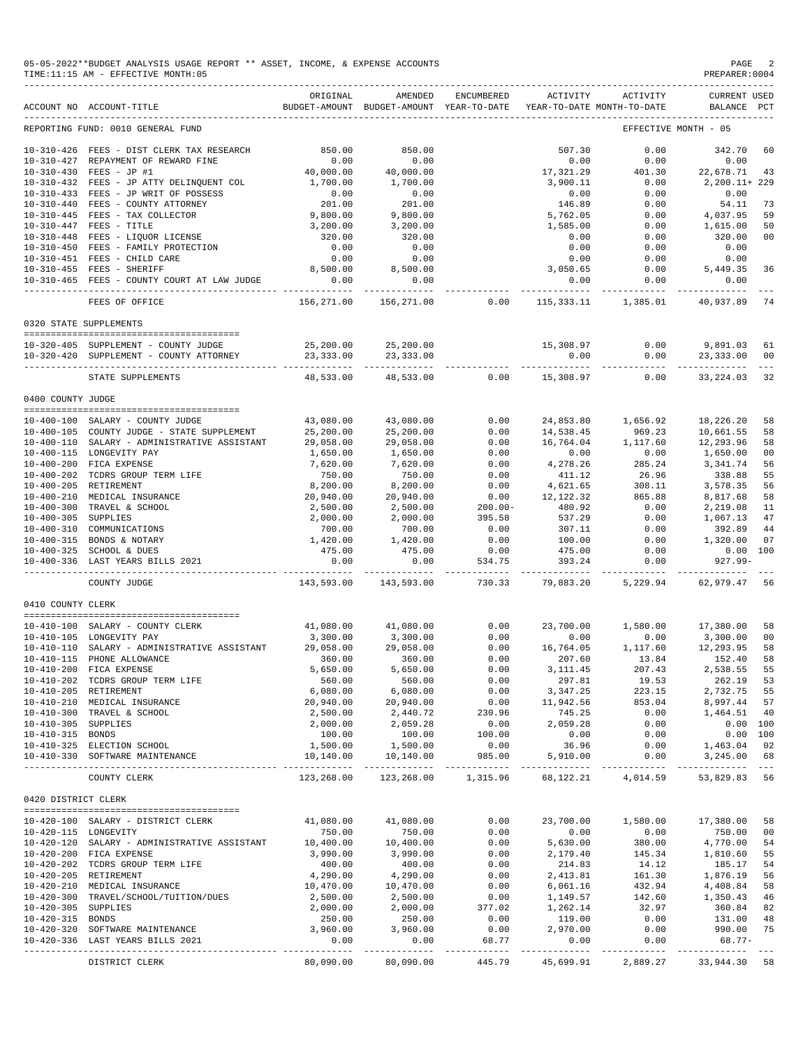05-05-2022**BUDGET ANALYSIS USAGE REPORT ** ASSET, INCOME, & EXPENSE ACCOUNTS
TIME:11:15 AM - EFFECTIVE MONTH:05

REPORTING FUND: 0010 GENERAL FUND — EFFECTIVE MONTH - 05

| ACCOUNT NO | ACCOUNT-TITLE | ORIGINAL BUDGET-AMOUNT | AMENDED BUDGET-AMOUNT | ENCUMBERED YEAR-TO-DATE | ACTIVITY YEAR-TO-DATE | ACTIVITY MONTH-TO-DATE | CURRENT BALANCE | USED PCT |
|---|---|---|---|---|---|---|---|---|
| 10-310-426 | FEES - DIST CLERK TAX RESEARCH | 850.00 | 850.00 | | 507.30 | 0.00 | 342.70 | 60 |
| 10-310-427 | REPAYMENT OF REWARD FINE | 0.00 | 0.00 | | 0.00 | 0.00 | 0.00 | |
| 10-310-430 | FEES - JP #1 | 40,000.00 | 40,000.00 | | 17,321.29 | 401.30 | 22,678.71 | 43 |
| 10-310-432 | FEES - JP ATTY DELINQUENT COL | 1,700.00 | 1,700.00 | | 3,900.11 | 0.00 | 2,200.11+ | 229 |
| 10-310-433 | FEES - JP WRIT OF POSSESS | 0.00 | 0.00 | | 0.00 | 0.00 | 0.00 | |
| 10-310-440 | FEES - COUNTY ATTORNEY | 201.00 | 201.00 | | 146.89 | 0.00 | 54.11 | 73 |
| 10-310-445 | FEES - TAX COLLECTOR | 9,800.00 | 9,800.00 | | 5,762.05 | 0.00 | 4,037.95 | 59 |
| 10-310-447 | FEES - TITLE | 3,200.00 | 3,200.00 | | 1,585.00 | 0.00 | 1,615.00 | 50 |
| 10-310-448 | FEES - LIQUOR LICENSE | 320.00 | 320.00 | | 0.00 | 0.00 | 320.00 | 00 |
| 10-310-450 | FEES - FAMILY PROTECTION | 0.00 | 0.00 | | 0.00 | 0.00 | 0.00 | |
| 10-310-451 | FEES - CHILD CARE | 0.00 | 0.00 | | 0.00 | 0.00 | 0.00 | |
| 10-310-455 | FEES - SHERIFF | 8,500.00 | 8,500.00 | | 3,050.65 | 0.00 | 5,449.35 | 36 |
| 10-310-465 | FEES - COUNTY COURT AT LAW JUDGE | 0.00 | 0.00 | | 0.00 | 0.00 | 0.00 | |
| | FEES OF OFFICE | 156,271.00 | 156,271.00 | 0.00 | 115,333.11 | 1,385.01 | 40,937.89 | 74 |
| **0320 STATE SUPPLEMENTS** | | | | | | | | |
| 10-320-405 | SUPPLEMENT - COUNTY JUDGE | 25,200.00 | 25,200.00 | | 15,308.97 | 0.00 | 9,891.03 | 61 |
| 10-320-420 | SUPPLEMENT - COUNTY ATTORNEY | 23,333.00 | 23,333.00 | | 0.00 | 0.00 | 23,333.00 | 00 |
| | STATE SUPPLEMENTS | 48,533.00 | 48,533.00 | 0.00 | 15,308.97 | 0.00 | 33,224.03 | 32 |
| **0400 COUNTY JUDGE** | | | | | | | | |
| 10-400-100 | SALARY - COUNTY JUDGE | 43,080.00 | 43,080.00 | 0.00 | 24,853.80 | 1,656.92 | 18,226.20 | 58 |
| 10-400-105 | COUNTY JUDGE - STATE SUPPLEMENT | 25,200.00 | 25,200.00 | 0.00 | 14,538.45 | 969.23 | 10,661.55 | 58 |
| 10-400-110 | SALARY - ADMINISTRATIVE ASSISTANT | 29,058.00 | 29,058.00 | 0.00 | 16,764.04 | 1,117.60 | 12,293.96 | 58 |
| 10-400-115 | LONGEVITY PAY | 1,650.00 | 1,650.00 | 0.00 | 0.00 | 0.00 | 1,650.00 | 00 |
| 10-400-200 | FICA EXPENSE | 7,620.00 | 7,620.00 | 0.00 | 4,278.26 | 285.24 | 3,341.74 | 56 |
| 10-400-202 | TCDRS GROUP TERM LIFE | 750.00 | 750.00 | 0.00 | 411.12 | 26.96 | 338.88 | 55 |
| 10-400-205 | RETIREMENT | 8,200.00 | 8,200.00 | 0.00 | 4,621.65 | 308.11 | 3,578.35 | 56 |
| 10-400-210 | MEDICAL INSURANCE | 20,940.00 | 20,940.00 | 0.00 | 12,122.32 | 865.88 | 8,817.68 | 58 |
| 10-400-300 | TRAVEL & SCHOOL | 2,500.00 | 2,500.00 | 200.00- | 480.92 | 0.00 | 2,219.08 | 11 |
| 10-400-305 | SUPPLIES | 2,000.00 | 2,000.00 | 395.58 | 537.29 | 0.00 | 1,067.13 | 47 |
| 10-400-310 | COMMUNICATIONS | 700.00 | 700.00 | 0.00 | 307.11 | 0.00 | 392.89 | 44 |
| 10-400-315 | BONDS & NOTARY | 1,420.00 | 1,420.00 | 0.00 | 100.00 | 0.00 | 1,320.00 | 07 |
| 10-400-325 | SCHOOL & DUES | 475.00 | 475.00 | 0.00 | 475.00 | 0.00 | 0.00 | 100 |
| 10-400-336 | LAST YEARS BILLS 2021 | 0.00 | 0.00 | 534.75 | 393.24 | 0.00 | 927.99- | |
| | COUNTY JUDGE | 143,593.00 | 143,593.00 | 730.33 | 79,883.20 | 5,229.94 | 62,979.47 | 56 |
| **0410 COUNTY CLERK** | | | | | | | | |
| 10-410-100 | SALARY - COUNTY CLERK | 41,080.00 | 41,080.00 | 0.00 | 23,700.00 | 1,580.00 | 17,380.00 | 58 |
| 10-410-105 | LONGEVITY PAY | 3,300.00 | 3,300.00 | 0.00 | 0.00 | 0.00 | 3,300.00 | 00 |
| 10-410-110 | SALARY - ADMINISTRATIVE ASSISTANT | 29,058.00 | 29,058.00 | 0.00 | 16,764.05 | 1,117.60 | 12,293.95 | 58 |
| 10-410-115 | PHONE ALLOWANCE | 360.00 | 360.00 | 0.00 | 207.60 | 13.84 | 152.40 | 58 |
| 10-410-200 | FICA EXPENSE | 5,650.00 | 5,650.00 | 0.00 | 3,111.45 | 207.43 | 2,538.55 | 55 |
| 10-410-202 | TCDRS GROUP TERM LIFE | 560.00 | 560.00 | 0.00 | 297.81 | 19.53 | 262.19 | 53 |
| 10-410-205 | RETIREMENT | 6,080.00 | 6,080.00 | 0.00 | 3,347.25 | 223.15 | 2,732.75 | 55 |
| 10-410-210 | MEDICAL INSURANCE | 20,940.00 | 20,940.00 | 0.00 | 11,942.56 | 853.04 | 8,997.44 | 57 |
| 10-410-300 | TRAVEL & SCHOOL | 2,500.00 | 2,440.72 | 230.96 | 745.25 | 0.00 | 1,464.51 | 40 |
| 10-410-305 | SUPPLIES | 2,000.00 | 2,059.28 | 0.00 | 2,059.28 | 0.00 | 0.00 | 100 |
| 10-410-315 | BONDS | 100.00 | 100.00 | 100.00 | 0.00 | 0.00 | 0.00 | 100 |
| 10-410-325 | ELECTION SCHOOL | 1,500.00 | 1,500.00 | 0.00 | 36.96 | 0.00 | 1,463.04 | 02 |
| 10-410-330 | SOFTWARE MAINTENANCE | 10,140.00 | 10,140.00 | 985.00 | 5,910.00 | 0.00 | 3,245.00 | 68 |
| | COUNTY CLERK | 123,268.00 | 123,268.00 | 1,315.96 | 68,122.21 | 4,014.59 | 53,829.83 | 56 |
| **0420 DISTRICT CLERK** | | | | | | | | |
| 10-420-100 | SALARY - DISTRICT CLERK | 41,080.00 | 41,080.00 | 0.00 | 23,700.00 | 1,580.00 | 17,380.00 | 58 |
| 10-420-115 | LONGEVITY | 750.00 | 750.00 | 0.00 | 0.00 | 0.00 | 750.00 | 00 |
| 10-420-120 | SALARY - ADMINISTRATIVE ASSISTANT | 10,400.00 | 10,400.00 | 0.00 | 5,630.00 | 380.00 | 4,770.00 | 54 |
| 10-420-200 | FICA EXPENSE | 3,990.00 | 3,990.00 | 0.00 | 2,179.40 | 145.34 | 1,810.60 | 55 |
| 10-420-202 | TCDRS GROUP TERM LIFE | 400.00 | 400.00 | 0.00 | 214.83 | 14.12 | 185.17 | 54 |
| 10-420-205 | RETIREMENT | 4,290.00 | 4,290.00 | 0.00 | 2,413.81 | 161.30 | 1,876.19 | 56 |
| 10-420-210 | MEDICAL INSURANCE | 10,470.00 | 10,470.00 | 0.00 | 6,061.16 | 432.94 | 4,408.84 | 58 |
| 10-420-300 | TRAVEL/SCHOOL/TUITION/DUES | 2,500.00 | 2,500.00 | 0.00 | 1,149.57 | 142.60 | 1,350.43 | 46 |
| 10-420-305 | SUPPLIES | 2,000.00 | 2,000.00 | 377.02 | 1,262.14 | 32.97 | 360.84 | 82 |
| 10-420-315 | BONDS | 250.00 | 250.00 | 0.00 | 119.00 | 0.00 | 131.00 | 48 |
| 10-420-320 | SOFTWARE MAINTENANCE | 3,960.00 | 3,960.00 | 0.00 | 2,970.00 | 0.00 | 990.00 | 75 |
| 10-420-336 | LAST YEARS BILLS 2021 | 0.00 | 0.00 | 68.77 | 0.00 | 0.00 | 68.77- | |
| | DISTRICT CLERK | 80,090.00 | 80,090.00 | 445.79 | 45,699.91 | 2,889.27 | 33,944.30 | 58 |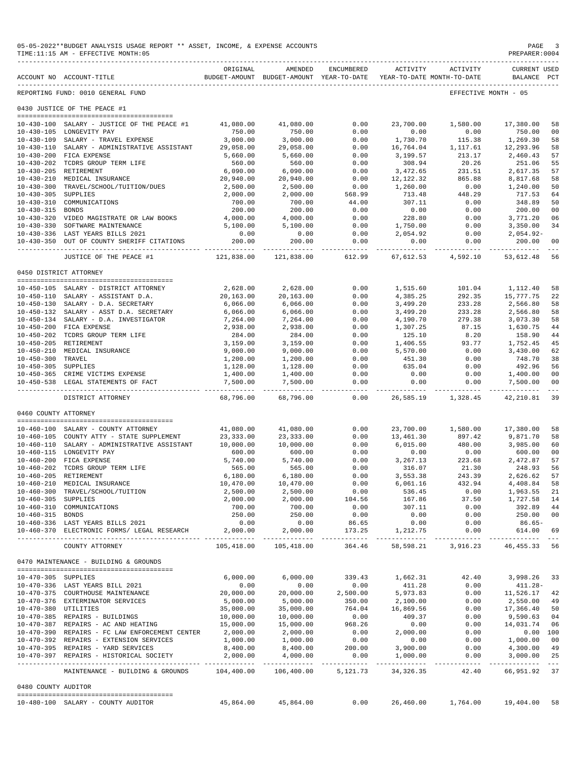05-05-2022**BUDGET ANALYSIS USAGE REPORT ** ASSET, INCOME, & EXPENSE ACCOUNTS
TIME:11:15 AM - EFFECTIVE MONTH:05
PREPARER:0004

| ACCOUNT NO | ACCOUNT-TITLE | ORIGINAL BUDGET-AMOUNT | AMENDED BUDGET-AMOUNT | ENCUMBERED YEAR-TO-DATE | ACTIVITY YEAR-TO-DATE | ACTIVITY MONTH-TO-DATE | CURRENT BALANCE | USED PCT |
|---|---|---|---|---|---|---|---|---|
| REPORTING FUND: 0010 GENERAL FUND | | | | | | | EFFECTIVE MONTH - 05 | |
| **0430 JUSTICE OF THE PEACE #1** | | | | | | | | |
| 10-430-100 | SALARY - JUSTICE OF THE PEACE #1 | 41,080.00 | 41,080.00 | 0.00 | 23,700.00 | 1,580.00 | 17,380.00 | 58 |
| 10-430-105 | LONGEVITY PAY | 750.00 | 750.00 | 0.00 | 0.00 | 0.00 | 750.00 | 00 |
| 10-430-109 | SALARY - TRAVEL EXPENSE | 3,000.00 | 3,000.00 | 0.00 | 1,730.70 | 115.38 | 1,269.30 | 58 |
| 10-430-110 | SALARY - ADMINISTRATIVE ASSISTANT | 29,058.00 | 29,058.00 | 0.00 | 16,764.04 | 1,117.61 | 12,293.96 | 58 |
| 10-430-200 | FICA EXPENSE | 5,660.00 | 5,660.00 | 0.00 | 3,199.57 | 213.17 | 2,460.43 | 57 |
| 10-430-202 | TCDRS GROUP TERM LIFE | 560.00 | 560.00 | 0.00 | 308.94 | 20.26 | 251.06 | 55 |
| 10-430-205 | RETIREMENT | 6,090.00 | 6,090.00 | 0.00 | 3,472.65 | 231.51 | 2,617.35 | 57 |
| 10-430-210 | MEDICAL INSURANCE | 20,940.00 | 20,940.00 | 0.00 | 12,122.32 | 865.88 | 8,817.68 | 58 |
| 10-430-300 | TRAVEL/SCHOOL/TUITION/DUES | 2,500.00 | 2,500.00 | 0.00 | 1,260.00 | 0.00 | 1,240.00 | 50 |
| 10-430-305 | SUPPLIES | 2,000.00 | 2,000.00 | 568.99 | 713.48 | 448.29 | 717.53 | 64 |
| 10-430-310 | COMMUNICATIONS | 700.00 | 700.00 | 44.00 | 307.11 | 0.00 | 348.89 | 50 |
| 10-430-315 | BONDS | 200.00 | 200.00 | 0.00 | 0.00 | 0.00 | 200.00 | 00 |
| 10-430-320 | VIDEO MAGISTRATE OR LAW BOOKS | 4,000.00 | 4,000.00 | 0.00 | 228.80 | 0.00 | 3,771.20 | 06 |
| 10-430-330 | SOFTWARE MAINTENANCE | 5,100.00 | 5,100.00 | 0.00 | 1,750.00 | 0.00 | 3,350.00 | 34 |
| 10-430-336 | LAST YEARS BILLS 2021 | 0.00 | 0.00 | 0.00 | 2,054.92 | 0.00 | 2,054.92- | |
| 10-430-350 | OUT OF COUNTY SHERIFF CITATIONS | 200.00 | 200.00 | 0.00 | 0.00 | 0.00 | 200.00 | 00 |
| | JUSTICE OF THE PEACE #1 | 121,838.00 | 121,838.00 | 612.99 | 67,612.53 | 4,592.10 | 53,612.48 | 56 |
| **0450 DISTRICT ATTORNEY** | | | | | | | | |
| 10-450-105 | SALARY - DISTRICT ATTORNEY | 2,628.00 | 2,628.00 | 0.00 | 1,515.60 | 101.04 | 1,112.40 | 58 |
| 10-450-110 | SALARY - ASSISTANT D.A. | 20,163.00 | 20,163.00 | 0.00 | 4,385.25 | 292.35 | 15,777.75 | 22 |
| 10-450-130 | SALARY - D.A. SECRETARY | 6,066.00 | 6,066.00 | 0.00 | 3,499.20 | 233.28 | 2,566.80 | 58 |
| 10-450-132 | SALARY - ASST D.A. SECRETARY | 6,066.00 | 6,066.00 | 0.00 | 3,499.20 | 233.28 | 2,566.80 | 58 |
| 10-450-134 | SALARY - D.A. INVESTIGATOR | 7,264.00 | 7,264.00 | 0.00 | 4,190.70 | 279.38 | 3,073.30 | 58 |
| 10-450-200 | FICA EXPENSE | 2,938.00 | 2,938.00 | 0.00 | 1,307.25 | 87.15 | 1,630.75 | 44 |
| 10-450-202 | TCDRS GROUP TERM LIFE | 284.00 | 284.00 | 0.00 | 125.10 | 8.20 | 158.90 | 44 |
| 10-450-205 | RETIREMENT | 3,159.00 | 3,159.00 | 0.00 | 1,406.55 | 93.77 | 1,752.45 | 45 |
| 10-450-210 | MEDICAL INSURANCE | 9,000.00 | 9,000.00 | 0.00 | 5,570.00 | 0.00 | 3,430.00 | 62 |
| 10-450-300 | TRAVEL | 1,200.00 | 1,200.00 | 0.00 | 451.30 | 0.00 | 748.70 | 38 |
| 10-450-305 | SUPPLIES | 1,128.00 | 1,128.00 | 0.00 | 635.04 | 0.00 | 492.96 | 56 |
| 10-450-365 | CRIME VICTIMS EXPENSE | 1,400.00 | 1,400.00 | 0.00 | 0.00 | 0.00 | 1,400.00 | 00 |
| 10-450-538 | LEGAL STATEMENTS OF FACT | 7,500.00 | 7,500.00 | 0.00 | 0.00 | 0.00 | 7,500.00 | 00 |
| | DISTRICT ATTORNEY | 68,796.00 | 68,796.00 | 0.00 | 26,585.19 | 1,328.45 | 42,210.81 | 39 |
| **0460 COUNTY ATTORNEY** | | | | | | | | |
| 10-460-100 | SALARY - COUNTY ATTORNEY | 41,080.00 | 41,080.00 | 0.00 | 23,700.00 | 1,580.00 | 17,380.00 | 58 |
| 10-460-105 | COUNTY ATTY - STATE SUPPLEMENT | 23,333.00 | 23,333.00 | 0.00 | 13,461.30 | 897.42 | 9,871.70 | 58 |
| 10-460-110 | SALARY - ADMINISTRATIVE ASSISTANT | 10,000.00 | 10,000.00 | 0.00 | 6,015.00 | 480.00 | 3,985.00 | 60 |
| 10-460-115 | LONGEVITY PAY | 600.00 | 600.00 | 0.00 | 0.00 | 0.00 | 600.00 | 00 |
| 10-460-200 | FICA EXPENSE | 5,740.00 | 5,740.00 | 0.00 | 3,267.13 | 223.68 | 2,472.87 | 57 |
| 10-460-202 | TCDRS GROUP TERM LIFE | 565.00 | 565.00 | 0.00 | 316.07 | 21.30 | 248.93 | 56 |
| 10-460-205 | RETIREMENT | 6,180.00 | 6,180.00 | 0.00 | 3,553.38 | 243.39 | 2,626.62 | 57 |
| 10-460-210 | MEDICAL INSURANCE | 10,470.00 | 10,470.00 | 0.00 | 6,061.16 | 432.94 | 4,408.84 | 58 |
| 10-460-300 | TRAVEL/SCHOOL/TUITION | 2,500.00 | 2,500.00 | 0.00 | 536.45 | 0.00 | 1,963.55 | 21 |
| 10-460-305 | SUPPLIES | 2,000.00 | 2,000.00 | 104.56 | 167.86 | 37.50 | 1,727.58 | 14 |
| 10-460-310 | COMMUNICATIONS | 700.00 | 700.00 | 0.00 | 307.11 | 0.00 | 392.89 | 44 |
| 10-460-315 | BONDS | 250.00 | 250.00 | 0.00 | 0.00 | 0.00 | 250.00 | 00 |
| 10-460-336 | LAST YEARS BILLS 2021 | 0.00 | 0.00 | 86.65 | 0.00 | 0.00 | 86.65- | |
| 10-460-370 | ELECTRONIC FORMS/ LEGAL RESEARCH | 2,000.00 | 2,000.00 | 173.25 | 1,212.75 | 0.00 | 614.00 | 69 |
| | COUNTY ATTORNEY | 105,418.00 | 105,418.00 | 364.46 | 58,598.21 | 3,916.23 | 46,455.33 | 56 |
| **0470 MAINTENANCE - BUILDING & GROUNDS** | | | | | | | | |
| 10-470-305 | SUPPLIES | 6,000.00 | 6,000.00 | 339.43 | 1,662.31 | 42.40 | 3,998.26 | 33 |
| 10-470-336 | LAST YEARS BILL 2021 | 0.00 | 0.00 | 0.00 | 411.28 | 0.00 | 411.28- | |
| 10-470-375 | COURTHOUSE MAINTENANCE | 20,000.00 | 20,000.00 | 2,500.00 | 5,973.83 | 0.00 | 11,526.17 | 42 |
| 10-470-376 | EXTERMINATOR SERVICES | 5,000.00 | 5,000.00 | 350.00 | 2,100.00 | 0.00 | 2,550.00 | 49 |
| 10-470-380 | UTILITIES | 35,000.00 | 35,000.00 | 764.04 | 16,869.56 | 0.00 | 17,366.40 | 50 |
| 10-470-385 | REPAIRS - BUILDINGS | 10,000.00 | 10,000.00 | 0.00 | 409.37 | 0.00 | 9,590.63 | 04 |
| 10-470-387 | REPAIRS - AC AND HEATING | 15,000.00 | 15,000.00 | 968.26 | 0.00 | 0.00 | 14,031.74 | 06 |
| 10-470-390 | REPAIRS - FC LAW ENFORCEMENT CENTER | 2,000.00 | 2,000.00 | 0.00 | 2,000.00 | 0.00 | 0.00 | 100 |
| 10-470-392 | REPAIRS - EXTENSION SERVICES | 1,000.00 | 1,000.00 | 0.00 | 0.00 | 0.00 | 1,000.00 | 00 |
| 10-470-395 | REPAIRS - YARD SERVICES | 8,400.00 | 8,400.00 | 200.00 | 3,900.00 | 0.00 | 4,300.00 | 49 |
| 10-470-397 | REPAIRS - HISTORICAL SOCIETY | 2,000.00 | 4,000.00 | 0.00 | 1,000.00 | 0.00 | 3,000.00 | 25 |
| | MAINTENANCE - BUILDING & GROUNDS | 104,400.00 | 106,400.00 | 5,121.73 | 34,326.35 | 42.40 | 66,951.92 | 37 |
| **0480 COUNTY AUDITOR** | | | | | | | | |
| 10-480-100 | SALARY - COUNTY AUDITOR | 45,864.00 | 45,864.00 | 0.00 | 26,460.00 | 1,764.00 | 19,404.00 | 58 |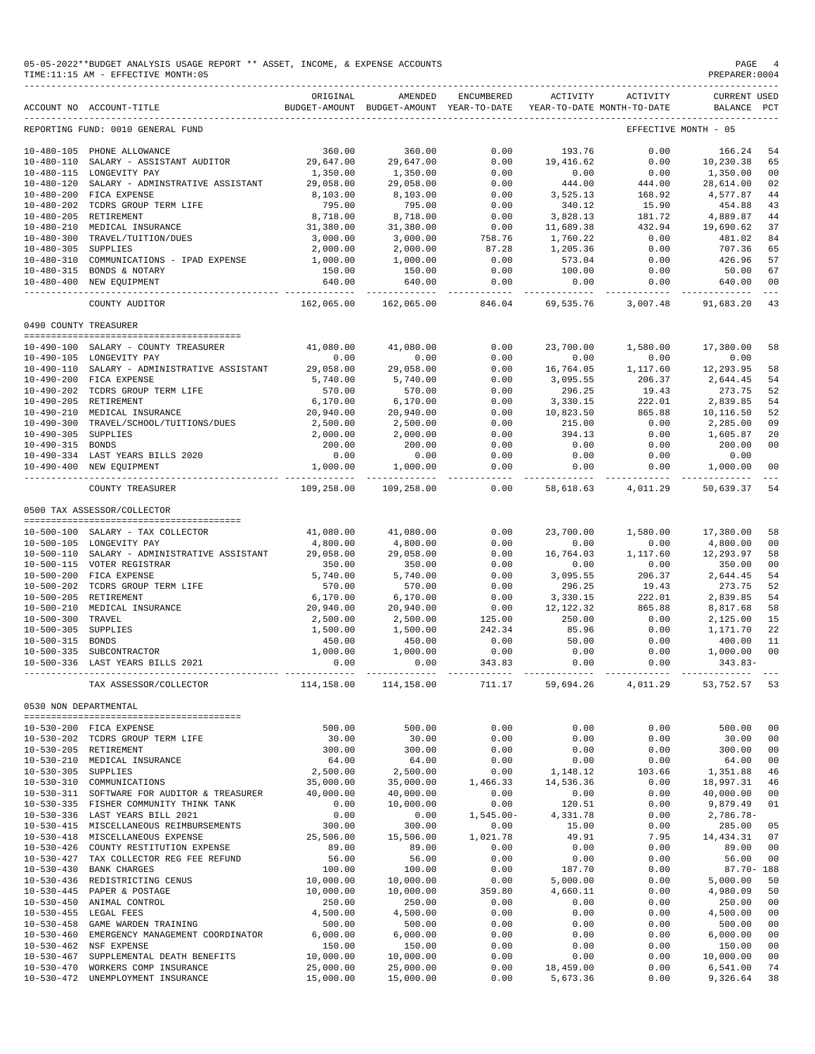05-05-2022**BUDGET ANALYSIS USAGE REPORT ** ASSET, INCOME, & EXPENSE ACCOUNTS
TIME:11:15 AM - EFFECTIVE MONTH:05

REPORTING FUND: 0010 GENERAL FUND — EFFECTIVE MONTH - 05

| ACCOUNT NO | ACCOUNT-TITLE | ORIGINAL BUDGET-AMOUNT | AMENDED BUDGET-AMOUNT | ENCUMBERED YEAR-TO-DATE | ACTIVITY YEAR-TO-DATE | ACTIVITY MONTH-TO-DATE | CURRENT BALANCE | USED PCT |
|---|---|---|---|---|---|---|---|---|
| 10-480-105 | PHONE ALLOWANCE | 360.00 | 360.00 | 0.00 | 193.76 | 0.00 | 166.24 | 54 |
| 10-480-110 | SALARY - ASSISTANT AUDITOR | 29,647.00 | 29,647.00 | 0.00 | 19,416.62 | 0.00 | 10,230.38 | 65 |
| 10-480-115 | LONGEVITY PAY | 1,350.00 | 1,350.00 | 0.00 | 0.00 | 0.00 | 1,350.00 | 00 |
| 10-480-120 | SALARY - ADMINSTRATIVE ASSISTANT | 29,058.00 | 29,058.00 | 0.00 | 444.00 | 444.00 | 28,614.00 | 02 |
| 10-480-200 | FICA EXPENSE | 8,103.00 | 8,103.00 | 0.00 | 3,525.13 | 168.92 | 4,577.87 | 44 |
| 10-480-202 | TCDRS GROUP TERM LIFE | 795.00 | 795.00 | 0.00 | 340.12 | 15.90 | 454.88 | 43 |
| 10-480-205 | RETIREMENT | 8,718.00 | 8,718.00 | 0.00 | 3,828.13 | 181.72 | 4,889.87 | 44 |
| 10-480-210 | MEDICAL INSURANCE | 31,380.00 | 31,380.00 | 0.00 | 11,689.38 | 432.94 | 19,690.62 | 37 |
| 10-480-300 | TRAVEL/TUITION/DUES | 3,000.00 | 3,000.00 | 758.76 | 1,760.22 | 0.00 | 481.02 | 84 |
| 10-480-305 | SUPPLIES | 2,000.00 | 2,000.00 | 87.28 | 1,205.36 | 0.00 | 707.36 | 65 |
| 10-480-310 | COMMUNICATIONS - IPAD EXPENSE | 1,000.00 | 1,000.00 | 0.00 | 573.04 | 0.00 | 426.96 | 57 |
| 10-480-315 | BONDS & NOTARY | 150.00 | 150.00 | 0.00 | 100.00 | 0.00 | 50.00 | 67 |
| 10-480-400 | NEW EQUIPMENT | 640.00 | 640.00 | 0.00 | 0.00 | 0.00 | 640.00 | 00 |
| | COUNTY AUDITOR | 162,065.00 | 162,065.00 | 846.04 | 69,535.76 | 3,007.48 | 91,683.20 | 43 |
| **0490 COUNTY TREASURER** | | | | | | | | |
| 10-490-100 | SALARY - COUNTY TREASURER | 41,080.00 | 41,080.00 | 0.00 | 23,700.00 | 1,580.00 | 17,380.00 | 58 |
| 10-490-105 | LONGEVITY PAY | 0.00 | 0.00 | 0.00 | 0.00 | 0.00 | 0.00 | |
| 10-490-110 | SALARY - ADMINISTRATIVE ASSISTANT | 29,058.00 | 29,058.00 | 0.00 | 16,764.05 | 1,117.60 | 12,293.95 | 58 |
| 10-490-200 | FICA EXPENSE | 5,740.00 | 5,740.00 | 0.00 | 3,095.55 | 206.37 | 2,644.45 | 54 |
| 10-490-202 | TCDRS GROUP TERM LIFE | 570.00 | 570.00 | 0.00 | 296.25 | 19.43 | 273.75 | 52 |
| 10-490-205 | RETIREMENT | 6,170.00 | 6,170.00 | 0.00 | 3,330.15 | 222.01 | 2,839.85 | 54 |
| 10-490-210 | MEDICAL INSURANCE | 20,940.00 | 20,940.00 | 0.00 | 10,823.50 | 865.88 | 10,116.50 | 52 |
| 10-490-300 | TRAVEL/SCHOOL/TUITIONS/DUES | 2,500.00 | 2,500.00 | 0.00 | 215.00 | 0.00 | 2,285.00 | 09 |
| 10-490-305 | SUPPLIES | 2,000.00 | 2,000.00 | 0.00 | 394.13 | 0.00 | 1,605.87 | 20 |
| 10-490-315 | BONDS | 200.00 | 200.00 | 0.00 | 0.00 | 0.00 | 200.00 | 00 |
| 10-490-334 | LAST YEARS BILLS 2020 | 0.00 | 0.00 | 0.00 | 0.00 | 0.00 | 0.00 | |
| 10-490-400 | NEW EQUIPMENT | 1,000.00 | 1,000.00 | 0.00 | 0.00 | 0.00 | 1,000.00 | 00 |
| | COUNTY TREASURER | 109,258.00 | 109,258.00 | 0.00 | 58,618.63 | 4,011.29 | 50,639.37 | 54 |
| **0500 TAX ASSESSOR/COLLECTOR** | | | | | | | | |
| 10-500-100 | SALARY - TAX COLLECTOR | 41,080.00 | 41,080.00 | 0.00 | 23,700.00 | 1,580.00 | 17,380.00 | 58 |
| 10-500-105 | LONGEVITY PAY | 4,800.00 | 4,800.00 | 0.00 | 0.00 | 0.00 | 4,800.00 | 00 |
| 10-500-110 | SALARY - ADMINISTRATIVE ASSISTANT | 29,058.00 | 29,058.00 | 0.00 | 16,764.03 | 1,117.60 | 12,293.97 | 58 |
| 10-500-115 | VOTER REGISTRAR | 350.00 | 350.00 | 0.00 | 0.00 | 0.00 | 350.00 | 00 |
| 10-500-200 | FICA EXPENSE | 5,740.00 | 5,740.00 | 0.00 | 3,095.55 | 206.37 | 2,644.45 | 54 |
| 10-500-202 | TCDRS GROUP TERM LIFE | 570.00 | 570.00 | 0.00 | 296.25 | 19.43 | 273.75 | 52 |
| 10-500-205 | RETIREMENT | 6,170.00 | 6,170.00 | 0.00 | 3,330.15 | 222.01 | 2,839.85 | 54 |
| 10-500-210 | MEDICAL INSURANCE | 20,940.00 | 20,940.00 | 0.00 | 12,122.32 | 865.88 | 8,817.68 | 58 |
| 10-500-300 | TRAVEL | 2,500.00 | 2,500.00 | 125.00 | 250.00 | 0.00 | 2,125.00 | 15 |
| 10-500-305 | SUPPLIES | 1,500.00 | 1,500.00 | 242.34 | 85.96 | 0.00 | 1,171.70 | 22 |
| 10-500-315 | BONDS | 450.00 | 450.00 | 0.00 | 50.00 | 0.00 | 400.00 | 11 |
| 10-500-335 | SUBCONTRACTOR | 1,000.00 | 1,000.00 | 0.00 | 0.00 | 0.00 | 1,000.00 | 00 |
| 10-500-336 | LAST YEARS BILLS 2021 | 0.00 | 0.00 | 343.83 | 0.00 | 0.00 | 343.83- | |
| | TAX ASSESSOR/COLLECTOR | 114,158.00 | 114,158.00 | 711.17 | 59,694.26 | 4,011.29 | 53,752.57 | 53 |
| **0530 NON DEPARTMENTAL** | | | | | | | | |
| 10-530-200 | FICA EXPENSE | 500.00 | 500.00 | 0.00 | 0.00 | 0.00 | 500.00 | 00 |
| 10-530-202 | TCDRS GROUP TERM LIFE | 30.00 | 30.00 | 0.00 | 0.00 | 0.00 | 30.00 | 00 |
| 10-530-205 | RETIREMENT | 300.00 | 300.00 | 0.00 | 0.00 | 0.00 | 300.00 | 00 |
| 10-530-210 | MEDICAL INSURANCE | 64.00 | 64.00 | 0.00 | 0.00 | 0.00 | 64.00 | 00 |
| 10-530-305 | SUPPLIES | 2,500.00 | 2,500.00 | 0.00 | 1,148.12 | 103.66 | 1,351.88 | 46 |
| 10-530-310 | COMMUNICATIONS | 35,000.00 | 35,000.00 | 1,466.33 | 14,536.36 | 0.00 | 18,997.31 | 46 |
| 10-530-311 | SOFTWARE FOR AUDITOR & TREASURER | 40,000.00 | 40,000.00 | 0.00 | 0.00 | 0.00 | 40,000.00 | 00 |
| 10-530-335 | FISHER COMMUNITY THINK TANK | 0.00 | 10,000.00 | 0.00 | 120.51 | 0.00 | 9,879.49 | 01 |
| 10-530-336 | LAST YEARS BILL 2021 | 0.00 | 0.00 | 1,545.00- | 4,331.78 | 0.00 | 2,786.78- | |
| 10-530-415 | MISCELLANEOUS REIMBURSEMENTS | 300.00 | 300.00 | 0.00 | 15.00 | 0.00 | 285.00 | 05 |
| 10-530-418 | MISCELLANEOUS EXPENSE | 25,506.00 | 15,506.00 | 1,021.78 | 49.91 | 7.95 | 14,434.31 | 07 |
| 10-530-426 | COUNTY RESTITUTION EXPENSE | 89.00 | 89.00 | 0.00 | 0.00 | 0.00 | 89.00 | 00 |
| 10-530-427 | TAX COLLECTOR REG FEE REFUND | 56.00 | 56.00 | 0.00 | 0.00 | 0.00 | 56.00 | 00 |
| 10-530-430 | BANK CHARGES | 100.00 | 100.00 | 0.00 | 187.70 | 0.00 | 87.70- | 188 |
| 10-530-436 | REDISTRICTING CENUS | 10,000.00 | 10,000.00 | 0.00 | 5,000.00 | 0.00 | 5,000.00 | 50 |
| 10-530-445 | PAPER & POSTAGE | 10,000.00 | 10,000.00 | 359.80 | 4,660.11 | 0.00 | 4,980.09 | 50 |
| 10-530-450 | ANIMAL CONTROL | 250.00 | 250.00 | 0.00 | 0.00 | 0.00 | 250.00 | 00 |
| 10-530-455 | LEGAL FEES | 4,500.00 | 4,500.00 | 0.00 | 0.00 | 0.00 | 4,500.00 | 00 |
| 10-530-458 | GAME WARDEN TRAINING | 500.00 | 500.00 | 0.00 | 0.00 | 0.00 | 500.00 | 00 |
| 10-530-460 | EMERGENCY MANAGEMENT COORDINATOR | 6,000.00 | 6,000.00 | 0.00 | 0.00 | 0.00 | 6,000.00 | 00 |
| 10-530-462 | NSF EXPENSE | 150.00 | 150.00 | 0.00 | 0.00 | 0.00 | 150.00 | 00 |
| 10-530-467 | SUPPLEMENTAL DEATH BENEFITS | 10,000.00 | 10,000.00 | 0.00 | 0.00 | 0.00 | 10,000.00 | 00 |
| 10-530-470 | WORKERS COMP INSURANCE | 25,000.00 | 25,000.00 | 0.00 | 18,459.00 | 0.00 | 6,541.00 | 74 |
| 10-530-472 | UNEMPLOYMENT INSURANCE | 15,000.00 | 15,000.00 | 0.00 | 5,673.36 | 0.00 | 9,326.64 | 38 |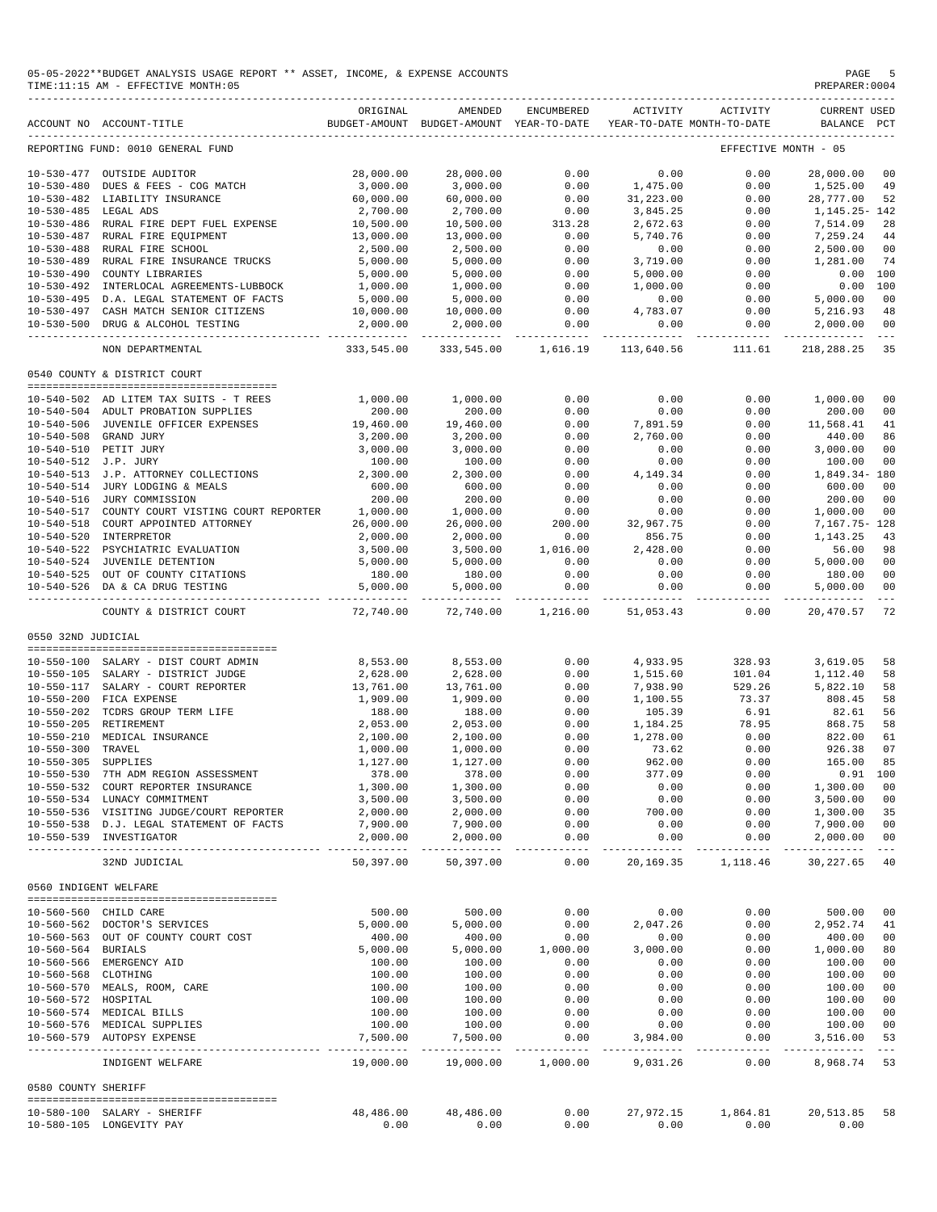05-05-2022**BUDGET ANALYSIS USAGE REPORT ** ASSET, INCOME, & EXPENSE ACCOUNTS

TIME:11:15 AM - EFFECTIVE MONTH:05

PREPARER:0004

| ACCOUNT NO | ACCOUNT-TITLE | ORIGINAL BUDGET-AMOUNT | AMENDED BUDGET-AMOUNT | ENCUMBERED YEAR-TO-DATE | ACTIVITY YEAR-TO-DATE | ACTIVITY MONTH-TO-DATE | CURRENT BALANCE | USED PCT |
|---|---|---|---|---|---|---|---|---|
| REPORTING FUND: 0010 GENERAL FUND | | | | | | | EFFECTIVE MONTH - 05 | |
| 10-530-477 | OUTSIDE AUDITOR | 28,000.00 | 28,000.00 | 0.00 | 0.00 | 0.00 | 28,000.00 | 00 |
| 10-530-480 | DUES & FEES - COG MATCH | 3,000.00 | 3,000.00 | 0.00 | 1,475.00 | 0.00 | 1,525.00 | 49 |
| 10-530-482 | LIABILITY INSURANCE | 60,000.00 | 60,000.00 | 0.00 | 31,223.00 | 0.00 | 28,777.00 | 52 |
| 10-530-485 | LEGAL ADS | 2,700.00 | 2,700.00 | 0.00 | 3,845.25 | 0.00 | 1,145.25- | 142 |
| 10-530-486 | RURAL FIRE DEPT FUEL EXPENSE | 10,500.00 | 10,500.00 | 313.28 | 2,672.63 | 0.00 | 7,514.09 | 28 |
| 10-530-487 | RURAL FIRE EQUIPMENT | 13,000.00 | 13,000.00 | 0.00 | 5,740.76 | 0.00 | 7,259.24 | 44 |
| 10-530-488 | RURAL FIRE SCHOOL | 2,500.00 | 2,500.00 | 0.00 | 0.00 | 0.00 | 2,500.00 | 00 |
| 10-530-489 | RURAL FIRE INSURANCE TRUCKS | 5,000.00 | 5,000.00 | 0.00 | 3,719.00 | 0.00 | 1,281.00 | 74 |
| 10-530-490 | COUNTY LIBRARIES | 5,000.00 | 5,000.00 | 0.00 | 5,000.00 | 0.00 | 0.00 | 100 |
| 10-530-492 | INTERLOCAL AGREEMENTS-LUBBOCK | 1,000.00 | 1,000.00 | 0.00 | 1,000.00 | 0.00 | 0.00 | 100 |
| 10-530-495 | D.A. LEGAL STATEMENT OF FACTS | 5,000.00 | 5,000.00 | 0.00 | 0.00 | 0.00 | 5,000.00 | 00 |
| 10-530-497 | CASH MATCH SENIOR CITIZENS | 10,000.00 | 10,000.00 | 0.00 | 4,783.07 | 0.00 | 5,216.93 | 48 |
| 10-530-500 | DRUG & ALCOHOL TESTING | 2,000.00 | 2,000.00 | 0.00 | 0.00 | 0.00 | 2,000.00 | 00 |
| | NON DEPARTMENTAL | 333,545.00 | 333,545.00 | 1,616.19 | 113,640.56 | 111.61 | 218,288.25 | 35 |
| 0540 COUNTY & DISTRICT COURT | | | | | | | | |
| 10-540-502 | AD LITEM TAX SUITS - T REES | 1,000.00 | 1,000.00 | 0.00 | 0.00 | 0.00 | 1,000.00 | 00 |
| 10-540-504 | ADULT PROBATION SUPPLIES | 200.00 | 200.00 | 0.00 | 0.00 | 0.00 | 200.00 | 00 |
| 10-540-506 | JUVENILE OFFICER EXPENSES | 19,460.00 | 19,460.00 | 0.00 | 7,891.59 | 0.00 | 11,568.41 | 41 |
| 10-540-508 | GRAND JURY | 3,200.00 | 3,200.00 | 0.00 | 2,760.00 | 0.00 | 440.00 | 86 |
| 10-540-510 | PETIT JURY | 3,000.00 | 3,000.00 | 0.00 | 0.00 | 0.00 | 3,000.00 | 00 |
| 10-540-512 | J.P. JURY | 100.00 | 100.00 | 0.00 | 0.00 | 0.00 | 100.00 | 00 |
| 10-540-513 | J.P. ATTORNEY COLLECTIONS | 2,300.00 | 2,300.00 | 0.00 | 4,149.34 | 0.00 | 1,849.34- | 180 |
| 10-540-514 | JURY LODGING & MEALS | 600.00 | 600.00 | 0.00 | 0.00 | 0.00 | 600.00 | 00 |
| 10-540-516 | JURY COMMISSION | 200.00 | 200.00 | 0.00 | 0.00 | 0.00 | 200.00 | 00 |
| 10-540-517 | COUNTY COURT VISTING COURT REPORTER | 1,000.00 | 1,000.00 | 0.00 | 0.00 | 0.00 | 1,000.00 | 00 |
| 10-540-518 | COURT APPOINTED ATTORNEY | 26,000.00 | 26,000.00 | 200.00 | 32,967.75 | 0.00 | 7,167.75- | 128 |
| 10-540-520 | INTERPRETOR | 2,000.00 | 2,000.00 | 0.00 | 856.75 | 0.00 | 1,143.25 | 43 |
| 10-540-522 | PSYCHIATRIC EVALUATION | 3,500.00 | 3,500.00 | 1,016.00 | 2,428.00 | 0.00 | 56.00 | 98 |
| 10-540-524 | JUVENILE DETENTION | 5,000.00 | 5,000.00 | 0.00 | 0.00 | 0.00 | 5,000.00 | 00 |
| 10-540-525 | OUT OF COUNTY CITATIONS | 180.00 | 180.00 | 0.00 | 0.00 | 0.00 | 180.00 | 00 |
| 10-540-526 | DA & CA DRUG TESTING | 5,000.00 | 5,000.00 | 0.00 | 0.00 | 0.00 | 5,000.00 | 00 |
| | COUNTY & DISTRICT COURT | 72,740.00 | 72,740.00 | 1,216.00 | 51,053.43 | 0.00 | 20,470.57 | 72 |
| 0550 32ND JUDICIAL | | | | | | | | |
| 10-550-100 | SALARY - DIST COURT ADMIN | 8,553.00 | 8,553.00 | 0.00 | 4,933.95 | 328.93 | 3,619.05 | 58 |
| 10-550-105 | SALARY - DISTRICT JUDGE | 2,628.00 | 2,628.00 | 0.00 | 1,515.60 | 101.04 | 1,112.40 | 58 |
| 10-550-117 | SALARY - COURT REPORTER | 13,761.00 | 13,761.00 | 0.00 | 7,938.90 | 529.26 | 5,822.10 | 58 |
| 10-550-200 | FICA EXPENSE | 1,909.00 | 1,909.00 | 0.00 | 1,100.55 | 73.37 | 808.45 | 58 |
| 10-550-202 | TCDRS GROUP TERM LIFE | 188.00 | 188.00 | 0.00 | 105.39 | 6.91 | 82.61 | 56 |
| 10-550-205 | RETIREMENT | 2,053.00 | 2,053.00 | 0.00 | 1,184.25 | 78.95 | 868.75 | 58 |
| 10-550-210 | MEDICAL INSURANCE | 2,100.00 | 2,100.00 | 0.00 | 1,278.00 | 0.00 | 822.00 | 61 |
| 10-550-300 | TRAVEL | 1,000.00 | 1,000.00 | 0.00 | 73.62 | 0.00 | 926.38 | 07 |
| 10-550-305 | SUPPLIES | 1,127.00 | 1,127.00 | 0.00 | 962.00 | 0.00 | 165.00 | 85 |
| 10-550-530 | 7TH ADM REGION ASSESSMENT | 378.00 | 378.00 | 0.00 | 377.09 | 0.00 | 0.91 | 100 |
| 10-550-532 | COURT REPORTER INSURANCE | 1,300.00 | 1,300.00 | 0.00 | 0.00 | 0.00 | 1,300.00 | 00 |
| 10-550-534 | LUNACY COMMITMENT | 3,500.00 | 3,500.00 | 0.00 | 0.00 | 0.00 | 3,500.00 | 00 |
| 10-550-536 | VISITING JUDGE/COURT REPORTER | 2,000.00 | 2,000.00 | 0.00 | 700.00 | 0.00 | 1,300.00 | 35 |
| 10-550-538 | D.J. LEGAL STATEMENT OF FACTS | 7,900.00 | 7,900.00 | 0.00 | 0.00 | 0.00 | 7,900.00 | 00 |
| 10-550-539 | INVESTIGATOR | 2,000.00 | 2,000.00 | 0.00 | 0.00 | 0.00 | 2,000.00 | 00 |
| | 32ND JUDICIAL | 50,397.00 | 50,397.00 | 0.00 | 20,169.35 | 1,118.46 | 30,227.65 | 40 |
| 0560 INDIGENT WELFARE | | | | | | | | |
| 10-560-560 | CHILD CARE | 500.00 | 500.00 | 0.00 | 0.00 | 0.00 | 500.00 | 00 |
| 10-560-562 | DOCTOR'S SERVICES | 5,000.00 | 5,000.00 | 0.00 | 2,047.26 | 0.00 | 2,952.74 | 41 |
| 10-560-563 | OUT OF COUNTY COURT COST | 400.00 | 400.00 | 0.00 | 0.00 | 0.00 | 400.00 | 00 |
| 10-560-564 | BURIALS | 5,000.00 | 5,000.00 | 1,000.00 | 3,000.00 | 0.00 | 1,000.00 | 80 |
| 10-560-566 | EMERGENCY AID | 100.00 | 100.00 | 0.00 | 0.00 | 0.00 | 100.00 | 00 |
| 10-560-568 | CLOTHING | 100.00 | 100.00 | 0.00 | 0.00 | 0.00 | 100.00 | 00 |
| 10-560-570 | MEALS, ROOM, CARE | 100.00 | 100.00 | 0.00 | 0.00 | 0.00 | 100.00 | 00 |
| 10-560-572 | HOSPITAL | 100.00 | 100.00 | 0.00 | 0.00 | 0.00 | 100.00 | 00 |
| 10-560-574 | MEDICAL BILLS | 100.00 | 100.00 | 0.00 | 0.00 | 0.00 | 100.00 | 00 |
| 10-560-576 | MEDICAL SUPPLIES | 100.00 | 100.00 | 0.00 | 0.00 | 0.00 | 100.00 | 00 |
| 10-560-579 | AUTOPSY EXPENSE | 7,500.00 | 7,500.00 | 0.00 | 3,984.00 | 0.00 | 3,516.00 | 53 |
| | INDIGENT WELFARE | 19,000.00 | 19,000.00 | 1,000.00 | 9,031.26 | 0.00 | 8,968.74 | 53 |
| 0580 COUNTY SHERIFF | | | | | | | | |
| 10-580-100 | SALARY - SHERIFF | 48,486.00 | 48,486.00 | 0.00 | 27,972.15 | 1,864.81 | 20,513.85 | 58 |
| 10-580-105 | LONGEVITY PAY | 0.00 | 0.00 | 0.00 | 0.00 | 0.00 | 0.00 | |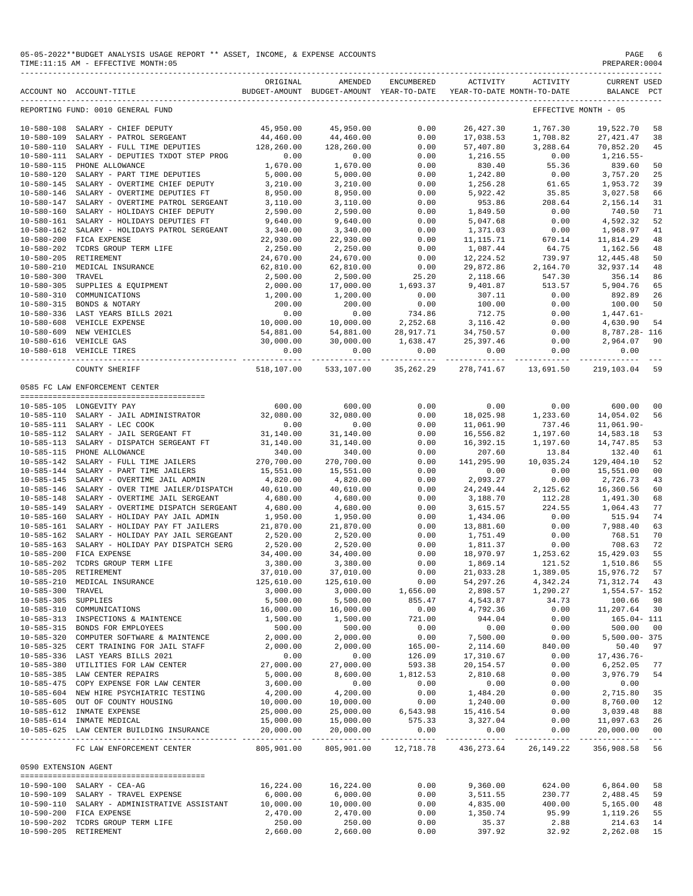05-05-2022**BUDGET ANALYSIS USAGE REPORT ** ASSET, INCOME, & EXPENSE ACCOUNTS
TIME:11:15 AM - EFFECTIVE MONTH:05

| ACCOUNT NO | ACCOUNT-TITLE | ORIGINAL BUDGET-AMOUNT | AMENDED BUDGET-AMOUNT | ENCUMBERED YEAR-TO-DATE | ACTIVITY YEAR-TO-DATE | ACTIVITY MONTH-TO-DATE | CURRENT BALANCE | USED PCT |
|---|---|---|---|---|---|---|---|---|
| REPORTING FUND: 0010 GENERAL FUND | | | | | | EFFECTIVE MONTH - 05 | | |
| 10-580-108 | SALARY - CHIEF DEPUTY | 45,950.00 | 45,950.00 | 0.00 | 26,427.30 | 1,767.30 | 19,522.70 | 58 |
| 10-580-109 | SALARY - PATROL SERGEANT | 44,460.00 | 44,460.00 | 0.00 | 17,038.53 | 1,708.82 | 27,421.47 | 38 |
| 10-580-110 | SALARY - FULL TIME DEPUTIES | 128,260.00 | 128,260.00 | 0.00 | 57,407.80 | 3,288.64 | 70,852.20 | 45 |
| 10-580-111 | SALARY - DEPUTIES TXDOT STEP PROG | 0.00 | 0.00 | 0.00 | 1,216.55 | 0.00 | 1,216.55- | |
| 10-580-115 | PHONE ALLOWANCE | 1,670.00 | 1,670.00 | 0.00 | 830.40 | 55.36 | 839.60 | 50 |
| 10-580-120 | SALARY - PART TIME DEPUTIES | 5,000.00 | 5,000.00 | 0.00 | 1,242.80 | 0.00 | 3,757.20 | 25 |
| 10-580-145 | SALARY - OVERTIME CHIEF DEPUTY | 3,210.00 | 3,210.00 | 0.00 | 1,256.28 | 61.65 | 1,953.72 | 39 |
| 10-580-146 | SALARY - OVERTIME DEPUTIES FT | 8,950.00 | 8,950.00 | 0.00 | 5,922.42 | 35.85 | 3,027.58 | 66 |
| 10-580-147 | SALARY - OVERTIME PATROL SERGEANT | 3,110.00 | 3,110.00 | 0.00 | 953.86 | 208.64 | 2,156.14 | 31 |
| 10-580-160 | SALARY - HOLIDAYS CHIEF DEPUTY | 2,590.00 | 2,590.00 | 0.00 | 1,849.50 | 0.00 | 740.50 | 71 |
| 10-580-161 | SALARY - HOLIDAYS DEPUTIES FT | 9,640.00 | 9,640.00 | 0.00 | 5,047.68 | 0.00 | 4,592.32 | 52 |
| 10-580-162 | SALARY - HOLIDAYS PATROL SERGEANT | 3,340.00 | 3,340.00 | 0.00 | 1,371.03 | 0.00 | 1,968.97 | 41 |
| 10-580-200 | FICA EXPENSE | 22,930.00 | 22,930.00 | 0.00 | 11,115.71 | 670.14 | 11,814.29 | 48 |
| 10-580-202 | TCDRS GROUP TERM LIFE | 2,250.00 | 2,250.00 | 0.00 | 1,087.44 | 64.75 | 1,162.56 | 48 |
| 10-580-205 | RETIREMENT | 24,670.00 | 24,670.00 | 0.00 | 12,224.52 | 739.97 | 12,445.48 | 50 |
| 10-580-210 | MEDICAL INSURANCE | 62,810.00 | 62,810.00 | 0.00 | 29,872.86 | 2,164.70 | 32,937.14 | 48 |
| 10-580-300 | TRAVEL | 2,500.00 | 2,500.00 | 25.20 | 2,118.66 | 547.30 | 356.14 | 86 |
| 10-580-305 | SUPPLIES & EQUIPMENT | 2,000.00 | 17,000.00 | 1,693.37 | 9,401.87 | 513.57 | 5,904.76 | 65 |
| 10-580-310 | COMMUNICATIONS | 1,200.00 | 1,200.00 | 0.00 | 307.11 | 0.00 | 892.89 | 26 |
| 10-580-315 | BONDS & NOTARY | 200.00 | 200.00 | 0.00 | 100.00 | 0.00 | 100.00 | 50 |
| 10-580-336 | LAST YEARS BILLS 2021 | 0.00 | 0.00 | 734.86 | 712.75 | 0.00 | 1,447.61- | |
| 10-580-608 | VEHICLE EXPENSE | 10,000.00 | 10,000.00 | 2,252.68 | 3,116.42 | 0.00 | 4,630.90 | 54 |
| 10-580-609 | NEW VEHICLES | 54,881.00 | 54,881.00 | 28,917.71 | 34,750.57 | 0.00 | 8,787.28- | 116 |
| 10-580-616 | VEHICLE GAS | 30,000.00 | 30,000.00 | 1,638.47 | 25,397.46 | 0.00 | 2,964.07 | 90 |
| 10-580-618 | VEHICLE TIRES | 0.00 | 0.00 | 0.00 | 0.00 | 0.00 | 0.00 | |
| | COUNTY SHERIFF | 518,107.00 | 533,107.00 | 35,262.29 | 278,741.67 | 13,691.50 | 219,103.04 | 59 |
| 0585 FC LAW ENFORCEMENT CENTER | | | | | | | | |
| 10-585-105 | LONGEVITY PAY | 600.00 | 600.00 | 0.00 | 0.00 | 0.00 | 600.00 | 00 |
| 10-585-110 | SALARY - JAIL ADMINISTRATOR | 32,080.00 | 32,080.00 | 0.00 | 18,025.98 | 1,233.60 | 14,054.02 | 56 |
| 10-585-111 | SALARY - LEC COOK | 0.00 | 0.00 | 0.00 | 11,061.90 | 737.46 | 11,061.90- | |
| 10-585-112 | SALARY - JAIL SERGEANT FT | 31,140.00 | 31,140.00 | 0.00 | 16,556.82 | 1,197.60 | 14,583.18 | 53 |
| 10-585-113 | SALARY - DISPATCH SERGEANT FT | 31,140.00 | 31,140.00 | 0.00 | 16,392.15 | 1,197.60 | 14,747.85 | 53 |
| 10-585-115 | PHONE ALLOWANCE | 340.00 | 340.00 | 0.00 | 207.60 | 13.84 | 132.40 | 61 |
| 10-585-142 | SALARY - FULL TIME JAILERS | 270,700.00 | 270,700.00 | 0.00 | 141,295.90 | 10,035.24 | 129,404.10 | 52 |
| 10-585-144 | SALARY - PART TIME JAILERS | 15,551.00 | 15,551.00 | 0.00 | 0.00 | 0.00 | 15,551.00 | 00 |
| 10-585-145 | SALARY - OVERTIME JAIL ADMIN | 4,820.00 | 4,820.00 | 0.00 | 2,093.27 | 0.00 | 2,726.73 | 43 |
| 10-585-146 | SALARY - OVER TIME JAILER/DISPATCH | 40,610.00 | 40,610.00 | 0.00 | 24,249.44 | 2,125.62 | 16,360.56 | 60 |
| 10-585-148 | SALARY - OVERTIME JAIL SERGEANT | 4,680.00 | 4,680.00 | 0.00 | 3,188.70 | 112.28 | 1,491.30 | 68 |
| 10-585-149 | SALARY - OVERTIME DISPATCH SERGEANT | 4,680.00 | 4,680.00 | 0.00 | 3,615.57 | 224.55 | 1,064.43 | 77 |
| 10-585-160 | SALARY - HOLIDAY PAY JAIL ADMIN | 1,950.00 | 1,950.00 | 0.00 | 1,434.06 | 0.00 | 515.94 | 74 |
| 10-585-161 | SALARY - HOLIDAY PAY FT JAILERS | 21,870.00 | 21,870.00 | 0.00 | 13,881.60 | 0.00 | 7,988.40 | 63 |
| 10-585-162 | SALARY - HOLIDAY PAY JAIL SERGEANT | 2,520.00 | 2,520.00 | 0.00 | 1,751.49 | 0.00 | 768.51 | 70 |
| 10-585-163 | SALARY - HOLIDAY PAY DISPATCH SERG | 2,520.00 | 2,520.00 | 0.00 | 1,811.37 | 0.00 | 708.63 | 72 |
| 10-585-200 | FICA EXPENSE | 34,400.00 | 34,400.00 | 0.00 | 18,970.97 | 1,253.62 | 15,429.03 | 55 |
| 10-585-202 | TCDRS GROUP TERM LIFE | 3,380.00 | 3,380.00 | 0.00 | 1,869.14 | 121.52 | 1,510.86 | 55 |
| 10-585-205 | RETIREMENT | 37,010.00 | 37,010.00 | 0.00 | 21,033.28 | 1,389.05 | 15,976.72 | 57 |
| 10-585-210 | MEDICAL INSURANCE | 125,610.00 | 125,610.00 | 0.00 | 54,297.26 | 4,342.24 | 71,312.74 | 43 |
| 10-585-300 | TRAVEL | 3,000.00 | 3,000.00 | 1,656.00 | 2,898.57 | 1,290.27 | 1,554.57- | 152 |
| 10-585-305 | SUPPLIES | 5,500.00 | 5,500.00 | 855.47 | 4,543.87 | 34.73 | 100.66 | 98 |
| 10-585-310 | COMMUNICATIONS | 16,000.00 | 16,000.00 | 0.00 | 4,792.36 | 0.00 | 11,207.64 | 30 |
| 10-585-313 | INSPECTIONS & MAINTENCE | 1,500.00 | 1,500.00 | 721.00 | 944.04 | 0.00 | 165.04- | 111 |
| 10-585-315 | BONDS FOR EMPLOYEES | 500.00 | 500.00 | 0.00 | 0.00 | 0.00 | 500.00 | 00 |
| 10-585-320 | COMPUTER SOFTWARE & MAINTENCE | 2,000.00 | 2,000.00 | 0.00 | 7,500.00 | 0.00 | 5,500.00- | 375 |
| 10-585-325 | CERT TRAINING FOR JAIL STAFF | 2,000.00 | 2,000.00 | 165.00- | 2,114.60 | 840.00 | 50.40 | 97 |
| 10-585-336 | LAST YEARS BILLS 2021 | 0.00 | 0.00 | 126.09 | 17,310.67 | 0.00 | 17,436.76- | |
| 10-585-380 | UTILITIES FOR LAW CENTER | 27,000.00 | 27,000.00 | 593.38 | 20,154.57 | 0.00 | 6,252.05 | 77 |
| 10-585-385 | LAW CENTER REPAIRS | 5,000.00 | 8,600.00 | 1,812.53 | 2,810.68 | 0.00 | 3,976.79 | 54 |
| 10-585-475 | COPY EXPENSE FOR LAW CENTER | 3,600.00 | 0.00 | 0.00 | 0.00 | 0.00 | 0.00 | |
| 10-585-604 | NEW HIRE PSYCHIATRIC TESTING | 4,200.00 | 4,200.00 | 0.00 | 1,484.20 | 0.00 | 2,715.80 | 35 |
| 10-585-605 | OUT OF COUNTY HOUSING | 10,000.00 | 10,000.00 | 0.00 | 1,240.00 | 0.00 | 8,760.00 | 12 |
| 10-585-612 | INMATE EXPENSE | 25,000.00 | 25,000.00 | 6,543.98 | 15,416.54 | 0.00 | 3,039.48 | 88 |
| 10-585-614 | INMATE MEDICAL | 15,000.00 | 15,000.00 | 575.33 | 3,327.04 | 0.00 | 11,097.63 | 26 |
| 10-585-625 | LAW CENTER BUILDING INSURANCE | 20,000.00 | 20,000.00 | 0.00 | 0.00 | 0.00 | 20,000.00 | 00 |
| | FC LAW ENFORCEMENT CENTER | 805,901.00 | 805,901.00 | 12,718.78 | 436,273.64 | 26,149.22 | 356,908.58 | 56 |
| 0590 EXTENSION AGENT | | | | | | | | |
| 10-590-100 | SALARY - CEA-AG | 16,224.00 | 16,224.00 | 0.00 | 9,360.00 | 624.00 | 6,864.00 | 58 |
| 10-590-109 | SALARY - TRAVEL EXPENSE | 6,000.00 | 6,000.00 | 0.00 | 3,511.55 | 230.77 | 2,488.45 | 59 |
| 10-590-110 | SALARY - ADMINISTRATIVE ASSISTANT | 10,000.00 | 10,000.00 | 0.00 | 4,835.00 | 400.00 | 5,165.00 | 48 |
| 10-590-200 | FICA EXPENSE | 2,470.00 | 2,470.00 | 0.00 | 1,350.74 | 95.99 | 1,119.26 | 55 |
| 10-590-202 | TCDRS GROUP TERM LIFE | 250.00 | 250.00 | 0.00 | 35.37 | 2.88 | 214.63 | 14 |
| 10-590-205 | RETIREMENT | 2,660.00 | 2,660.00 | 0.00 | 397.92 | 32.92 | 2,262.08 | 15 |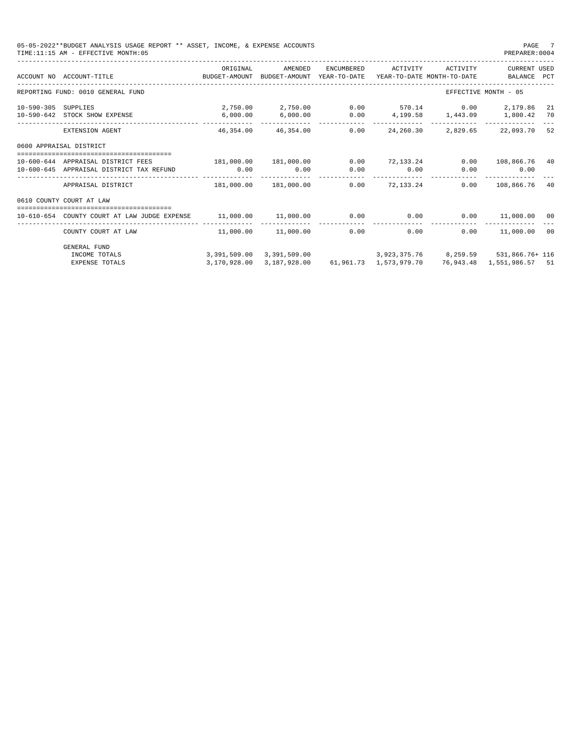05-05-2022**BUDGET ANALYSIS USAGE REPORT ** ASSET, INCOME, & EXPENSE ACCOUNTS

TIME:11:15 AM - EFFECTIVE MONTH:05

PREPARER:0004

| ACCOUNT NO | ACCOUNT-TITLE | ORIGINAL BUDGET-AMOUNT | AMENDED BUDGET-AMOUNT | ENCUMBERED YEAR-TO-DATE | ACTIVITY YEAR-TO-DATE | ACTIVITY MONTH-TO-DATE | CURRENT BALANCE | USED PCT |
|---|---|---|---|---|---|---|---|---|
| REPORTING FUND: 0010 GENERAL FUND | | | | | | | EFFECTIVE MONTH - 05 | |
| 10-590-305 | SUPPLIES | 2,750.00 | 2,750.00 | 0.00 | 570.14 | 0.00 | 2,179.86 | 21 |
| 10-590-642 | STOCK SHOW EXPENSE | 6,000.00 | 6,000.00 | 0.00 | 4,199.58 | 1,443.09 | 1,800.42 | 70 |
| | EXTENSION AGENT | 46,354.00 | 46,354.00 | 0.00 | 24,260.30 | 2,829.65 | 22,093.70 | 52 |
| 0600 APPRAISAL DISTRICT | | | | | | | | |
| 10-600-644 | APPRAISAL DISTRICT FEES | 181,000.00 | 181,000.00 | 0.00 | 72,133.24 | 0.00 | 108,866.76 | 40 |
| 10-600-645 | APPRAISAL DISTRICT TAX REFUND | 0.00 | 0.00 | 0.00 | 0.00 | 0.00 | 0.00 | |
| | APPRAISAL DISTRICT | 181,000.00 | 181,000.00 | 0.00 | 72,133.24 | 0.00 | 108,866.76 | 40 |
| 0610 COUNTY COURT AT LAW | | | | | | | | |
| 10-610-654 | COUNTY COURT AT LAW JUDGE EXPENSE | 11,000.00 | 11,000.00 | 0.00 | 0.00 | 0.00 | 11,000.00 | 00 |
| | COUNTY COURT AT LAW | 11,000.00 | 11,000.00 | 0.00 | 0.00 | 0.00 | 11,000.00 | 00 |
| | GENERAL FUND | | | | | | | |
| | INCOME TOTALS | 3,391,509.00 | 3,391,509.00 | | 3,923,375.76 | 8,259.59 | 531,866.76+ | 116 |
| | EXPENSE TOTALS | 3,170,928.00 | 3,187,928.00 | 61,961.73 | 1,573,979.70 | 76,943.48 | 1,551,986.57 | 51 |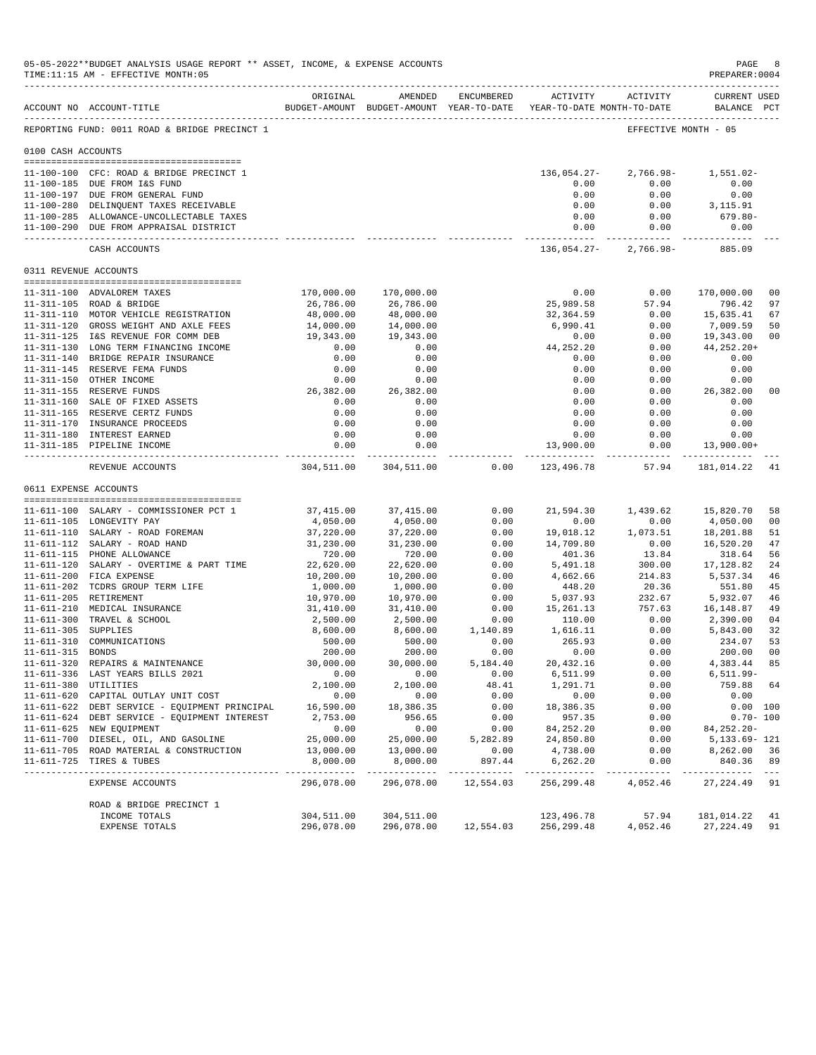05-05-2022**BUDGET ANALYSIS USAGE REPORT ** ASSET, INCOME, & EXPENSE ACCOUNTS

TIME:11:15 AM - EFFECTIVE MONTH:05

PREPARER:0004

| ACCOUNT NO | ACCOUNT-TITLE | ORIGINAL BUDGET-AMOUNT | AMENDED BUDGET-AMOUNT | ENCUMBERED YEAR-TO-DATE | ACTIVITY YEAR-TO-DATE | ACTIVITY MONTH-TO-DATE | CURRENT BALANCE | USED PCT |
|---|---|---|---|---|---|---|---|---|
| REPORTING FUND: 0011 ROAD & BRIDGE PRECINCT 1 | | | | | | | EFFECTIVE MONTH - 05 | |
| **0100 CASH ACCOUNTS** | | | | | | | | |
| 11-100-100 | CFC: ROAD & BRIDGE PRECINCT 1 | | | | 136,054.27- | 2,766.98- | 1,551.02- | |
| 11-100-185 | DUE FROM I&S FUND | | | | 0.00 | 0.00 | 0.00 | |
| 11-100-197 | DUE FROM GENERAL FUND | | | | 0.00 | 0.00 | 0.00 | |
| 11-100-280 | DELINQUENT TAXES RECEIVABLE | | | | 0.00 | 0.00 | 3,115.91 | |
| 11-100-285 | ALLOWANCE-UNCOLLECTABLE TAXES | | | | 0.00 | 0.00 | 679.80- | |
| 11-100-290 | DUE FROM APPRAISAL DISTRICT | | | | 0.00 | 0.00 | 0.00 | |
| | CASH ACCOUNTS | | | | 136,054.27- | 2,766.98- | 885.09 | |
| **0311 REVENUE ACCOUNTS** | | | | | | | | |
| 11-311-100 | ADVALOREM TAXES | 170,000.00 | 170,000.00 | | 0.00 | 0.00 | 170,000.00 | 00 |
| 11-311-105 | ROAD & BRIDGE | 26,786.00 | 26,786.00 | | 25,989.58 | 57.94 | 796.42 | 97 |
| 11-311-110 | MOTOR VEHICLE REGISTRATION | 48,000.00 | 48,000.00 | | 32,364.59 | 0.00 | 15,635.41 | 67 |
| 11-311-120 | GROSS WEIGHT AND AXLE FEES | 14,000.00 | 14,000.00 | | 6,990.41 | 0.00 | 7,009.59 | 50 |
| 11-311-125 | I&S REVENUE FOR COMM DEB | 19,343.00 | 19,343.00 | | 0.00 | 0.00 | 19,343.00 | 00 |
| 11-311-130 | LONG TERM FINANCING INCOME | 0.00 | 0.00 | | 44,252.20 | 0.00 | 44,252.20+ | |
| 11-311-140 | BRIDGE REPAIR INSURANCE | 0.00 | 0.00 | | 0.00 | 0.00 | 0.00 | |
| 11-311-145 | RESERVE FEMA FUNDS | 0.00 | 0.00 | | 0.00 | 0.00 | 0.00 | |
| 11-311-150 | OTHER INCOME | 0.00 | 0.00 | | 0.00 | 0.00 | 0.00 | |
| 11-311-155 | RESERVE FUNDS | 26,382.00 | 26,382.00 | | 0.00 | 0.00 | 26,382.00 | 00 |
| 11-311-160 | SALE OF FIXED ASSETS | 0.00 | 0.00 | | 0.00 | 0.00 | 0.00 | |
| 11-311-165 | RESERVE CERTZ FUNDS | 0.00 | 0.00 | | 0.00 | 0.00 | 0.00 | |
| 11-311-170 | INSURANCE PROCEEDS | 0.00 | 0.00 | | 0.00 | 0.00 | 0.00 | |
| 11-311-180 | INTEREST EARNED | 0.00 | 0.00 | | 0.00 | 0.00 | 0.00 | |
| 11-311-185 | PIPELINE INCOME | 0.00 | 0.00 | | 13,900.00 | 0.00 | 13,900.00+ | |
| | REVENUE ACCOUNTS | 304,511.00 | 304,511.00 | 0.00 | 123,496.78 | 57.94 | 181,014.22 | 41 |
| **0611 EXPENSE ACCOUNTS** | | | | | | | | |
| 11-611-100 | SALARY - COMMISSIONER PCT 1 | 37,415.00 | 37,415.00 | 0.00 | 21,594.30 | 1,439.62 | 15,820.70 | 58 |
| 11-611-105 | LONGEVITY PAY | 4,050.00 | 4,050.00 | 0.00 | 0.00 | 0.00 | 4,050.00 | 00 |
| 11-611-110 | SALARY - ROAD FOREMAN | 37,220.00 | 37,220.00 | 0.00 | 19,018.12 | 1,073.51 | 18,201.88 | 51 |
| 11-611-112 | SALARY - ROAD HAND | 31,230.00 | 31,230.00 | 0.00 | 14,709.80 | 0.00 | 16,520.20 | 47 |
| 11-611-115 | PHONE ALLOWANCE | 720.00 | 720.00 | 0.00 | 401.36 | 13.84 | 318.64 | 56 |
| 11-611-120 | SALARY - OVERTIME & PART TIME | 22,620.00 | 22,620.00 | 0.00 | 5,491.18 | 300.00 | 17,128.82 | 24 |
| 11-611-200 | FICA EXPENSE | 10,200.00 | 10,200.00 | 0.00 | 4,662.66 | 214.83 | 5,537.34 | 46 |
| 11-611-202 | TCDRS GROUP TERM LIFE | 1,000.00 | 1,000.00 | 0.00 | 448.20 | 20.36 | 551.80 | 45 |
| 11-611-205 | RETIREMENT | 10,970.00 | 10,970.00 | 0.00 | 5,037.93 | 232.67 | 5,932.07 | 46 |
| 11-611-210 | MEDICAL INSURANCE | 31,410.00 | 31,410.00 | 0.00 | 15,261.13 | 757.63 | 16,148.87 | 49 |
| 11-611-300 | TRAVEL & SCHOOL | 2,500.00 | 2,500.00 | 0.00 | 110.00 | 0.00 | 2,390.00 | 04 |
| 11-611-305 | SUPPLIES | 8,600.00 | 8,600.00 | 1,140.89 | 1,616.11 | 0.00 | 5,843.00 | 32 |
| 11-611-310 | COMMUNICATIONS | 500.00 | 500.00 | 0.00 | 265.93 | 0.00 | 234.07 | 53 |
| 11-611-315 | BONDS | 200.00 | 200.00 | 0.00 | 0.00 | 0.00 | 200.00 | 00 |
| 11-611-320 | REPAIRS & MAINTENANCE | 30,000.00 | 30,000.00 | 5,184.40 | 20,432.16 | 0.00 | 4,383.44 | 85 |
| 11-611-336 | LAST YEARS BILLS 2021 | 0.00 | 0.00 | 0.00 | 6,511.99 | 0.00 | 6,511.99- | |
| 11-611-380 | UTILITIES | 2,100.00 | 2,100.00 | 48.41 | 1,291.71 | 0.00 | 759.88 | 64 |
| 11-611-620 | CAPITAL OUTLAY UNIT COST | 0.00 | 0.00 | 0.00 | 0.00 | 0.00 | 0.00 | |
| 11-611-622 | DEBT SERVICE - EQUIPMENT PRINCIPAL | 16,590.00 | 18,386.35 | 0.00 | 18,386.35 | 0.00 | 0.00 | 100 |
| 11-611-624 | DEBT SERVICE - EQUIPMENT INTEREST | 2,753.00 | 956.65 | 0.00 | 957.35 | 0.00 | 0.70- | 100 |
| 11-611-625 | NEW EQUIPMENT | 0.00 | 0.00 | 0.00 | 84,252.20 | 0.00 | 84,252.20- | |
| 11-611-700 | DIESEL, OIL, AND GASOLINE | 25,000.00 | 25,000.00 | 5,282.89 | 24,850.80 | 0.00 | 5,133.69- | 121 |
| 11-611-705 | ROAD MATERIAL & CONSTRUCTION | 13,000.00 | 13,000.00 | 0.00 | 4,738.00 | 0.00 | 8,262.00 | 36 |
| 11-611-725 | TIRES & TUBES | 8,000.00 | 8,000.00 | 897.44 | 6,262.20 | 0.00 | 840.36 | 89 |
| | EXPENSE ACCOUNTS | 296,078.00 | 296,078.00 | 12,554.03 | 256,299.48 | 4,052.46 | 27,224.49 | 91 |
| | ROAD & BRIDGE PRECINCT 1 | | | | | | | |
| | INCOME TOTALS | 304,511.00 | 304,511.00 | | 123,496.78 | 57.94 | 181,014.22 | 41 |
| | EXPENSE TOTALS | 296,078.00 | 296,078.00 | 12,554.03 | 256,299.48 | 4,052.46 | 27,224.49 | 91 |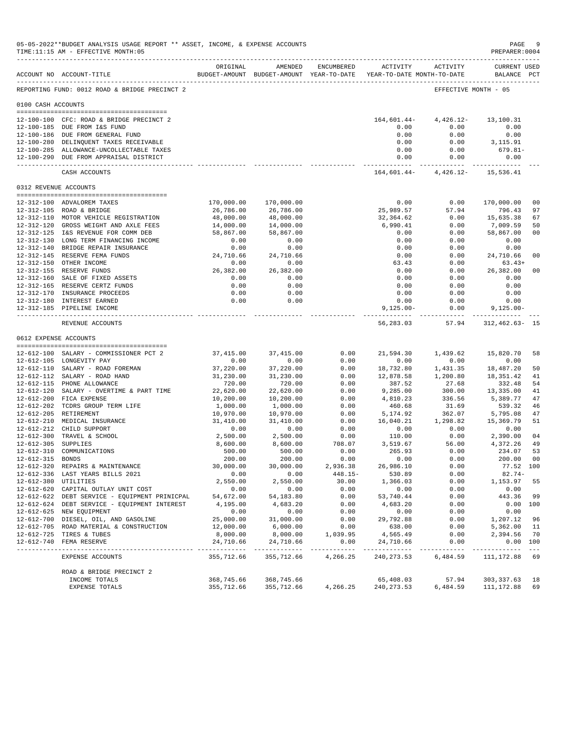05-05-2022**BUDGET ANALYSIS USAGE REPORT ** ASSET, INCOME, & EXPENSE ACCOUNTS

TIME:11:15 AM - EFFECTIVE MONTH:05

PREPARER:0004

REPORTING FUND: 0012 ROAD & BRIDGE PRECINCT 2 — EFFECTIVE MONTH - 05

| ACCOUNT NO | ACCOUNT-TITLE | ORIGINAL BUDGET-AMOUNT | AMENDED BUDGET-AMOUNT | ENCUMBERED YEAR-TO-DATE | ACTIVITY YEAR-TO-DATE | ACTIVITY MONTH-TO-DATE | CURRENT BALANCE | USED PCT |
|---|---|---|---|---|---|---|---|---|
| **0100 CASH ACCOUNTS** | | | | | | | | |
| 12-100-100 | CFC: ROAD & BRIDGE PRECINCT 2 | | | | 164,601.44- | 4,426.12- | 13,100.31 | |
| 12-100-185 | DUE FROM I&S FUND | | | | 0.00 | 0.00 | 0.00 | |
| 12-100-186 | DUE FROM GENERAL FUND | | | | 0.00 | 0.00 | 0.00 | |
| 12-100-280 | DELINQUENT TAXES RECEIVABLE | | | | 0.00 | 0.00 | 3,115.91 | |
| 12-100-285 | ALLOWANCE-UNCOLLECTABLE TAXES | | | | 0.00 | 0.00 | 679.81- | |
| 12-100-290 | DUE FROM APPRAISAL DISTRICT | | | | 0.00 | 0.00 | 0.00 | |
| | CASH ACCOUNTS | | | | 164,601.44- | 4,426.12- | 15,536.41 | |
| **0312 REVENUE ACCOUNTS** | | | | | | | | |
| 12-312-100 | ADVALOREM TAXES | 170,000.00 | 170,000.00 | | 0.00 | 0.00 | 170,000.00 | 00 |
| 12-312-105 | ROAD & BRIDGE | 26,786.00 | 26,786.00 | | 25,989.57 | 57.94 | 796.43 | 97 |
| 12-312-110 | MOTOR VEHICLE REGISTRATION | 48,000.00 | 48,000.00 | | 32,364.62 | 0.00 | 15,635.38 | 67 |
| 12-312-120 | GROSS WEIGHT AND AXLE FEES | 14,000.00 | 14,000.00 | | 6,990.41 | 0.00 | 7,009.59 | 50 |
| 12-312-125 | I&S REVENUE FOR COMM DEB | 58,867.00 | 58,867.00 | | 0.00 | 0.00 | 58,867.00 | 00 |
| 12-312-130 | LONG TERM FINANCING INCOME | 0.00 | 0.00 | | 0.00 | 0.00 | 0.00 | |
| 12-312-140 | BRIDGE REPAIR INSURANCE | 0.00 | 0.00 | | 0.00 | 0.00 | 0.00 | |
| 12-312-145 | RESERVE FEMA FUNDS | 24,710.66 | 24,710.66 | | 0.00 | 0.00 | 24,710.66 | 00 |
| 12-312-150 | OTHER INCOME | 0.00 | 0.00 | | 63.43 | 0.00 | 63.43+ | |
| 12-312-155 | RESERVE FUNDS | 26,382.00 | 26,382.00 | | 0.00 | 0.00 | 26,382.00 | 00 |
| 12-312-160 | SALE OF FIXED ASSETS | 0.00 | 0.00 | | 0.00 | 0.00 | 0.00 | |
| 12-312-165 | RESERVE CERTZ FUNDS | 0.00 | 0.00 | | 0.00 | 0.00 | 0.00 | |
| 12-312-170 | INSURANCE PROCEEDS | 0.00 | 0.00 | | 0.00 | 0.00 | 0.00 | |
| 12-312-180 | INTEREST EARNED | 0.00 | 0.00 | | 0.00 | 0.00 | 0.00 | |
| 12-312-185 | PIPELINE INCOME | | | | 9,125.00- | 0.00 | 9,125.00- | |
| | REVENUE ACCOUNTS | | | | 56,283.03 | 57.94 | 312,462.63- | 15 |
| **0612 EXPENSE ACCOUNTS** | | | | | | | | |
| 12-612-100 | SALARY - COMMISSIONER PCT 2 | 37,415.00 | 37,415.00 | 0.00 | 21,594.30 | 1,439.62 | 15,820.70 | 58 |
| 12-612-105 | LONGEVITY PAY | 0.00 | 0.00 | 0.00 | 0.00 | 0.00 | 0.00 | |
| 12-612-110 | SALARY - ROAD FOREMAN | 37,220.00 | 37,220.00 | 0.00 | 18,732.80 | 1,431.35 | 18,487.20 | 50 |
| 12-612-112 | SALARY - ROAD HAND | 31,230.00 | 31,230.00 | 0.00 | 12,878.58 | 1,200.80 | 18,351.42 | 41 |
| 12-612-115 | PHONE ALLOWANCE | 720.00 | 720.00 | 0.00 | 387.52 | 27.68 | 332.48 | 54 |
| 12-612-120 | SALARY - OVERTIME & PART TIME | 22,620.00 | 22,620.00 | 0.00 | 9,285.00 | 300.00 | 13,335.00 | 41 |
| 12-612-200 | FICA EXPENSE | 10,200.00 | 10,200.00 | 0.00 | 4,810.23 | 336.56 | 5,389.77 | 47 |
| 12-612-202 | TCDRS GROUP TERM LIFE | 1,000.00 | 1,000.00 | 0.00 | 460.68 | 31.69 | 539.32 | 46 |
| 12-612-205 | RETIREMENT | 10,970.00 | 10,970.00 | 0.00 | 5,174.92 | 362.07 | 5,795.08 | 47 |
| 12-612-210 | MEDICAL INSURANCE | 31,410.00 | 31,410.00 | 0.00 | 16,040.21 | 1,298.82 | 15,369.79 | 51 |
| 12-612-212 | CHILD SUPPORT | 0.00 | 0.00 | 0.00 | 0.00 | 0.00 | 0.00 | |
| 12-612-300 | TRAVEL & SCHOOL | 2,500.00 | 2,500.00 | 0.00 | 110.00 | 0.00 | 2,390.00 | 04 |
| 12-612-305 | SUPPLIES | 8,600.00 | 8,600.00 | 708.07 | 3,519.67 | 56.00 | 4,372.26 | 49 |
| 12-612-310 | COMMUNICATIONS | 500.00 | 500.00 | 0.00 | 265.93 | 0.00 | 234.07 | 53 |
| 12-612-315 | BONDS | 200.00 | 200.00 | 0.00 | 0.00 | 0.00 | 200.00 | 00 |
| 12-612-320 | REPAIRS & MAINTENANCE | 30,000.00 | 30,000.00 | 2,936.38 | 26,986.10 | 0.00 | 77.52 | 100 |
| 12-612-336 | LAST YEARS BILLS 2021 | 0.00 | 0.00 | 448.15- | 530.89 | 0.00 | 82.74- | |
| 12-612-380 | UTILITIES | 2,550.00 | 2,550.00 | 30.00 | 1,366.03 | 0.00 | 1,153.97 | 55 |
| 12-612-620 | CAPITAL OUTLAY UNIT COST | 0.00 | 0.00 | 0.00 | 0.00 | 0.00 | 0.00 | |
| 12-612-622 | DEBT SERVICE - EQUIPMENT PRINICPAL | 54,672.00 | 54,183.80 | 0.00 | 53,740.44 | 0.00 | 443.36 | 99 |
| 12-612-624 | DEBT SERVICE - EQUIPMENT INTEREST | 4,195.00 | 4,683.20 | 0.00 | 4,683.20 | 0.00 | 0.00 | 100 |
| 12-612-625 | NEW EQUIPMENT | 0.00 | 0.00 | 0.00 | 0.00 | 0.00 | 0.00 | |
| 12-612-700 | DIESEL, OIL, AND GASOLINE | 25,000.00 | 31,000.00 | 0.00 | 29,792.88 | 0.00 | 1,207.12 | 96 |
| 12-612-705 | ROAD MATERIAL & CONSTRUCTION | 12,000.00 | 6,000.00 | 0.00 | 638.00 | 0.00 | 5,362.00 | 11 |
| 12-612-725 | TIRES & TUBES | 8,000.00 | 8,000.00 | 1,039.95 | 4,565.49 | 0.00 | 2,394.56 | 70 |
| 12-612-740 | FEMA RESERVE | 24,710.66 | 24,710.66 | 0.00 | 24,710.66 | 0.00 | 0.00 | 100 |
| | EXPENSE ACCOUNTS | 355,712.66 | 355,712.66 | 4,266.25 | 240,273.53 | 6,484.59 | 111,172.88 | 69 |
| | ROAD & BRIDGE PRECINCT 2 | | | | | | | |
| | INCOME TOTALS | 368,745.66 | 368,745.66 | | 65,408.03 | 57.94 | 303,337.63 | 18 |
| | EXPENSE TOTALS | 355,712.66 | 355,712.66 | 4,266.25 | 240,273.53 | 6,484.59 | 111,172.88 | 69 |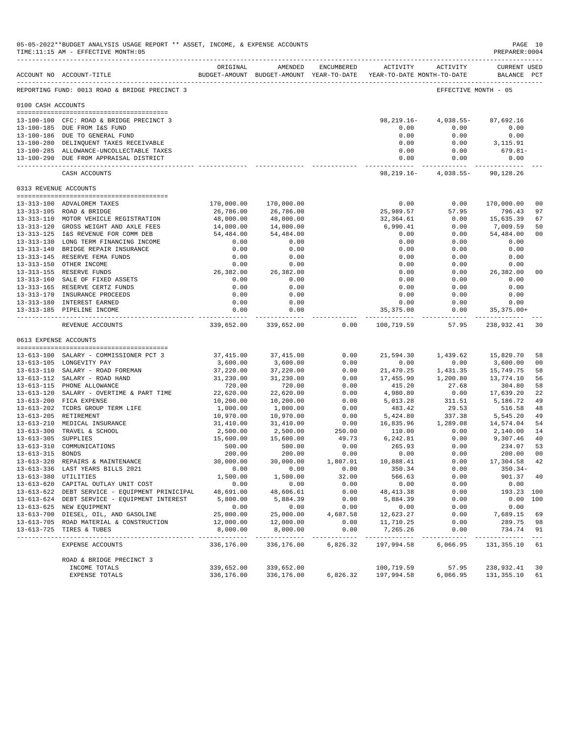05-05-2022**BUDGET ANALYSIS USAGE REPORT ** ASSET, INCOME, & EXPENSE ACCOUNTS
TIME:11:15 AM - EFFECTIVE MONTH:05
PREPARER:0004

REPORTING FUND: 0013 ROAD & BRIDGE PRECINCT 3 — EFFECTIVE MONTH - 05

| ACCOUNT NO | ACCOUNT-TITLE | ORIGINAL BUDGET-AMOUNT | AMENDED BUDGET-AMOUNT | ENCUMBERED YEAR-TO-DATE | ACTIVITY YEAR-TO-DATE | ACTIVITY MONTH-TO-DATE | CURRENT BALANCE | USED PCT |
|---|---|---|---|---|---|---|---|---|
| **0100 CASH ACCOUNTS** | | | | | | | | |
| 13-100-100 | CFC: ROAD & BRIDGE PRECINCT 3 | | | | 98,219.16- | 4,038.55- | 87,692.16 | |
| 13-100-185 | DUE FROM I&S FUND | | | | 0.00 | 0.00 | 0.00 | |
| 13-100-186 | DUE TO GENERAL FUND | | | | 0.00 | 0.00 | 0.00 | |
| 13-100-280 | DELINQUENT TAXES RECEIVABLE | | | | 0.00 | 0.00 | 3,115.91 | |
| 13-100-285 | ALLOWANCE-UNCOLLECTABLE TAXES | | | | 0.00 | 0.00 | 679.81- | |
| 13-100-290 | DUE FROM APPRAISAL DISTRICT | | | | 0.00 | 0.00 | 0.00 | |
| | CASH ACCOUNTS | | | | 98,219.16- | 4,038.55- | 90,128.26 | |
| **0313 REVENUE ACCOUNTS** | | | | | | | | |
| 13-313-100 | ADVALOREM TAXES | 170,000.00 | 170,000.00 | | 0.00 | 0.00 | 170,000.00 | 00 |
| 13-313-105 | ROAD & BRIDGE | 26,786.00 | 26,786.00 | | 25,989.57 | 57.95 | 796.43 | 97 |
| 13-313-110 | MOTOR VEHICLE REGISTRATION | 48,000.00 | 48,000.00 | | 32,364.61 | 0.00 | 15,635.39 | 67 |
| 13-313-120 | GROSS WEIGHT AND AXLE FEES | 14,000.00 | 14,000.00 | | 6,990.41 | 0.00 | 7,009.59 | 50 |
| 13-313-125 | I&S REVENUE FOR COMM DEB | 54,484.00 | 54,484.00 | | 0.00 | 0.00 | 54,484.00 | 00 |
| 13-313-130 | LONG TERM FINANCING INCOME | 0.00 | 0.00 | | 0.00 | 0.00 | 0.00 | |
| 13-313-140 | BRIDGE REPAIR INSURANCE | 0.00 | 0.00 | | 0.00 | 0.00 | 0.00 | |
| 13-313-145 | RESERVE FEMA FUNDS | 0.00 | 0.00 | | 0.00 | 0.00 | 0.00 | |
| 13-313-150 | OTHER INCOME | 0.00 | 0.00 | | 0.00 | 0.00 | 0.00 | |
| 13-313-155 | RESERVE FUNDS | 26,382.00 | 26,382.00 | | 0.00 | 0.00 | 26,382.00 | 00 |
| 13-313-160 | SALE OF FIXED ASSETS | 0.00 | 0.00 | | 0.00 | 0.00 | 0.00 | |
| 13-313-165 | RESERVE CERTZ FUNDS | 0.00 | 0.00 | | 0.00 | 0.00 | 0.00 | |
| 13-313-170 | INSURANCE PROCEEDS | 0.00 | 0.00 | | 0.00 | 0.00 | 0.00 | |
| 13-313-180 | INTEREST EARNED | 0.00 | 0.00 | | 0.00 | 0.00 | 0.00 | |
| 13-313-185 | PIPELINE INCOME | 0.00 | 0.00 | | 35,375.00 | 0.00 | 35,375.00+ | |
| | REVENUE ACCOUNTS | 339,652.00 | 339,652.00 | 0.00 | 100,719.59 | 57.95 | 238,932.41 | 30 |
| **0613 EXPENSE ACCOUNTS** | | | | | | | | |
| 13-613-100 | SALARY - COMMISSIONER PCT 3 | 37,415.00 | 37,415.00 | 0.00 | 21,594.30 | 1,439.62 | 15,820.70 | 58 |
| 13-613-105 | LONGEVITY PAY | 3,600.00 | 3,600.00 | 0.00 | 0.00 | 0.00 | 3,600.00 | 00 |
| 13-613-110 | SALARY - ROAD FOREMAN | 37,220.00 | 37,220.00 | 0.00 | 21,470.25 | 1,431.35 | 15,749.75 | 58 |
| 13-613-112 | SALARY - ROAD HAND | 31,230.00 | 31,230.00 | 0.00 | 17,455.90 | 1,200.80 | 13,774.10 | 56 |
| 13-613-115 | PHONE ALLOWANCE | 720.00 | 720.00 | 0.00 | 415.20 | 27.68 | 304.80 | 58 |
| 13-613-120 | SALARY - OVERTIME & PART TIME | 22,620.00 | 22,620.00 | 0.00 | 4,980.80 | 0.00 | 17,639.20 | 22 |
| 13-613-200 | FICA EXPENSE | 10,200.00 | 10,200.00 | 0.00 | 5,013.28 | 311.51 | 5,186.72 | 49 |
| 13-613-202 | TCDRS GROUP TERM LIFE | 1,000.00 | 1,000.00 | 0.00 | 483.42 | 29.53 | 516.58 | 48 |
| 13-613-205 | RETIREMENT | 10,970.00 | 10,970.00 | 0.00 | 5,424.80 | 337.38 | 5,545.20 | 49 |
| 13-613-210 | MEDICAL INSURANCE | 31,410.00 | 31,410.00 | 0.00 | 16,835.96 | 1,289.08 | 14,574.04 | 54 |
| 13-613-300 | TRAVEL & SCHOOL | 2,500.00 | 2,500.00 | 250.00 | 110.00 | 0.00 | 2,140.00 | 14 |
| 13-613-305 | SUPPLIES | 15,600.00 | 15,600.00 | 49.73 | 6,242.81 | 0.00 | 9,307.46 | 40 |
| 13-613-310 | COMMUNICATIONS | 500.00 | 500.00 | 0.00 | 265.93 | 0.00 | 234.07 | 53 |
| 13-613-315 | BONDS | 200.00 | 200.00 | 0.00 | 0.00 | 0.00 | 200.00 | 00 |
| 13-613-320 | REPAIRS & MAINTENANCE | 30,000.00 | 30,000.00 | 1,807.01 | 10,888.41 | 0.00 | 17,304.58 | 42 |
| 13-613-336 | LAST YEARS BILLS 2021 | 0.00 | 0.00 | 0.00 | 350.34 | 0.00 | 350.34- | |
| 13-613-380 | UTILITIES | 1,500.00 | 1,500.00 | 32.00 | 566.63 | 0.00 | 901.37 | 40 |
| 13-613-620 | CAPITAL OUTLAY UNIT COST | 0.00 | 0.00 | 0.00 | 0.00 | 0.00 | 0.00 | |
| 13-613-622 | DEBT SERVICE - EQUIPMENT PRINICIPAL | 48,691.00 | 48,606.61 | 0.00 | 48,413.38 | 0.00 | 193.23 | 100 |
| 13-613-624 | DEBT SERVICE - EQUIPMENT INTEREST | 5,800.00 | 5,884.39 | 0.00 | 5,884.39 | 0.00 | 0.00 | 100 |
| 13-613-625 | NEW EQUIPMENT | 0.00 | 0.00 | 0.00 | 0.00 | 0.00 | 0.00 | |
| 13-613-700 | DIESEL, OIL, AND GASOLINE | 25,000.00 | 25,000.00 | 4,687.58 | 12,623.27 | 0.00 | 7,689.15 | 69 |
| 13-613-705 | ROAD MATERIAL & CONSTRUCTION | 12,000.00 | 12,000.00 | 0.00 | 11,710.25 | 0.00 | 289.75 | 98 |
| 13-613-725 | TIRES & TUBES | 8,000.00 | 8,000.00 | 0.00 | 7,265.26 | 0.00 | 734.74 | 91 |
| | EXPENSE ACCOUNTS | 336,176.00 | 336,176.00 | 6,826.32 | 197,994.58 | 6,066.95 | 131,355.10 | 61 |
| | ROAD & BRIDGE PRECINCT 3 | | | | | | | |
| | INCOME TOTALS | 339,652.00 | 339,652.00 | | 100,719.59 | 57.95 | 238,932.41 | 30 |
| | EXPENSE TOTALS | 336,176.00 | 336,176.00 | 6,826.32 | 197,994.58 | 6,066.95 | 131,355.10 | 61 |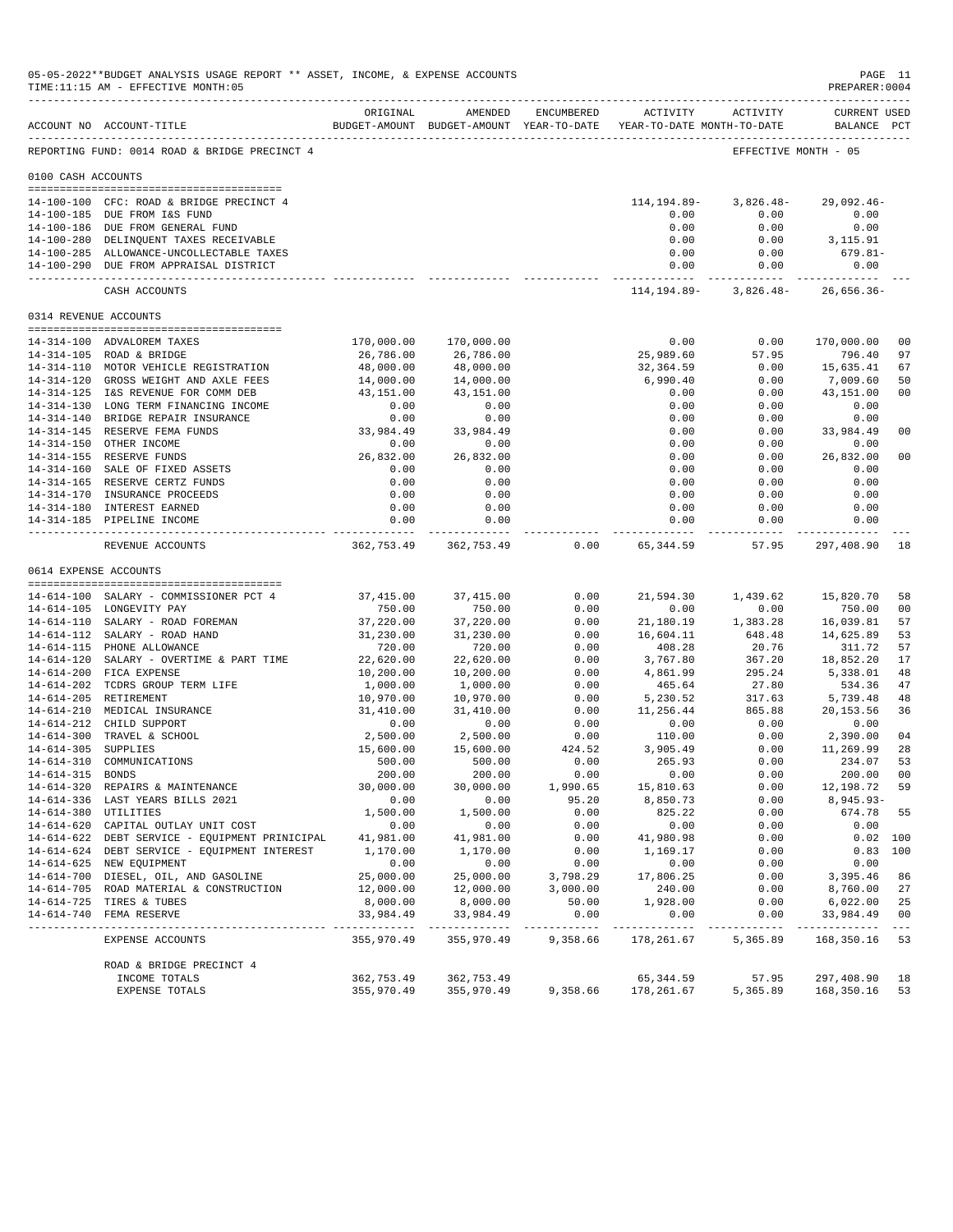05-05-2022**BUDGET ANALYSIS USAGE REPORT ** ASSET, INCOME, & EXPENSE ACCOUNTS
TIME:11:15 AM - EFFECTIVE MONTH:05

PREPARER:0004

REPORTING FUND: 0014 ROAD & BRIDGE PRECINCT 4 — EFFECTIVE MONTH - 05

| ACCOUNT NO | ACCOUNT-TITLE | ORIGINAL BUDGET-AMOUNT | AMENDED BUDGET-AMOUNT | ENCUMBERED YEAR-TO-DATE | ACTIVITY YEAR-TO-DATE | ACTIVITY MONTH-TO-DATE | CURRENT BALANCE | USED PCT |
|---|---|---|---|---|---|---|---|---|
| **0100 CASH ACCOUNTS** | | | | | | | | |
| 14-100-100 | CFC: ROAD & BRIDGE PRECINCT 4 | | | | 114,194.89- | 3,826.48- | 29,092.46- | |
| 14-100-185 | DUE FROM I&S FUND | | | | 0.00 | 0.00 | 0.00 | |
| 14-100-186 | DUE FROM GENERAL FUND | | | | 0.00 | 0.00 | 0.00 | |
| 14-100-280 | DELINQUENT TAXES RECEIVABLE | | | | 0.00 | 0.00 | 3,115.91 | |
| 14-100-285 | ALLOWANCE-UNCOLLECTABLE TAXES | | | | 0.00 | 0.00 | 679.81- | |
| 14-100-290 | DUE FROM APPRAISAL DISTRICT | | | | 0.00 | 0.00 | 0.00 | |
| | CASH ACCOUNTS | | | | 114,194.89- | 3,826.48- | 26,656.36- | |
| **0314 REVENUE ACCOUNTS** | | | | | | | | |
| 14-314-100 | ADVALOREM TAXES | 170,000.00 | 170,000.00 | | 0.00 | 0.00 | 170,000.00 | 00 |
| 14-314-105 | ROAD & BRIDGE | 26,786.00 | 26,786.00 | | 25,989.60 | 57.95 | 796.40 | 97 |
| 14-314-110 | MOTOR VEHICLE REGISTRATION | 48,000.00 | 48,000.00 | | 32,364.59 | 0.00 | 15,635.41 | 67 |
| 14-314-120 | GROSS WEIGHT AND AXLE FEES | 14,000.00 | 14,000.00 | | 6,990.40 | 0.00 | 7,009.60 | 50 |
| 14-314-125 | I&S REVENUE FOR COMM DEB | 43,151.00 | 43,151.00 | | 0.00 | 0.00 | 43,151.00 | 00 |
| 14-314-130 | LONG TERM FINANCING INCOME | 0.00 | 0.00 | | 0.00 | 0.00 | 0.00 | |
| 14-314-140 | BRIDGE REPAIR INSURANCE | 0.00 | 0.00 | | 0.00 | 0.00 | 0.00 | |
| 14-314-145 | RESERVE FEMA FUNDS | 33,984.49 | 33,984.49 | | 0.00 | 0.00 | 33,984.49 | 00 |
| 14-314-150 | OTHER INCOME | 0.00 | 0.00 | | 0.00 | 0.00 | 0.00 | |
| 14-314-155 | RESERVE FUNDS | 26,832.00 | 26,832.00 | | 0.00 | 0.00 | 26,832.00 | 00 |
| 14-314-160 | SALE OF FIXED ASSETS | 0.00 | 0.00 | | 0.00 | 0.00 | 0.00 | |
| 14-314-165 | RESERVE CERTZ FUNDS | 0.00 | 0.00 | | 0.00 | 0.00 | 0.00 | |
| 14-314-170 | INSURANCE PROCEEDS | 0.00 | 0.00 | | 0.00 | 0.00 | 0.00 | |
| 14-314-180 | INTEREST EARNED | 0.00 | 0.00 | | 0.00 | 0.00 | 0.00 | |
| 14-314-185 | PIPELINE INCOME | 0.00 | 0.00 | | 0.00 | 0.00 | 0.00 | |
| | REVENUE ACCOUNTS | 362,753.49 | 362,753.49 | 0.00 | 65,344.59 | 57.95 | 297,408.90 | 18 |
| **0614 EXPENSE ACCOUNTS** | | | | | | | | |
| 14-614-100 | SALARY - COMMISSIONER PCT 4 | 37,415.00 | 37,415.00 | 0.00 | 21,594.30 | 1,439.62 | 15,820.70 | 58 |
| 14-614-105 | LONGEVITY PAY | 750.00 | 750.00 | 0.00 | 0.00 | 0.00 | 750.00 | 00 |
| 14-614-110 | SALARY - ROAD FOREMAN | 37,220.00 | 37,220.00 | 0.00 | 21,180.19 | 1,383.28 | 16,039.81 | 57 |
| 14-614-112 | SALARY - ROAD HAND | 31,230.00 | 31,230.00 | 0.00 | 16,604.11 | 648.48 | 14,625.89 | 53 |
| 14-614-115 | PHONE ALLOWANCE | 720.00 | 720.00 | 0.00 | 408.28 | 20.76 | 311.72 | 57 |
| 14-614-120 | SALARY - OVERTIME & PART TIME | 22,620.00 | 22,620.00 | 0.00 | 3,767.80 | 367.20 | 18,852.20 | 17 |
| 14-614-200 | FICA EXPENSE | 10,200.00 | 10,200.00 | 0.00 | 4,861.99 | 295.24 | 5,338.01 | 48 |
| 14-614-202 | TCDRS GROUP TERM LIFE | 1,000.00 | 1,000.00 | 0.00 | 465.64 | 27.80 | 534.36 | 47 |
| 14-614-205 | RETIREMENT | 10,970.00 | 10,970.00 | 0.00 | 5,230.52 | 317.63 | 5,739.48 | 48 |
| 14-614-210 | MEDICAL INSURANCE | 31,410.00 | 31,410.00 | 0.00 | 11,256.44 | 865.88 | 20,153.56 | 36 |
| 14-614-212 | CHILD SUPPORT | 0.00 | 0.00 | 0.00 | 0.00 | 0.00 | 0.00 | |
| 14-614-300 | TRAVEL & SCHOOL | 2,500.00 | 2,500.00 | 0.00 | 110.00 | 0.00 | 2,390.00 | 04 |
| 14-614-305 | SUPPLIES | 15,600.00 | 15,600.00 | 424.52 | 3,905.49 | 0.00 | 11,269.99 | 28 |
| 14-614-310 | COMMUNICATIONS | 500.00 | 500.00 | 0.00 | 265.93 | 0.00 | 234.07 | 53 |
| 14-614-315 | BONDS | 200.00 | 200.00 | 0.00 | 0.00 | 0.00 | 200.00 | 00 |
| 14-614-320 | REPAIRS & MAINTENANCE | 30,000.00 | 30,000.00 | 1,990.65 | 15,810.63 | 0.00 | 12,198.72 | 59 |
| 14-614-336 | LAST YEARS BILLS 2021 | 0.00 | 0.00 | 95.20 | 8,850.73 | 0.00 | 8,945.93- | |
| 14-614-380 | UTILITIES | 1,500.00 | 1,500.00 | 0.00 | 825.22 | 0.00 | 674.78 | 55 |
| 14-614-620 | CAPITAL OUTLAY UNIT COST | 0.00 | 0.00 | 0.00 | 0.00 | 0.00 | 0.00 | |
| 14-614-622 | DEBT SERVICE - EQUIPMENT PRINICIPAL | 41,981.00 | 41,981.00 | 0.00 | 41,980.98 | 0.00 | 0.02 | 100 |
| 14-614-624 | DEBT SERVICE - EQUIPMENT INTEREST | 1,170.00 | 1,170.00 | 0.00 | 1,169.17 | 0.00 | 0.83 | 100 |
| 14-614-625 | NEW EQUIPMENT | 0.00 | 0.00 | 0.00 | 0.00 | 0.00 | 0.00 | |
| 14-614-700 | DIESEL, OIL, AND GASOLINE | 25,000.00 | 25,000.00 | 3,798.29 | 17,806.25 | 0.00 | 3,395.46 | 86 |
| 14-614-705 | ROAD MATERIAL & CONSTRUCTION | 12,000.00 | 12,000.00 | 3,000.00 | 240.00 | 0.00 | 8,760.00 | 27 |
| 14-614-725 | TIRES & TUBES | 8,000.00 | 8,000.00 | 50.00 | 1,928.00 | 0.00 | 6,022.00 | 25 |
| 14-614-740 | FEMA RESERVE | 33,984.49 | 33,984.49 | 0.00 | 0.00 | 0.00 | 33,984.49 | 00 |
| | EXPENSE ACCOUNTS | 355,970.49 | 355,970.49 | 9,358.66 | 178,261.67 | 5,365.89 | 168,350.16 | 53 |
| | ROAD & BRIDGE PRECINCT 4 | | | | | | | |
| | INCOME TOTALS | 362,753.49 | 362,753.49 | | 65,344.59 | 57.95 | 297,408.90 | 18 |
| | EXPENSE TOTALS | 355,970.49 | 355,970.49 | 9,358.66 | 178,261.67 | 5,365.89 | 168,350.16 | 53 |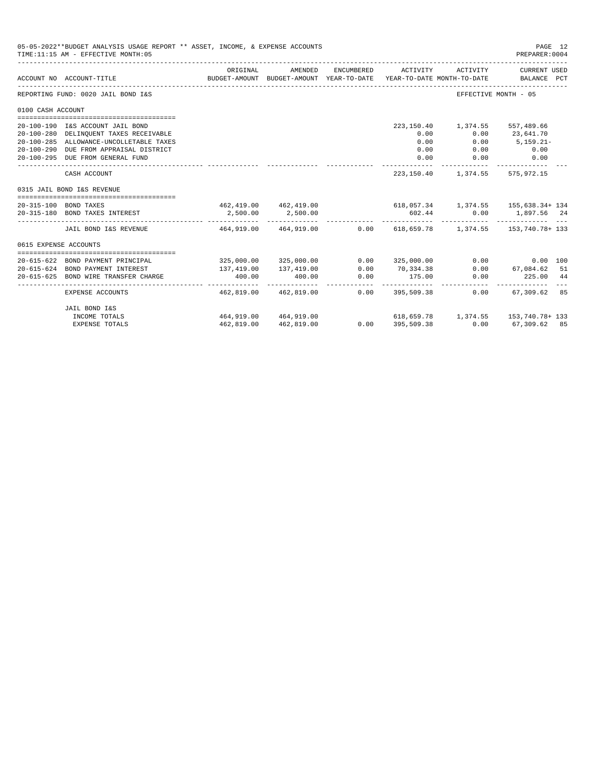05-05-2022**BUDGET ANALYSIS USAGE REPORT ** ASSET, INCOME, & EXPENSE ACCOUNTS
TIME:11:15 AM - EFFECTIVE MONTH:05
PREPARER:0004

REPORTING FUND: 0020 JAIL BOND I&S — EFFECTIVE MONTH - 05

| ACCOUNT NO | ACCOUNT-TITLE | ORIGINAL BUDGET-AMOUNT | AMENDED BUDGET-AMOUNT | ENCUMBERED YEAR-TO-DATE | ACTIVITY YEAR-TO-DATE | ACTIVITY MONTH-TO-DATE | CURRENT USED BALANCE | PCT |
|---|---|---|---|---|---|---|---|---|
| **0100 CASH ACCOUNT** | | | | | | | | |
| 20-100-190 | I&S ACCOUNT JAIL BOND | | | | 223,150.40 | 1,374.55 | 557,489.66 | |
| 20-100-280 | DELINQUENT TAXES RECEIVABLE | | | | 0.00 | 0.00 | 23,641.70 | |
| 20-100-285 | ALLOWANCE-UNCOLLETABLE TAXES | | | | 0.00 | 0.00 | 5,159.21- | |
| 20-100-290 | DUE FROM APPRAISAL DISTRICT | | | | 0.00 | 0.00 | 0.00 | |
| 20-100-295 | DUE FROM GENERAL FUND | | | | 0.00 | 0.00 | 0.00 | |
| | CASH ACCOUNT | | | | 223,150.40 | 1,374.55 | 575,972.15 | |
| **0315 JAIL BOND I&S REVENUE** | | | | | | | | |
| 20-315-100 | BOND TAXES | 462,419.00 | 462,419.00 | | 618,057.34 | 1,374.55 | 155,638.34+ | 134 |
| 20-315-180 | BOND TAXES INTEREST | 2,500.00 | 2,500.00 | | 602.44 | 0.00 | 1,897.56 | 24 |
| | JAIL BOND I&S REVENUE | 464,919.00 | 464,919.00 | 0.00 | 618,659.78 | 1,374.55 | 153,740.78+ | 133 |
| **0615 EXPENSE ACCOUNTS** | | | | | | | | |
| 20-615-622 | BOND PAYMENT PRINCIPAL | 325,000.00 | 325,000.00 | 0.00 | 325,000.00 | 0.00 | 0.00 | 100 |
| 20-615-624 | BOND PAYMENT INTEREST | 137,419.00 | 137,419.00 | 0.00 | 70,334.38 | 0.00 | 67,084.62 | 51 |
| 20-615-625 | BOND WIRE TRANSFER CHARGE | 400.00 | 400.00 | 0.00 | 175.00 | 0.00 | 225.00 | 44 |
| | EXPENSE ACCOUNTS | 462,819.00 | 462,819.00 | 0.00 | 395,509.38 | 0.00 | 67,309.62 | 85 |
| | JAIL BOND I&S | | | | | | | |
| | INCOME TOTALS | 464,919.00 | 464,919.00 | | 618,659.78 | 1,374.55 | 153,740.78+ | 133 |
| | EXPENSE TOTALS | 462,819.00 | 462,819.00 | 0.00 | 395,509.38 | 0.00 | 67,309.62 | 85 |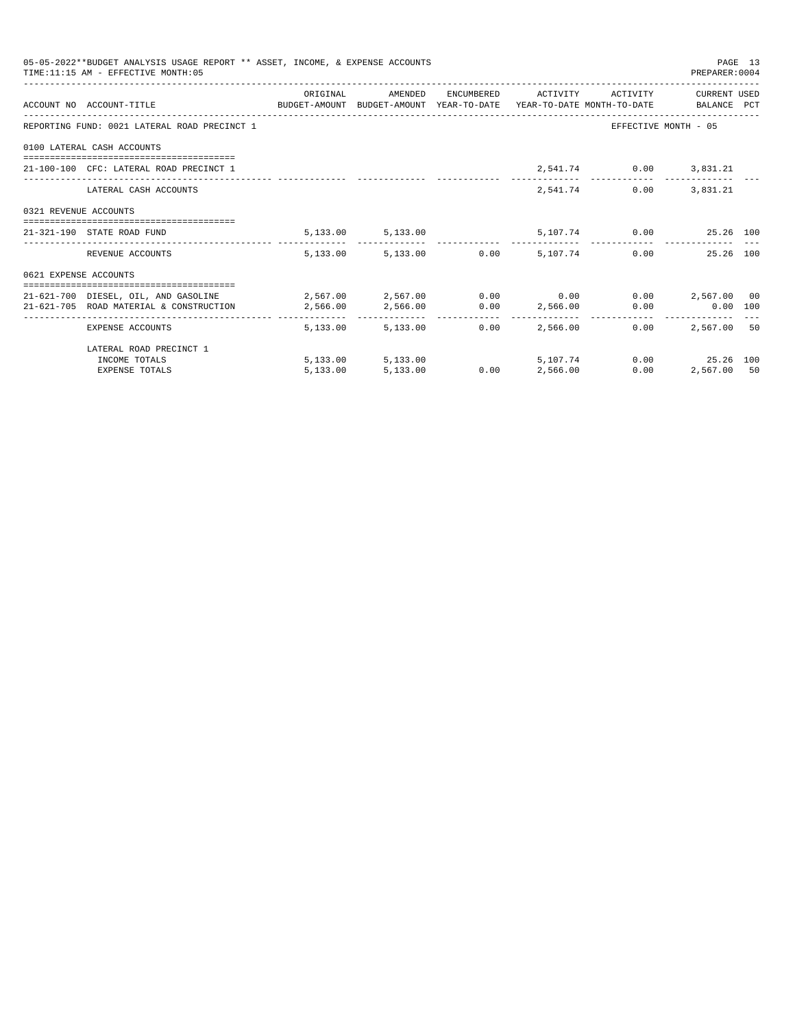05-05-2022**BUDGET ANALYSIS USAGE REPORT ** ASSET, INCOME, & EXPENSE ACCOUNTS
TIME:11:15 AM - EFFECTIVE MONTH:05
PREPARER:0004

| ACCOUNT NO | ACCOUNT-TITLE | ORIGINAL BUDGET-AMOUNT | AMENDED BUDGET-AMOUNT | ENCUMBERED YEAR-TO-DATE | ACTIVITY YEAR-TO-DATE | ACTIVITY MONTH-TO-DATE | CURRENT BALANCE | USED PCT |
|---|---|---|---|---|---|---|---|---|
| REPORTING FUND: 0021 LATERAL ROAD PRECINCT 1 | | | | | | EFFECTIVE MONTH - 05 | | |
| 0100 LATERAL CASH ACCOUNTS | | | | | | | | |
| 21-100-100 | CFC: LATERAL ROAD PRECINCT 1 | | | | 2,541.74 | 0.00 | 3,831.21 | |
| | LATERAL CASH ACCOUNTS | | | | 2,541.74 | 0.00 | 3,831.21 | |
| 0321 REVENUE ACCOUNTS | | | | | | | | |
| 21-321-190 | STATE ROAD FUND | 5,133.00 | 5,133.00 | | 5,107.74 | 0.00 | 25.26 | 100 |
| | REVENUE ACCOUNTS | 5,133.00 | 5,133.00 | 0.00 | 5,107.74 | 0.00 | 25.26 | 100 |
| 0621 EXPENSE ACCOUNTS | | | | | | | | |
| 21-621-700 | DIESEL, OIL, AND GASOLINE | 2,567.00 | 2,567.00 | 0.00 | 0.00 | 0.00 | 2,567.00 | 00 |
| 21-621-705 | ROAD MATERIAL & CONSTRUCTION | 2,566.00 | 2,566.00 | 0.00 | 2,566.00 | 0.00 | 0.00 | 100 |
| | EXPENSE ACCOUNTS | 5,133.00 | 5,133.00 | 0.00 | 2,566.00 | 0.00 | 2,567.00 | 50 |
| | LATERAL ROAD PRECINCT 1 | | | | | | | |
| | INCOME TOTALS | 5,133.00 | 5,133.00 | | 5,107.74 | 0.00 | 25.26 | 100 |
| | EXPENSE TOTALS | 5,133.00 | 5,133.00 | 0.00 | 2,566.00 | 0.00 | 2,567.00 | 50 |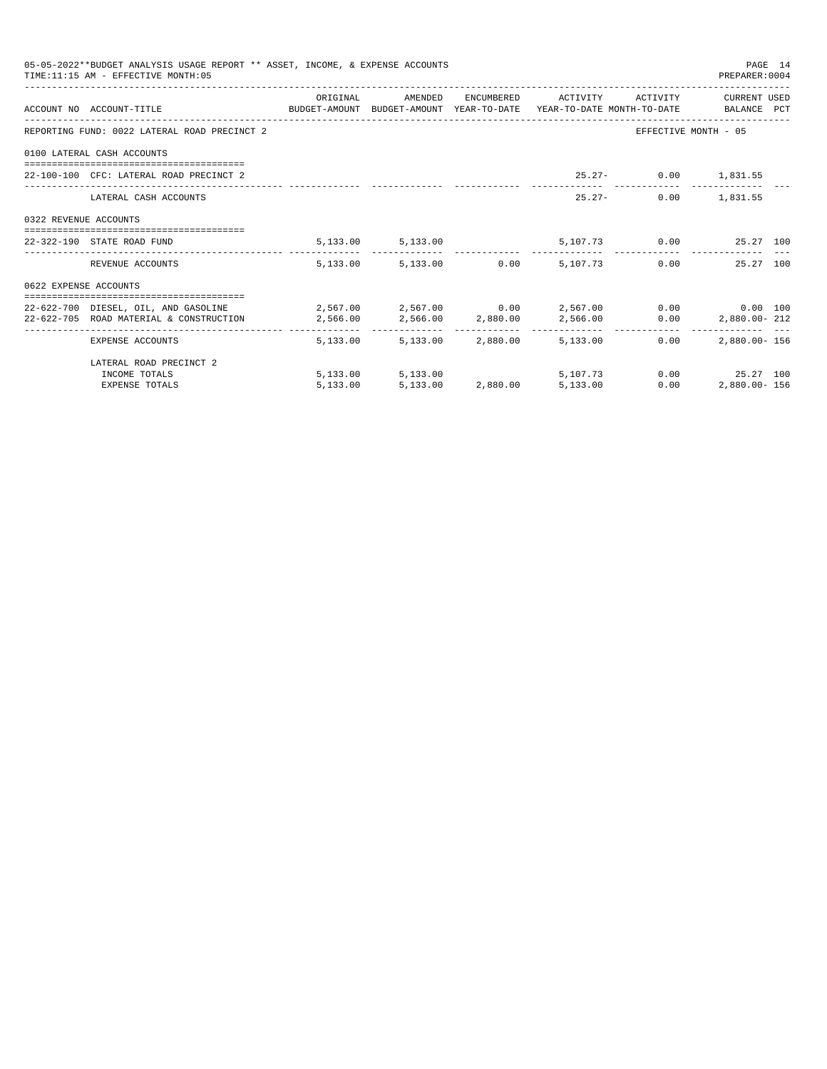05-05-2022**BUDGET ANALYSIS USAGE REPORT ** ASSET, INCOME, & EXPENSE ACCOUNTS
TIME:11:15 AM - EFFECTIVE MONTH:05
PREPARER:0004

| ACCOUNT NO | ACCOUNT-TITLE | ORIGINAL BUDGET-AMOUNT | AMENDED BUDGET-AMOUNT | ENCUMBERED YEAR-TO-DATE | ACTIVITY YEAR-TO-DATE | ACTIVITY MONTH-TO-DATE | CURRENT USED BALANCE | PCT |
|---|---|---|---|---|---|---|---|---|
| REPORTING FUND: 0022 LATERAL ROAD PRECINCT 2 | | | | | | EFFECTIVE MONTH - 05 | | |
| 0100 LATERAL CASH ACCOUNTS | | | | | | | | |
| 22-100-100 | CFC: LATERAL ROAD PRECINCT 2 | | | | 25.27- | 0.00 | 1,831.55 | |
| | LATERAL CASH ACCOUNTS | | | | 25.27- | 0.00 | 1,831.55 | |
| 0322 REVENUE ACCOUNTS | | | | | | | | |
| 22-322-190 | STATE ROAD FUND | 5,133.00 | 5,133.00 | | 5,107.73 | 0.00 | 25.27 | 100 |
| | REVENUE ACCOUNTS | 5,133.00 | 5,133.00 | 0.00 | 5,107.73 | 0.00 | 25.27 | 100 |
| 0622 EXPENSE ACCOUNTS | | | | | | | | |
| 22-622-700 | DIESEL, OIL, AND GASOLINE | 2,567.00 | 2,567.00 | 0.00 | 2,567.00 | 0.00 | 0.00 | 100 |
| 22-622-705 | ROAD MATERIAL & CONSTRUCTION | 2,566.00 | 2,566.00 | 2,880.00 | 2,566.00 | 0.00 | 2,880.00- | 212 |
| | EXPENSE ACCOUNTS | 5,133.00 | 5,133.00 | 2,880.00 | 5,133.00 | 0.00 | 2,880.00- | 156 |
| | LATERAL ROAD PRECINCT 2 | | | | | | | |
| | INCOME TOTALS | 5,133.00 | 5,133.00 | | 5,107.73 | 0.00 | 25.27 | 100 |
| | EXPENSE TOTALS | 5,133.00 | 5,133.00 | 2,880.00 | 5,133.00 | 0.00 | 2,880.00- | 156 |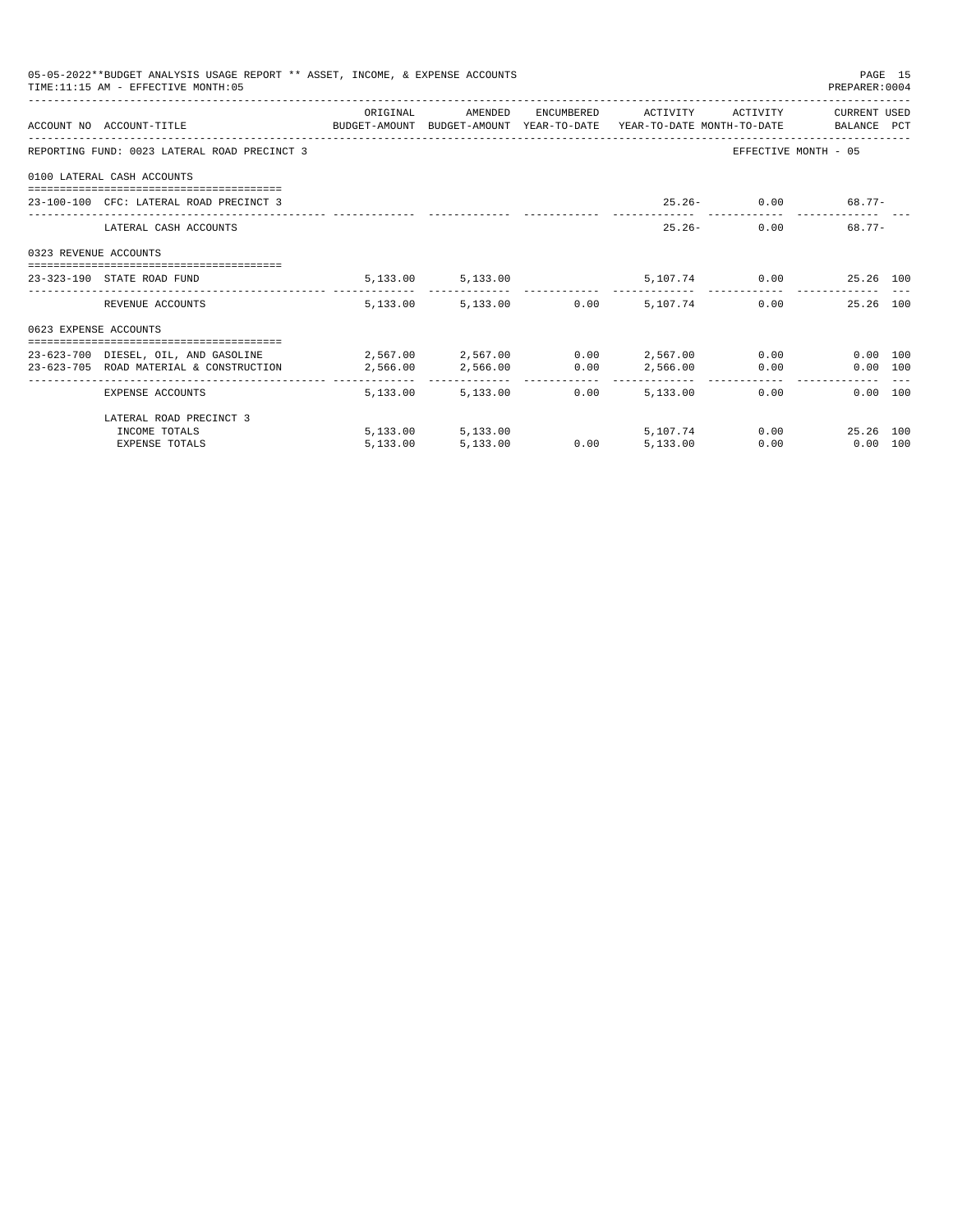05-05-2022**BUDGET ANALYSIS USAGE REPORT ** ASSET, INCOME, & EXPENSE ACCOUNTS

TIME:11:15 AM - EFFECTIVE MONTH:05

PREPARER:0004

| ACCOUNT NO | ACCOUNT-TITLE | ORIGINAL BUDGET-AMOUNT | AMENDED BUDGET-AMOUNT | ENCUMBERED YEAR-TO-DATE | ACTIVITY YEAR-TO-DATE | ACTIVITY MONTH-TO-DATE | CURRENT USED BALANCE | PCT |
|---|---|---|---|---|---|---|---|---|
| REPORTING FUND: 0023 LATERAL ROAD PRECINCT 3 | | | | | | | EFFECTIVE MONTH - 05 | |
| 0100 LATERAL CASH ACCOUNTS | | | | | | | | |
| 23-100-100 | CFC: LATERAL ROAD PRECINCT 3 | | | | 25.26- | 0.00 | 68.77- | |
| | LATERAL CASH ACCOUNTS | | | | 25.26- | 0.00 | 68.77- | |
| 0323 REVENUE ACCOUNTS | | | | | | | | |
| 23-323-190 | STATE ROAD FUND | 5,133.00 | 5,133.00 | | 5,107.74 | 0.00 | 25.26 | 100 |
| | REVENUE ACCOUNTS | 5,133.00 | 5,133.00 | 0.00 | 5,107.74 | 0.00 | 25.26 | 100 |
| 0623 EXPENSE ACCOUNTS | | | | | | | | |
| 23-623-700 | DIESEL, OIL, AND GASOLINE | 2,567.00 | 2,567.00 | 0.00 | 2,567.00 | 0.00 | 0.00 | 100 |
| 23-623-705 | ROAD MATERIAL & CONSTRUCTION | 2,566.00 | 2,566.00 | 0.00 | 2,566.00 | 0.00 | 0.00 | 100 |
| | EXPENSE ACCOUNTS | 5,133.00 | 5,133.00 | 0.00 | 5,133.00 | 0.00 | 0.00 | 100 |
| | LATERAL ROAD PRECINCT 3 | | | | | | | |
| | INCOME TOTALS | 5,133.00 | 5,133.00 | | 5,107.74 | 0.00 | 25.26 | 100 |
| | EXPENSE TOTALS | 5,133.00 | 5,133.00 | 0.00 | 5,133.00 | 0.00 | 0.00 | 100 |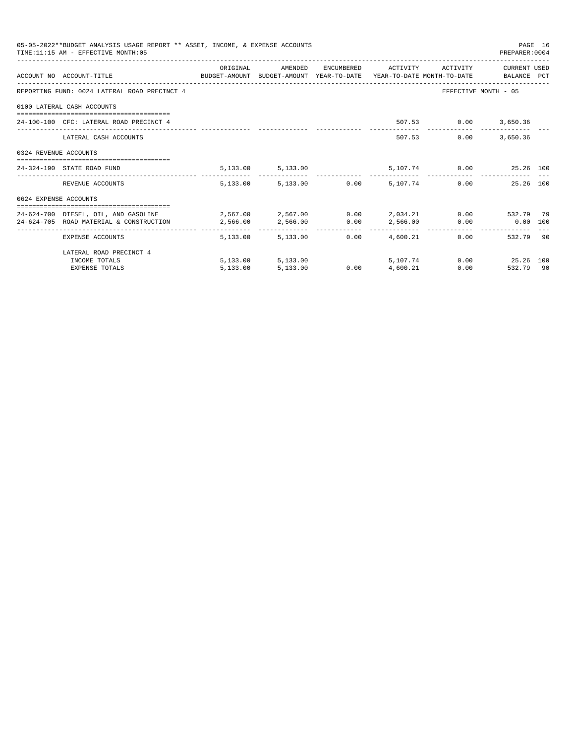05-05-2022**BUDGET ANALYSIS USAGE REPORT ** ASSET, INCOME, & EXPENSE ACCOUNTS
TIME:11:15 AM - EFFECTIVE MONTH:05
PREPARER:0004

| ACCOUNT NO | ACCOUNT-TITLE | ORIGINAL BUDGET-AMOUNT | AMENDED BUDGET-AMOUNT | ENCUMBERED YEAR-TO-DATE | ACTIVITY YEAR-TO-DATE | ACTIVITY MONTH-TO-DATE | CURRENT USED BALANCE | PCT |
|---|---|---|---|---|---|---|---|---|
| REPORTING FUND: 0024 LATERAL ROAD PRECINCT 4 | | | | | | EFFECTIVE MONTH - 05 | | |
| 0100 LATERAL CASH ACCOUNTS | | | | | | | | |
| 24-100-100 | CFC: LATERAL ROAD PRECINCT 4 | | | | 507.53 | 0.00 | 3,650.36 | |
| | LATERAL CASH ACCOUNTS | | | | 507.53 | 0.00 | 3,650.36 | |
| 0324 REVENUE ACCOUNTS | | | | | | | | |
| 24-324-190 | STATE ROAD FUND | 5,133.00 | 5,133.00 | | 5,107.74 | 0.00 | 25.26 | 100 |
| | REVENUE ACCOUNTS | 5,133.00 | 5,133.00 | 0.00 | 5,107.74 | 0.00 | 25.26 | 100 |
| 0624 EXPENSE ACCOUNTS | | | | | | | | |
| 24-624-700 | DIESEL, OIL, AND GASOLINE | 2,567.00 | 2,567.00 | 0.00 | 2,034.21 | 0.00 | 532.79 | 79 |
| 24-624-705 | ROAD MATERIAL & CONSTRUCTION | 2,566.00 | 2,566.00 | 0.00 | 2,566.00 | 0.00 | 0.00 | 100 |
| | EXPENSE ACCOUNTS | 5,133.00 | 5,133.00 | 0.00 | 4,600.21 | 0.00 | 532.79 | 90 |
| | LATERAL ROAD PRECINCT 4 | | | | | | | |
| | INCOME TOTALS | 5,133.00 | 5,133.00 | | 5,107.74 | 0.00 | 25.26 | 100 |
| | EXPENSE TOTALS | 5,133.00 | 5,133.00 | 0.00 | 4,600.21 | 0.00 | 532.79 | 90 |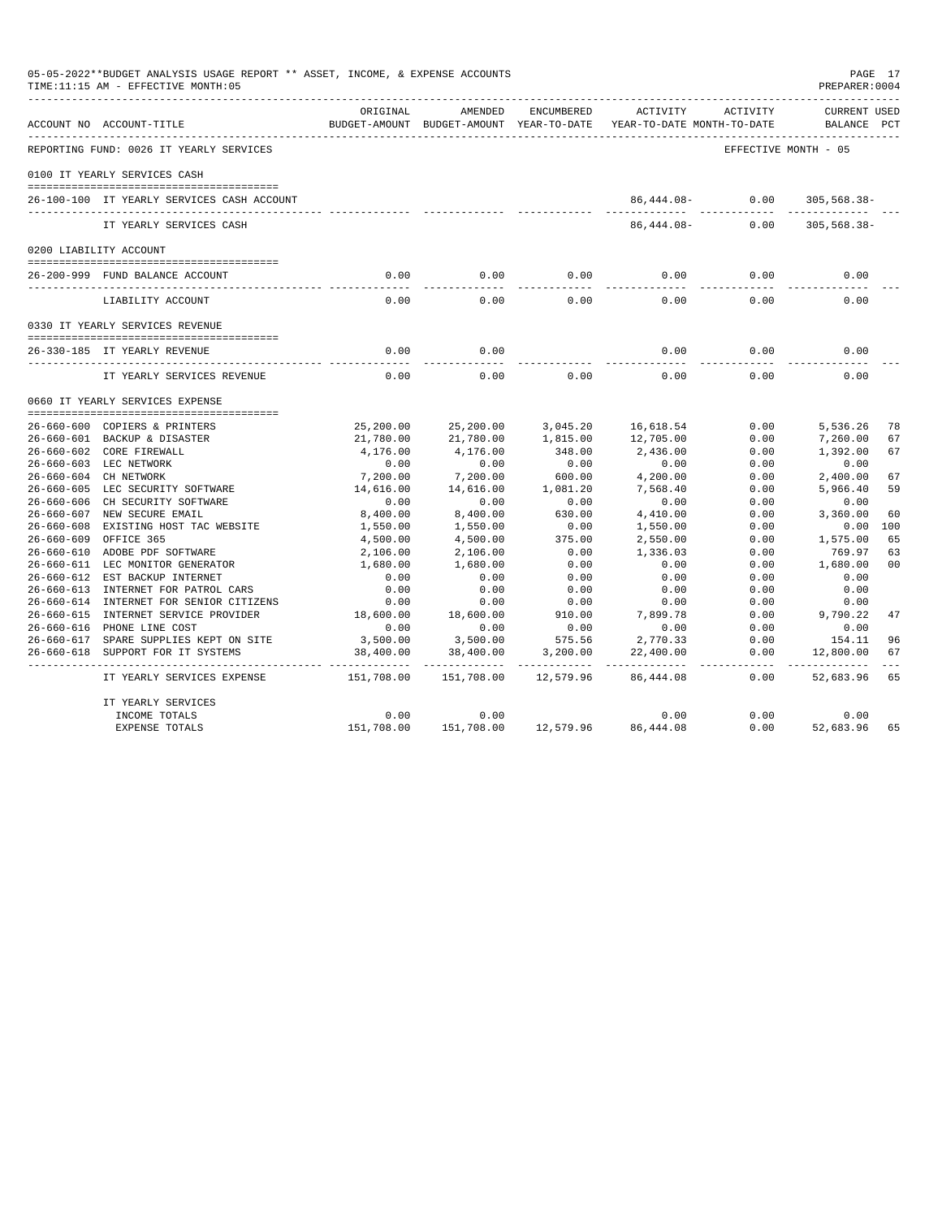05-05-2022**BUDGET ANALYSIS USAGE REPORT ** ASSET, INCOME, & EXPENSE ACCOUNTS
TIME:11:15 AM - EFFECTIVE MONTH:05
PREPARER:0004

| ACCOUNT NO | ACCOUNT-TITLE | ORIGINAL BUDGET-AMOUNT | AMENDED BUDGET-AMOUNT | ENCUMBERED YEAR-TO-DATE | ACTIVITY YEAR-TO-DATE | ACTIVITY MONTH-TO-DATE | CURRENT USED BALANCE | PCT |
|---|---|---|---|---|---|---|---|---|
| REPORTING FUND: 0026 IT YEARLY SERVICES | | | | | | EFFECTIVE MONTH - 05 | | |
| 0100 IT YEARLY SERVICES CASH | | | | | | | | |
| 26-100-100 | IT YEARLY SERVICES CASH ACCOUNT | | | | 86,444.08- | 0.00 | 305,568.38- | |
| | IT YEARLY SERVICES CASH | | | | 86,444.08- | 0.00 | 305,568.38- | |
| 0200 LIABILITY ACCOUNT | | | | | | | | |
| 26-200-999 | FUND BALANCE ACCOUNT | 0.00 | 0.00 | 0.00 | 0.00 | 0.00 | 0.00 | |
| | LIABILITY ACCOUNT | 0.00 | 0.00 | 0.00 | 0.00 | 0.00 | 0.00 | |
| 0330 IT YEARLY SERVICES REVENUE | | | | | | | | |
| 26-330-185 | IT YEARLY REVENUE | 0.00 | 0.00 | | 0.00 | 0.00 | 0.00 | |
| | IT YEARLY SERVICES REVENUE | 0.00 | 0.00 | 0.00 | 0.00 | 0.00 | 0.00 | |
| 0660 IT YEARLY SERVICES EXPENSE | | | | | | | | |
| 26-660-600 | COPIERS & PRINTERS | 25,200.00 | 25,200.00 | 3,045.20 | 16,618.54 | 0.00 | 5,536.26 | 78 |
| 26-660-601 | BACKUP & DISASTER | 21,780.00 | 21,780.00 | 1,815.00 | 12,705.00 | 0.00 | 7,260.00 | 67 |
| 26-660-602 | CORE FIREWALL | 4,176.00 | 4,176.00 | 348.00 | 2,436.00 | 0.00 | 1,392.00 | 67 |
| 26-660-603 | LEC NETWORK | 0.00 | 0.00 | 0.00 | 0.00 | 0.00 | 0.00 | |
| 26-660-604 | CH NETWORK | 7,200.00 | 7,200.00 | 600.00 | 4,200.00 | 0.00 | 2,400.00 | 67 |
| 26-660-605 | LEC SECURITY SOFTWARE | 14,616.00 | 14,616.00 | 1,081.20 | 7,568.40 | 0.00 | 5,966.40 | 59 |
| 26-660-606 | CH SECURITY SOFTWARE | 0.00 | 0.00 | 0.00 | 0.00 | 0.00 | 0.00 | |
| 26-660-607 | NEW SECURE EMAIL | 8,400.00 | 8,400.00 | 630.00 | 4,410.00 | 0.00 | 3,360.00 | 60 |
| 26-660-608 | EXISTING HOST TAC WEBSITE | 1,550.00 | 1,550.00 | 0.00 | 1,550.00 | 0.00 | 0.00 | 100 |
| 26-660-609 | OFFICE 365 | 4,500.00 | 4,500.00 | 375.00 | 2,550.00 | 0.00 | 1,575.00 | 65 |
| 26-660-610 | ADOBE PDF SOFTWARE | 2,106.00 | 2,106.00 | 0.00 | 1,336.03 | 0.00 | 769.97 | 63 |
| 26-660-611 | LEC MONITOR GENERATOR | 1,680.00 | 1,680.00 | 0.00 | 0.00 | 0.00 | 1,680.00 | 00 |
| 26-660-612 | EST BACKUP INTERNET | 0.00 | 0.00 | 0.00 | 0.00 | 0.00 | 0.00 | |
| 26-660-613 | INTERNET FOR PATROL CARS | 0.00 | 0.00 | 0.00 | 0.00 | 0.00 | 0.00 | |
| 26-660-614 | INTERNET FOR SENIOR CITIZENS | 0.00 | 0.00 | 0.00 | 0.00 | 0.00 | 0.00 | |
| 26-660-615 | INTERNET SERVICE PROVIDER | 18,600.00 | 18,600.00 | 910.00 | 7,899.78 | 0.00 | 9,790.22 | 47 |
| 26-660-616 | PHONE LINE COST | 0.00 | 0.00 | 0.00 | 0.00 | 0.00 | 0.00 | |
| 26-660-617 | SPARE SUPPLIES KEPT ON SITE | 3,500.00 | 3,500.00 | 575.56 | 2,770.33 | 0.00 | 154.11 | 96 |
| 26-660-618 | SUPPORT FOR IT SYSTEMS | 38,400.00 | 38,400.00 | 3,200.00 | 22,400.00 | 0.00 | 12,800.00 | 67 |
| | IT YEARLY SERVICES EXPENSE | 151,708.00 | 151,708.00 | 12,579.96 | 86,444.08 | 0.00 | 52,683.96 | 65 |
| | IT YEARLY SERVICES | | | | | | | |
| | INCOME TOTALS | 0.00 | 0.00 | | 0.00 | 0.00 | 0.00 | |
| | EXPENSE TOTALS | 151,708.00 | 151,708.00 | 12,579.96 | 86,444.08 | 0.00 | 52,683.96 | 65 |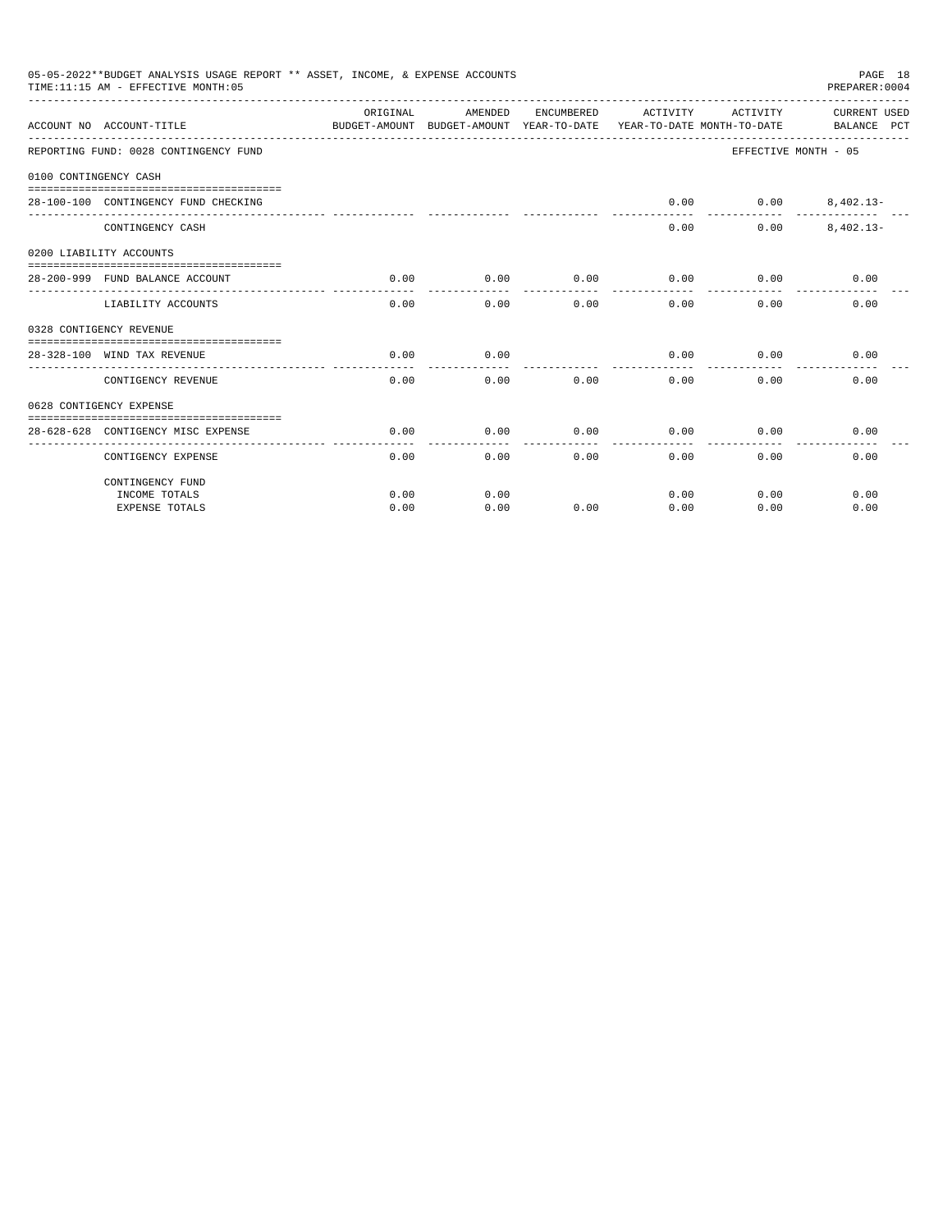05-05-2022**BUDGET ANALYSIS USAGE REPORT ** ASSET, INCOME, & EXPENSE ACCOUNTS
TIME:11:15 AM - EFFECTIVE MONTH:05
PREPARER:0004

| ACCOUNT NO ACCOUNT-TITLE | ORIGINAL BUDGET-AMOUNT | AMENDED BUDGET-AMOUNT | ENCUMBERED YEAR-TO-DATE | ACTIVITY YEAR-TO-DATE | ACTIVITY MONTH-TO-DATE | CURRENT USED BALANCE PCT |
|---|---|---|---|---|---|---|
| REPORTING FUND: 0028 CONTINGENCY FUND | | | | | | EFFECTIVE MONTH - 05 |
| 0100 CONTINGENCY CASH | | | | | | |
| 28-100-100 CONTINGENCY FUND CHECKING | | | | 0.00 | 0.00 | 8,402.13- |
| CONTINGENCY CASH | | | | 0.00 | 0.00 | 8,402.13- |
| 0200 LIABILITY ACCOUNTS | | | | | | |
| 28-200-999 FUND BALANCE ACCOUNT | 0.00 | 0.00 | 0.00 | 0.00 | 0.00 | 0.00 |
| LIABILITY ACCOUNTS | 0.00 | 0.00 | 0.00 | 0.00 | 0.00 | 0.00 |
| 0328 CONTIGENCY REVENUE | | | | | | |
| 28-328-100 WIND TAX REVENUE | 0.00 | 0.00 | | 0.00 | 0.00 | 0.00 |
| CONTIGENCY REVENUE | 0.00 | 0.00 | 0.00 | 0.00 | 0.00 | 0.00 |
| 0628 CONTIGENCY EXPENSE | | | | | | |
| 28-628-628 CONTIGENCY MISC EXPENSE | 0.00 | 0.00 | 0.00 | 0.00 | 0.00 | 0.00 |
| CONTIGENCY EXPENSE | 0.00 | 0.00 | 0.00 | 0.00 | 0.00 | 0.00 |
| CONTINGENCY FUND | | | | | | |
| INCOME TOTALS | 0.00 | 0.00 | | 0.00 | 0.00 | 0.00 |
| EXPENSE TOTALS | 0.00 | 0.00 | 0.00 | 0.00 | 0.00 | 0.00 |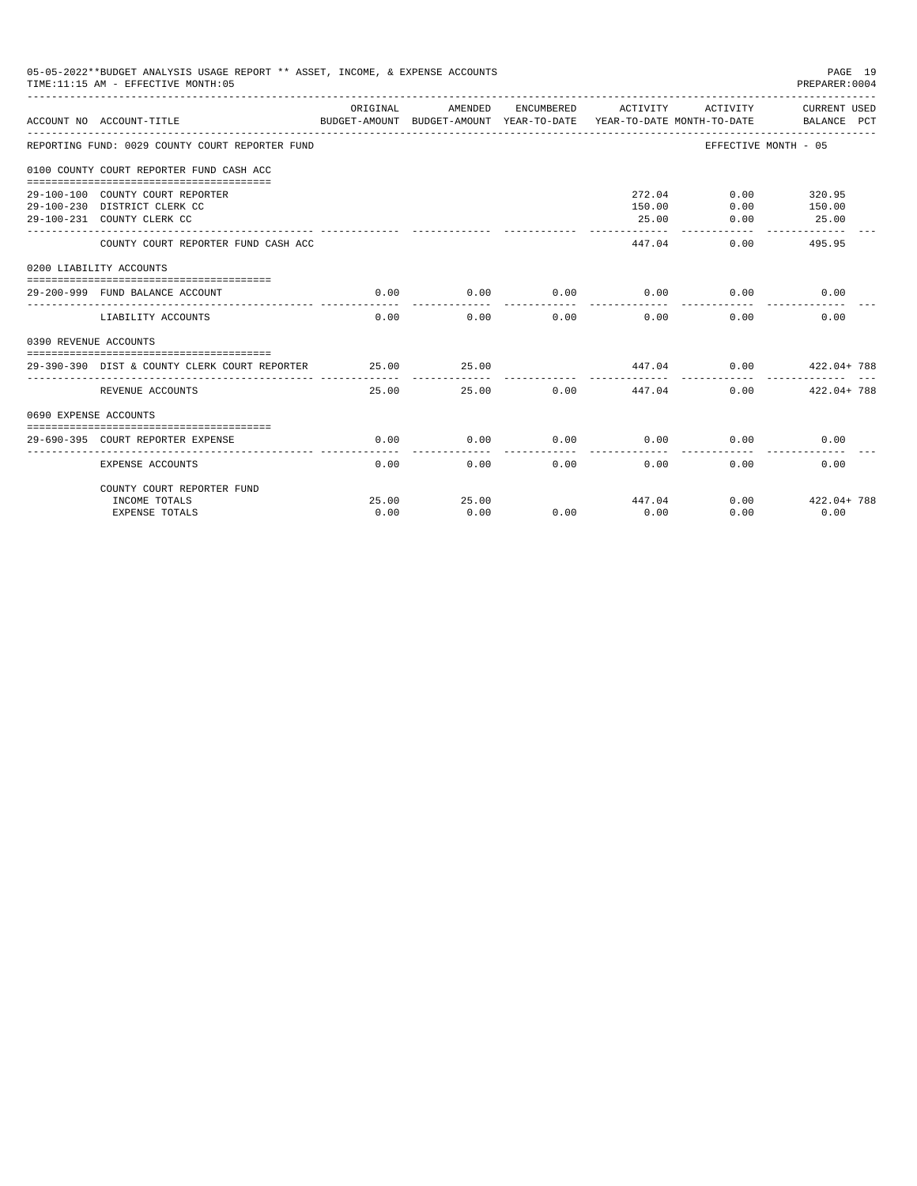05-05-2022**BUDGET ANALYSIS USAGE REPORT ** ASSET, INCOME, & EXPENSE ACCOUNTS

TIME:11:15 AM - EFFECTIVE MONTH:05

PREPARER:0004

| ACCOUNT NO | ACCOUNT-TITLE | ORIGINAL BUDGET-AMOUNT | AMENDED BUDGET-AMOUNT | ENCUMBERED YEAR-TO-DATE | ACTIVITY YEAR-TO-DATE | ACTIVITY MONTH-TO-DATE | CURRENT USED BALANCE | PCT |
|---|---|---|---|---|---|---|---|---|
| REPORTING FUND: 0029 COUNTY COURT REPORTER FUND | | | | | | EFFECTIVE MONTH - 05 | | |
| 0100 COUNTY COURT REPORTER FUND CASH ACC | | | | | | | | |
| 29-100-100 | COUNTY COURT REPORTER | | | | 272.04 | 0.00 | 320.95 | |
| 29-100-230 | DISTRICT CLERK CC | | | | 150.00 | 0.00 | 150.00 | |
| 29-100-231 | COUNTY CLERK CC | | | | 25.00 | 0.00 | 25.00 | |
| | COUNTY COURT REPORTER FUND CASH ACC | | | | 447.04 | 0.00 | 495.95 | |
| 0200 LIABILITY ACCOUNTS | | | | | | | | |
| 29-200-999 | FUND BALANCE ACCOUNT | 0.00 | 0.00 | 0.00 | 0.00 | 0.00 | 0.00 | |
| | LIABILITY ACCOUNTS | 0.00 | 0.00 | 0.00 | 0.00 | 0.00 | 0.00 | |
| 0390 REVENUE ACCOUNTS | | | | | | | | |
| 29-390-390 | DIST & COUNTY CLERK COURT REPORTER | 25.00 | 25.00 | | 447.04 | 0.00 | 422.04+ | 788 |
| | REVENUE ACCOUNTS | 25.00 | 25.00 | 0.00 | 447.04 | 0.00 | 422.04+ | 788 |
| 0690 EXPENSE ACCOUNTS | | | | | | | | |
| 29-690-395 | COURT REPORTER EXPENSE | 0.00 | 0.00 | 0.00 | 0.00 | 0.00 | 0.00 | |
| | EXPENSE ACCOUNTS | 0.00 | 0.00 | 0.00 | 0.00 | 0.00 | 0.00 | |
| | COUNTY COURT REPORTER FUND | | | | | | | |
| | INCOME TOTALS | 25.00 | 25.00 | | 447.04 | 0.00 | 422.04+ | 788 |
| | EXPENSE TOTALS | 0.00 | 0.00 | 0.00 | 0.00 | 0.00 | 0.00 | |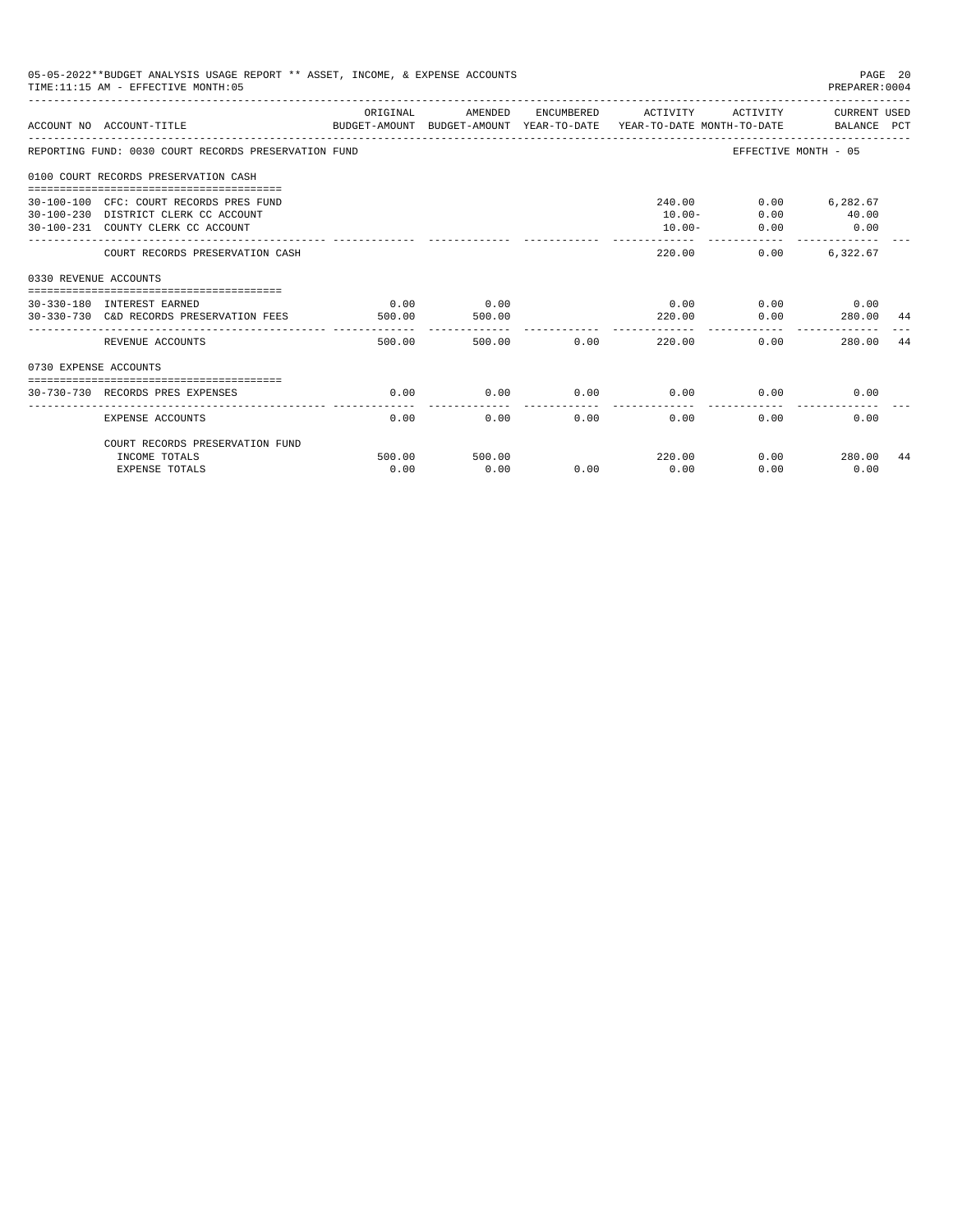05-05-2022**BUDGET ANALYSIS USAGE REPORT ** ASSET, INCOME, & EXPENSE ACCOUNTS

TIME:11:15 AM - EFFECTIVE MONTH:05

PREPARER:0004

| ACCOUNT NO | ACCOUNT-TITLE | ORIGINAL BUDGET-AMOUNT | AMENDED BUDGET-AMOUNT | ENCUMBERED YEAR-TO-DATE | ACTIVITY YEAR-TO-DATE | ACTIVITY MONTH-TO-DATE | CURRENT USED BALANCE | PCT |
|---|---|---|---|---|---|---|---|---|
| REPORTING FUND: 0030 COURT RECORDS PRESERVATION FUND | | | | | | EFFECTIVE MONTH - 05 | | |
| 0100 COURT RECORDS PRESERVATION CASH | | | | | | | | |
| 30-100-100 | CFC: COURT RECORDS PRES FUND | | | | 240.00 | 0.00 | 6,282.67 | |
| 30-100-230 | DISTRICT CLERK CC ACCOUNT | | | | 10.00- | 0.00 | 40.00 | |
| 30-100-231 | COUNTY CLERK CC ACCOUNT | | | | 10.00- | 0.00 | 0.00 | |
| | COURT RECORDS PRESERVATION CASH | | | | 220.00 | 0.00 | 6,322.67 | |
| 0330 REVENUE ACCOUNTS | | | | | | | | |
| 30-330-180 | INTEREST EARNED | 0.00 | 0.00 | | 0.00 | 0.00 | 0.00 | |
| 30-330-730 | C&D RECORDS PRESERVATION FEES | 500.00 | 500.00 | | 220.00 | 0.00 | 280.00 | 44 |
| | REVENUE ACCOUNTS | 500.00 | 500.00 | 0.00 | 220.00 | 0.00 | 280.00 | 44 |
| 0730 EXPENSE ACCOUNTS | | | | | | | | |
| 30-730-730 | RECORDS PRES EXPENSES | 0.00 | 0.00 | 0.00 | 0.00 | 0.00 | 0.00 | |
| | EXPENSE ACCOUNTS | 0.00 | 0.00 | 0.00 | 0.00 | 0.00 | 0.00 | |
| | COURT RECORDS PRESERVATION FUND | | | | | | | |
| | INCOME TOTALS | 500.00 | 500.00 | | 220.00 | 0.00 | 280.00 | 44 |
| | EXPENSE TOTALS | 0.00 | 0.00 | 0.00 | 0.00 | 0.00 | 0.00 | |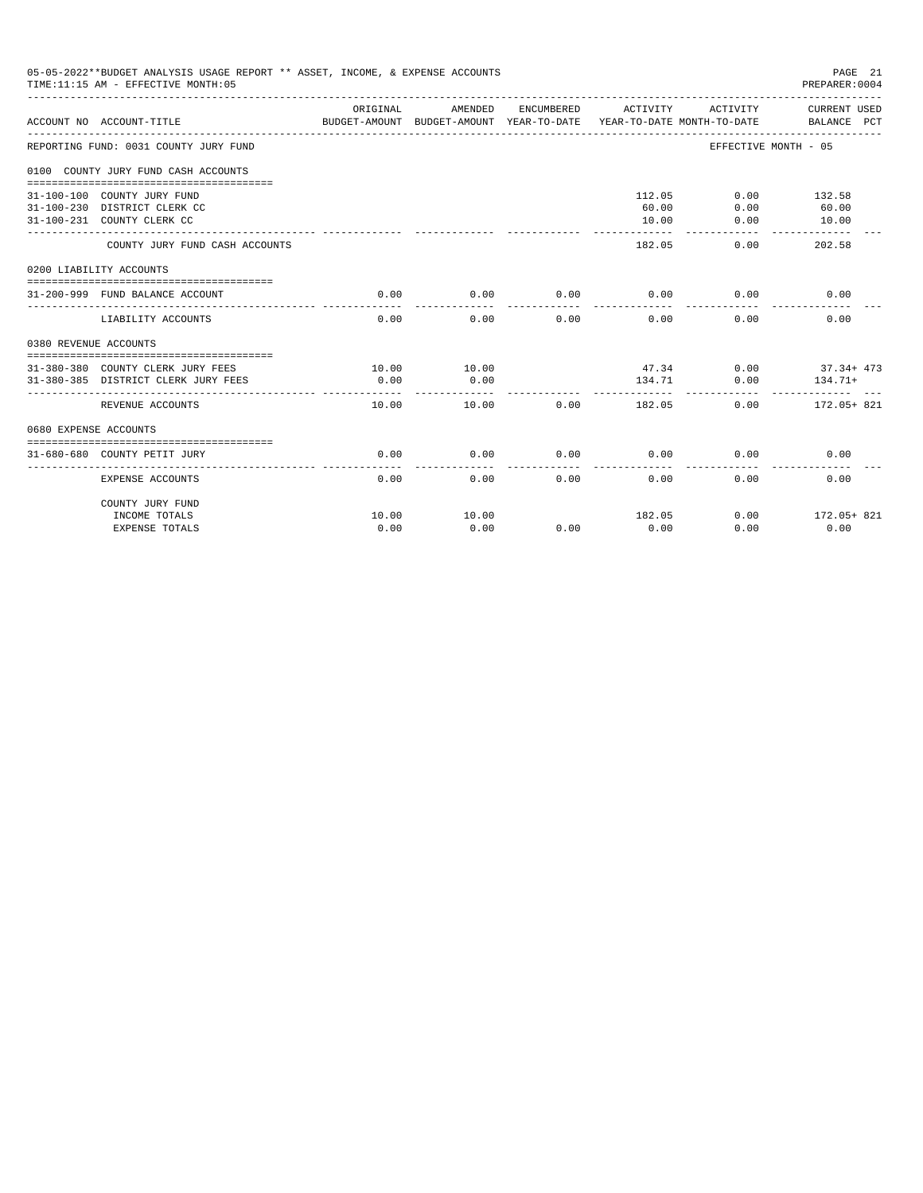05-05-2022**BUDGET ANALYSIS USAGE REPORT ** ASSET, INCOME, & EXPENSE ACCOUNTS

TIME:11:15 AM - EFFECTIVE MONTH:05

PREPARER:0004

| ACCOUNT NO | ACCOUNT-TITLE | ORIGINAL BUDGET-AMOUNT | AMENDED BUDGET-AMOUNT | ENCUMBERED YEAR-TO-DATE | ACTIVITY YEAR-TO-DATE | ACTIVITY MONTH-TO-DATE | CURRENT USED BALANCE PCT |
|---|---|---|---|---|---|---|---|
| REPORTING FUND: 0031 COUNTY JURY FUND | | | | | | | EFFECTIVE MONTH - 05 |
| 0100 COUNTY JURY FUND CASH ACCOUNTS | | | | | | | |
| 31-100-100 | COUNTY JURY FUND | | | | 112.05 | 0.00 | 132.58 |
| 31-100-230 | DISTRICT CLERK CC | | | | 60.00 | 0.00 | 60.00 |
| 31-100-231 | COUNTY CLERK CC | | | | 10.00 | 0.00 | 10.00 |
| | COUNTY JURY FUND CASH ACCOUNTS | | | | 182.05 | 0.00 | 202.58 |
| 0200 LIABILITY ACCOUNTS | | | | | | | |
| 31-200-999 | FUND BALANCE ACCOUNT | 0.00 | 0.00 | 0.00 | 0.00 | 0.00 | 0.00 |
| | LIABILITY ACCOUNTS | 0.00 | 0.00 | 0.00 | 0.00 | 0.00 | 0.00 |
| 0380 REVENUE ACCOUNTS | | | | | | | |
| 31-380-380 | COUNTY CLERK JURY FEES | 10.00 | 10.00 | | 47.34 | 0.00 | 37.34+ 473 |
| 31-380-385 | DISTRICT CLERK JURY FEES | 0.00 | 0.00 | | 134.71 | 0.00 | 134.71+ |
| | REVENUE ACCOUNTS | 10.00 | 10.00 | 0.00 | 182.05 | 0.00 | 172.05+ 821 |
| 0680 EXPENSE ACCOUNTS | | | | | | | |
| 31-680-680 | COUNTY PETIT JURY | 0.00 | 0.00 | 0.00 | 0.00 | 0.00 | 0.00 |
| | EXPENSE ACCOUNTS | 0.00 | 0.00 | 0.00 | 0.00 | 0.00 | 0.00 |
| | COUNTY JURY FUND | | | | | | |
| | INCOME TOTALS | 10.00 | 10.00 | | 182.05 | 0.00 | 172.05+ 821 |
| | EXPENSE TOTALS | 0.00 | 0.00 | 0.00 | 0.00 | 0.00 | 0.00 |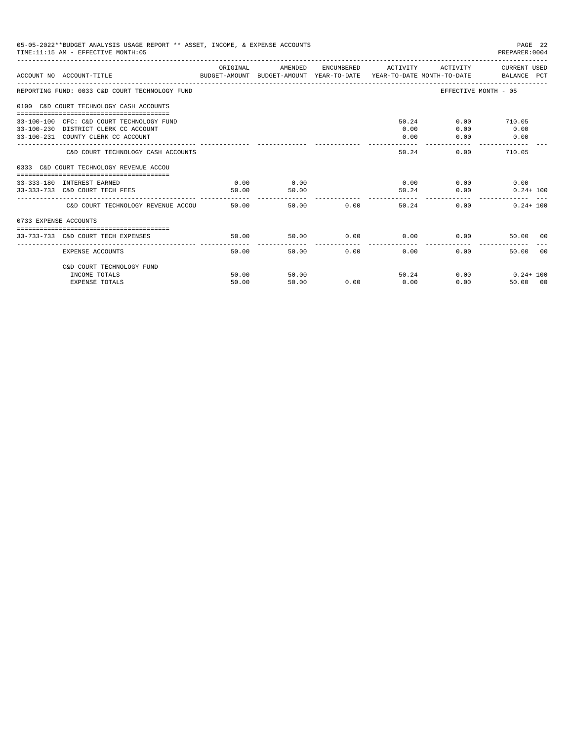05-05-2022**BUDGET ANALYSIS USAGE REPORT ** ASSET, INCOME, & EXPENSE ACCOUNTS

TIME:11:15 AM - EFFECTIVE MONTH:05

PREPARER:0004

| ACCOUNT NO | ACCOUNT-TITLE | ORIGINAL BUDGET-AMOUNT | AMENDED BUDGET-AMOUNT | ENCUMBERED YEAR-TO-DATE | ACTIVITY YEAR-TO-DATE | ACTIVITY MONTH-TO-DATE | CURRENT USED BALANCE | PCT |
|---|---|---|---|---|---|---|---|---|
| REPORTING FUND: 0033 C&D COURT TECHNOLOGY FUND | | | | | | EFFECTIVE MONTH - 05 | | |
| 0100 C&D COURT TECHNOLOGY CASH ACCOUNTS | | | | | | | | |
| 33-100-100 | CFC: C&D COURT TECHNOLOGY FUND | | | | 50.24 | 0.00 | 710.05 | |
| 33-100-230 | DISTRICT CLERK CC ACCOUNT | | | | 0.00 | 0.00 | 0.00 | |
| 33-100-231 | COUNTY CLERK CC ACCOUNT | | | | 0.00 | 0.00 | 0.00 | |
| | C&D COURT TECHNOLOGY CASH ACCOUNTS | | | | 50.24 | 0.00 | 710.05 | |
| 0333 C&D COURT TECHNOLOGY REVENUE ACCOU | | | | | | | | |
| 33-333-180 | INTEREST EARNED | 0.00 | 0.00 | | 0.00 | 0.00 | 0.00 | |
| 33-333-733 | C&D COURT TECH FEES | 50.00 | 50.00 | | 50.24 | 0.00 | 0.24+ | 100 |
| | C&D COURT TECHNOLOGY REVENUE ACCOU | 50.00 | 50.00 | 0.00 | 50.24 | 0.00 | 0.24+ | 100 |
| 0733 EXPENSE ACCOUNTS | | | | | | | | |
| 33-733-733 | C&D COURT TECH EXPENSES | 50.00 | 50.00 | 0.00 | 0.00 | 0.00 | 50.00 | 00 |
| | EXPENSE ACCOUNTS | 50.00 | 50.00 | 0.00 | 0.00 | 0.00 | 50.00 | 00 |
| | C&D COURT TECHNOLOGY FUND | | | | | | | |
| | INCOME TOTALS | 50.00 | 50.00 | | 50.24 | 0.00 | 0.24+ | 100 |
| | EXPENSE TOTALS | 50.00 | 50.00 | 0.00 | 0.00 | 0.00 | 50.00 | 00 |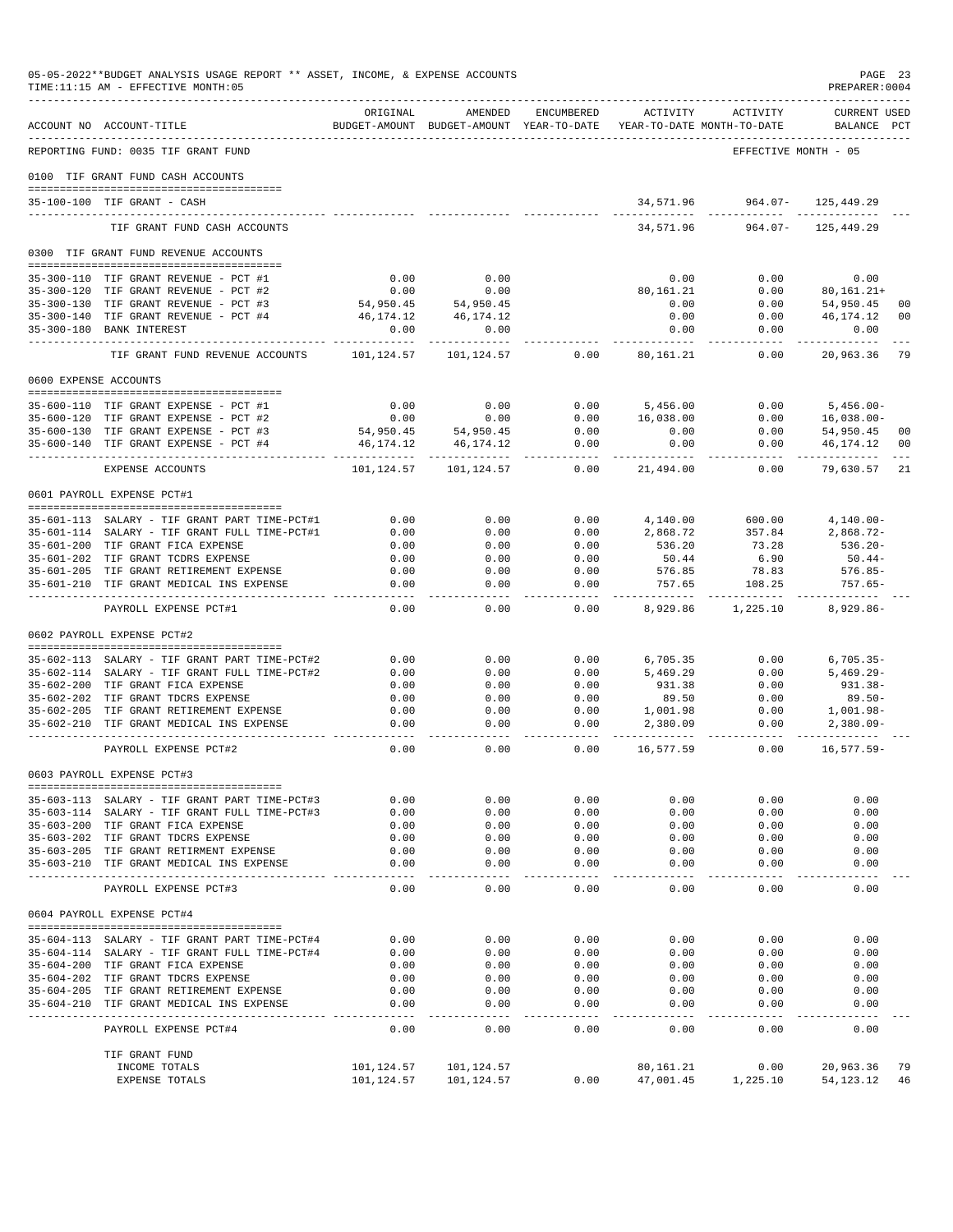05-05-2022**BUDGET ANALYSIS USAGE REPORT ** ASSET, INCOME, & EXPENSE ACCOUNTS
TIME:11:15 AM - EFFECTIVE MONTH:05
PREPARER:0004

| ACCOUNT NO | ACCOUNT-TITLE | ORIGINAL BUDGET-AMOUNT | AMENDED BUDGET-AMOUNT | ENCUMBERED YEAR-TO-DATE | ACTIVITY YEAR-TO-DATE | ACTIVITY MONTH-TO-DATE | CURRENT BALANCE | USED PCT |
|---|---|---|---|---|---|---|---|---|
| REPORTING FUND: 0035 TIF GRANT FUND | | | | | | | EFFECTIVE MONTH - 05 | |
| 0100 TIF GRANT FUND CASH ACCOUNTS | | | | | | | | |
| 35-100-100 | TIF GRANT - CASH | | | | 34,571.96 | 964.07- | 125,449.29 | |
| | TIF GRANT FUND CASH ACCOUNTS | | | | 34,571.96 | 964.07- | 125,449.29 | |
| 0300 TIF GRANT FUND REVENUE ACCOUNTS | | | | | | | | |
| 35-300-110 | TIF GRANT REVENUE - PCT #1 | 0.00 | 0.00 | | 0.00 | 0.00 | 0.00 | |
| 35-300-120 | TIF GRANT REVENUE - PCT #2 | 0.00 | 0.00 | | 80,161.21 | 0.00 | 80,161.21+ | |
| 35-300-130 | TIF GRANT REVENUE - PCT #3 | 54,950.45 | 54,950.45 | | 0.00 | 0.00 | 54,950.45 | 00 |
| 35-300-140 | TIF GRANT REVENUE - PCT #4 | 46,174.12 | 46,174.12 | | 0.00 | 0.00 | 46,174.12 | 00 |
| 35-300-180 | BANK INTEREST | 0.00 | 0.00 | | 0.00 | 0.00 | 0.00 | |
| | TIF GRANT FUND REVENUE ACCOUNTS | 101,124.57 | 101,124.57 | 0.00 | 80,161.21 | 0.00 | 20,963.36 | 79 |
| 0600 EXPENSE ACCOUNTS | | | | | | | | |
| 35-600-110 | TIF GRANT EXPENSE - PCT #1 | 0.00 | 0.00 | 0.00 | 5,456.00 | 0.00 | 5,456.00- | |
| 35-600-120 | TIF GRANT EXPENSE - PCT #2 | 0.00 | 0.00 | 0.00 | 16,038.00 | 0.00 | 16,038.00- | |
| 35-600-130 | TIF GRANT EXPENSE - PCT #3 | 54,950.45 | 54,950.45 | 0.00 | 0.00 | 0.00 | 54,950.45 | 00 |
| 35-600-140 | TIF GRANT EXPENSE - PCT #4 | 46,174.12 | 46,174.12 | 0.00 | 0.00 | 0.00 | 46,174.12 | 00 |
| | EXPENSE ACCOUNTS | 101,124.57 | 101,124.57 | 0.00 | 21,494.00 | 0.00 | 79,630.57 | 21 |
| 0601 PAYROLL EXPENSE PCT#1 | | | | | | | | |
| 35-601-113 | SALARY - TIF GRANT PART TIME-PCT#1 | 0.00 | 0.00 | 0.00 | 4,140.00 | 600.00 | 4,140.00- | |
| 35-601-114 | SALARY - TIF GRANT FULL TIME-PCT#1 | 0.00 | 0.00 | 0.00 | 2,868.72 | 357.84 | 2,868.72- | |
| 35-601-200 | TIF GRANT FICA EXPENSE | 0.00 | 0.00 | 0.00 | 536.20 | 73.28 | 536.20- | |
| 35-601-202 | TIF GRANT TCDRS EXPENSE | 0.00 | 0.00 | 0.00 | 50.44 | 6.90 | 50.44- | |
| 35-601-205 | TIF GRANT RETIREMENT EXPENSE | 0.00 | 0.00 | 0.00 | 576.85 | 78.83 | 576.85- | |
| 35-601-210 | TIF GRANT MEDICAL INS EXPENSE | 0.00 | 0.00 | 0.00 | 757.65 | 108.25 | 757.65- | |
| | PAYROLL EXPENSE PCT#1 | 0.00 | 0.00 | 0.00 | 8,929.86 | 1,225.10 | 8,929.86- | |
| 0602 PAYROLL EXPENSE PCT#2 | | | | | | | | |
| 35-602-113 | SALARY - TIF GRANT PART TIME-PCT#2 | 0.00 | 0.00 | 0.00 | 6,705.35 | 0.00 | 6,705.35- | |
| 35-602-114 | SALARY - TIF GRANT FULL TIME-PCT#2 | 0.00 | 0.00 | 0.00 | 5,469.29 | 0.00 | 5,469.29- | |
| 35-602-200 | TIF GRANT FICA EXPENSE | 0.00 | 0.00 | 0.00 | 931.38 | 0.00 | 931.38- | |
| 35-602-202 | TIF GRANT TDCRS EXPENSE | 0.00 | 0.00 | 0.00 | 89.50 | 0.00 | 89.50- | |
| 35-602-205 | TIF GRANT RETIREMENT EXPENSE | 0.00 | 0.00 | 0.00 | 1,001.98 | 0.00 | 1,001.98- | |
| 35-602-210 | TIF GRANT MEDICAL INS EXPENSE | 0.00 | 0.00 | 0.00 | 2,380.09 | 0.00 | 2,380.09- | |
| | PAYROLL EXPENSE PCT#2 | 0.00 | 0.00 | 0.00 | 16,577.59 | 0.00 | 16,577.59- | |
| 0603 PAYROLL EXPENSE PCT#3 | | | | | | | | |
| 35-603-113 | SALARY - TIF GRANT PART TIME-PCT#3 | 0.00 | 0.00 | 0.00 | 0.00 | 0.00 | 0.00 | |
| 35-603-114 | SALARY - TIF GRANT FULL TIME-PCT#3 | 0.00 | 0.00 | 0.00 | 0.00 | 0.00 | 0.00 | |
| 35-603-200 | TIF GRANT FICA EXPENSE | 0.00 | 0.00 | 0.00 | 0.00 | 0.00 | 0.00 | |
| 35-603-202 | TIF GRANT TDCRS EXPENSE | 0.00 | 0.00 | 0.00 | 0.00 | 0.00 | 0.00 | |
| 35-603-205 | TIF GRANT RETIRMENT EXPENSE | 0.00 | 0.00 | 0.00 | 0.00 | 0.00 | 0.00 | |
| 35-603-210 | TIF GRANT MEDICAL INS EXPENSE | 0.00 | 0.00 | 0.00 | 0.00 | 0.00 | 0.00 | |
| | PAYROLL EXPENSE PCT#3 | 0.00 | 0.00 | 0.00 | 0.00 | 0.00 | 0.00 | |
| 0604 PAYROLL EXPENSE PCT#4 | | | | | | | | |
| 35-604-113 | SALARY - TIF GRANT PART TIME-PCT#4 | 0.00 | 0.00 | 0.00 | 0.00 | 0.00 | 0.00 | |
| 35-604-114 | SALARY - TIF GRANT FULL TIME-PCT#4 | 0.00 | 0.00 | 0.00 | 0.00 | 0.00 | 0.00 | |
| 35-604-200 | TIF GRANT FICA EXPENSE | 0.00 | 0.00 | 0.00 | 0.00 | 0.00 | 0.00 | |
| 35-604-202 | TIF GRANT TDCRS EXPENSE | 0.00 | 0.00 | 0.00 | 0.00 | 0.00 | 0.00 | |
| 35-604-205 | TIF GRANT RETIREMENT EXPENSE | 0.00 | 0.00 | 0.00 | 0.00 | 0.00 | 0.00 | |
| 35-604-210 | TIF GRANT MEDICAL INS EXPENSE | 0.00 | 0.00 | 0.00 | 0.00 | 0.00 | 0.00 | |
| | PAYROLL EXPENSE PCT#4 | 0.00 | 0.00 | 0.00 | 0.00 | 0.00 | 0.00 | |
| | TIF GRANT FUND | | | | | | | |
| | INCOME TOTALS | 101,124.57 | 101,124.57 | | 80,161.21 | 0.00 | 20,963.36 | 79 |
| | EXPENSE TOTALS | 101,124.57 | 101,124.57 | 0.00 | 47,001.45 | 1,225.10 | 54,123.12 | 46 |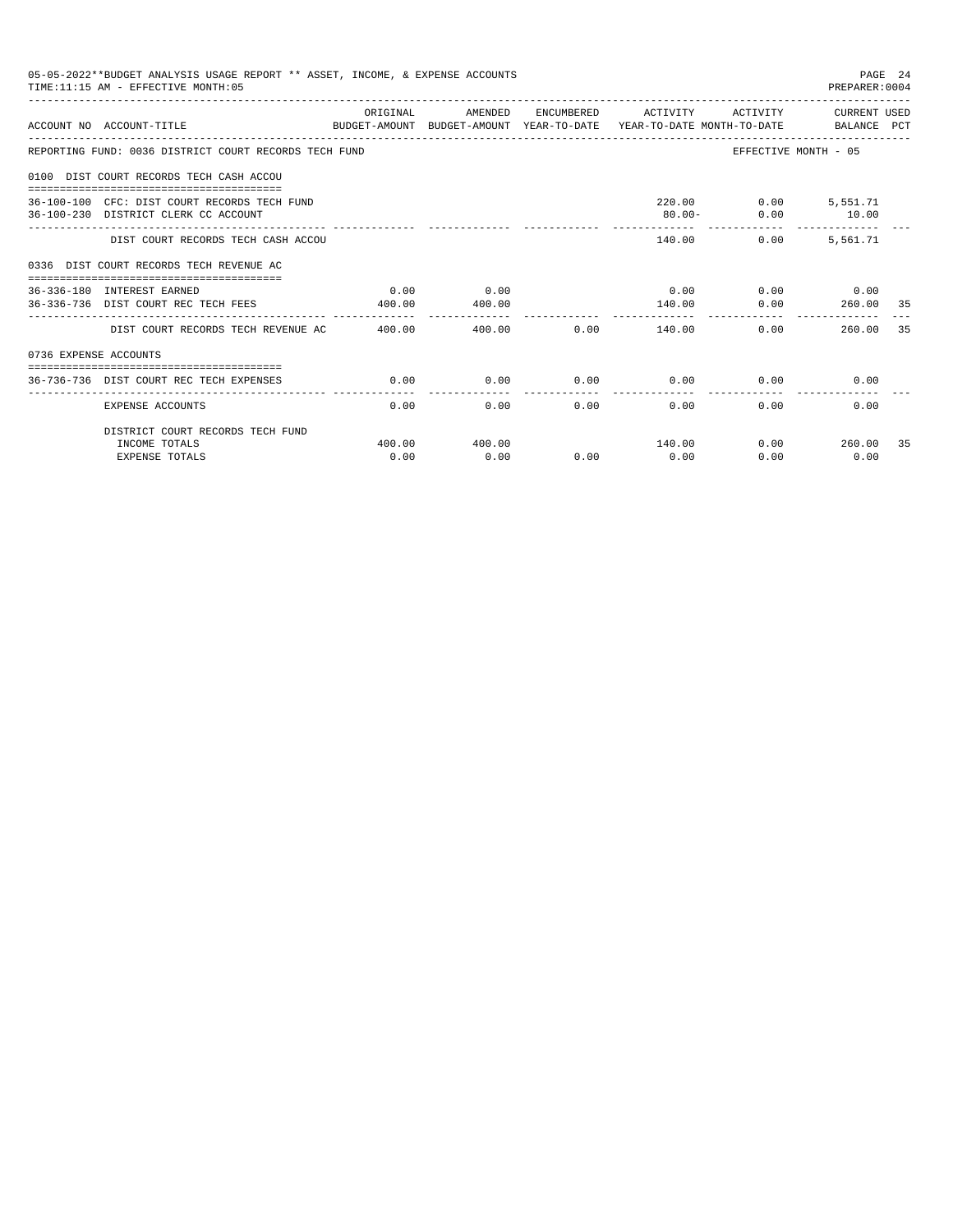05-05-2022**BUDGET ANALYSIS USAGE REPORT ** ASSET, INCOME, & EXPENSE ACCOUNTS
TIME:11:15 AM - EFFECTIVE MONTH:05

PREPARER:0004

| ACCOUNT NO | ACCOUNT-TITLE | ORIGINAL BUDGET-AMOUNT | AMENDED BUDGET-AMOUNT | ENCUMBERED YEAR-TO-DATE | ACTIVITY YEAR-TO-DATE | ACTIVITY MONTH-TO-DATE | CURRENT BALANCE | USED PCT |
|---|---|---|---|---|---|---|---|---|
| REPORTING FUND: 0036 DISTRICT COURT RECORDS TECH FUND | | | | | | EFFECTIVE MONTH - 05 | | |
| 0100 DIST COURT RECORDS TECH CASH ACCOU | | | | | | | | |
| 36-100-100 | CFC: DIST COURT RECORDS TECH FUND | | | | 220.00 | 0.00 | 5,551.71 | |
| 36-100-230 | DISTRICT CLERK CC ACCOUNT | | | | 80.00- | 0.00 | 10.00 | |
| | DIST COURT RECORDS TECH CASH ACCOU | | | | 140.00 | 0.00 | 5,561.71 | |
| 0336 DIST COURT RECORDS TECH REVENUE AC | | | | | | | | |
| 36-336-180 | INTEREST EARNED | 0.00 | 0.00 | | 0.00 | 0.00 | 0.00 | |
| 36-336-736 | DIST COURT REC TECH FEES | 400.00 | 400.00 | | 140.00 | 0.00 | 260.00 | 35 |
| | DIST COURT RECORDS TECH REVENUE AC | 400.00 | 400.00 | 0.00 | 140.00 | 0.00 | 260.00 | 35 |
| 0736 EXPENSE ACCOUNTS | | | | | | | | |
| 36-736-736 | DIST COURT REC TECH EXPENSES | 0.00 | 0.00 | 0.00 | 0.00 | 0.00 | 0.00 | |
| | EXPENSE ACCOUNTS | 0.00 | 0.00 | 0.00 | 0.00 | 0.00 | 0.00 | |
| | DISTRICT COURT RECORDS TECH FUND | | | | | | | |
| | INCOME TOTALS | 400.00 | 400.00 | | 140.00 | 0.00 | 260.00 | 35 |
| | EXPENSE TOTALS | 0.00 | 0.00 | 0.00 | 0.00 | 0.00 | 0.00 | |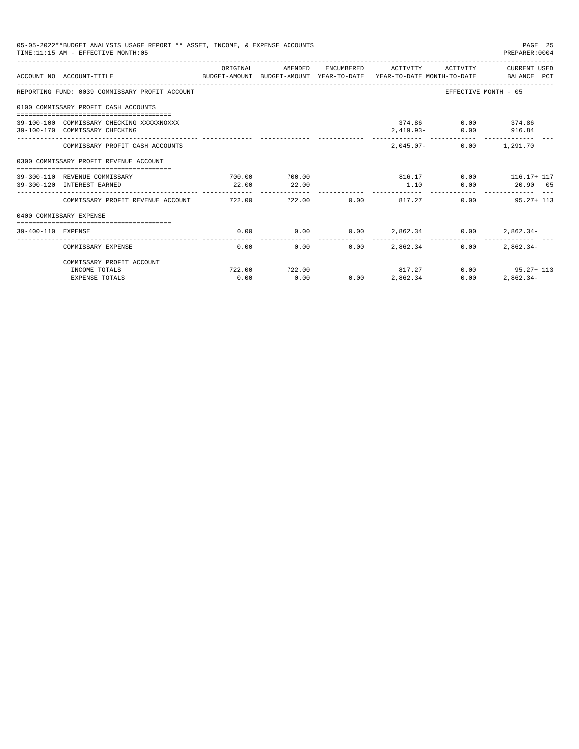05-05-2022**BUDGET ANALYSIS USAGE REPORT ** ASSET, INCOME, & EXPENSE ACCOUNTS
TIME:11:15 AM - EFFECTIVE MONTH:05

PREPARER:0004

| ACCOUNT NO | ACCOUNT-TITLE | ORIGINAL BUDGET-AMOUNT | AMENDED BUDGET-AMOUNT | ENCUMBERED YEAR-TO-DATE | ACTIVITY YEAR-TO-DATE | ACTIVITY MONTH-TO-DATE | CURRENT USED BALANCE | PCT |
|---|---|---|---|---|---|---|---|---|
| REPORTING FUND: 0039 COMMISSARY PROFIT ACCOUNT | | | | | | EFFECTIVE MONTH - 05 | | |
| 0100 COMMISSARY PROFIT CASH ACCOUNTS | | | | | | | | |
| 39-100-100 | COMMISSARY CHECKING XXXXXNOXXX | | | | 374.86 | 0.00 | 374.86 | |
| 39-100-170 | COMMISSARY CHECKING | | | | 2,419.93- | 0.00 | 916.84 | |
| | COMMISSARY PROFIT CASH ACCOUNTS | | | | 2,045.07- | 0.00 | 1,291.70 | |
| 0300 COMMISSARY PROFIT REVENUE ACCOUNT | | | | | | | | |
| 39-300-110 | REVENUE COMMISSARY | 700.00 | 700.00 | | 816.17 | 0.00 | 116.17+ | 117 |
| 39-300-120 | INTEREST EARNED | 22.00 | 22.00 | | 1.10 | 0.00 | 20.90 | 05 |
| | COMMISSARY PROFIT REVENUE ACCOUNT | 722.00 | 722.00 | 0.00 | 817.27 | 0.00 | 95.27+ | 113 |
| 0400 COMMISSARY EXPENSE | | | | | | | | |
| 39-400-110 | EXPENSE | 0.00 | 0.00 | 0.00 | 2,862.34 | 0.00 | 2,862.34- | |
| | COMMISSARY EXPENSE | 0.00 | 0.00 | 0.00 | 2,862.34 | 0.00 | 2,862.34- | |
| | COMMISSARY PROFIT ACCOUNT | | | | | | | |
| | INCOME TOTALS | 722.00 | 722.00 | | 817.27 | 0.00 | 95.27+ | 113 |
| | EXPENSE TOTALS | 0.00 | 0.00 | 0.00 | 2,862.34 | 0.00 | 2,862.34- | |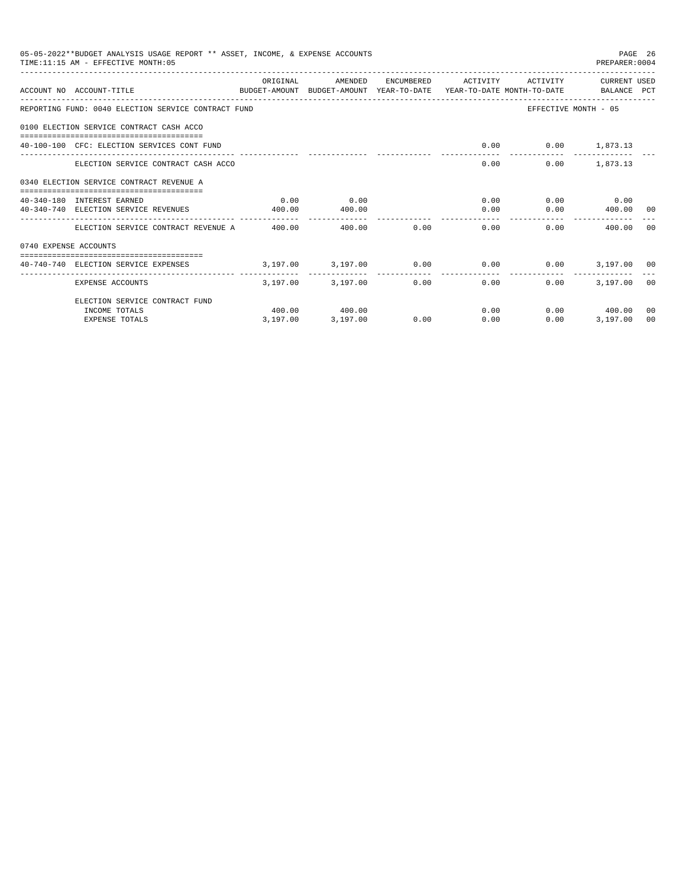05-05-2022**BUDGET ANALYSIS USAGE REPORT ** ASSET, INCOME, & EXPENSE ACCOUNTS
TIME:11:15 AM - EFFECTIVE MONTH:05

PREPARER:0004

| ACCOUNT NO | ACCOUNT-TITLE | ORIGINAL BUDGET-AMOUNT | AMENDED BUDGET-AMOUNT | ENCUMBERED YEAR-TO-DATE | ACTIVITY YEAR-TO-DATE | ACTIVITY MONTH-TO-DATE | CURRENT BALANCE | USED PCT |
|---|---|---|---|---|---|---|---|---|
| REPORTING FUND: 0040 ELECTION SERVICE CONTRACT FUND | | | | | | EFFECTIVE MONTH - 05 | | |
| 0100 ELECTION SERVICE CONTRACT CASH ACCO | | | | | | | | |
| 40-100-100 | CFC: ELECTION SERVICES CONT FUND | | | | 0.00 | 0.00 | 1,873.13 | |
| | ELECTION SERVICE CONTRACT CASH ACCO | | | | 0.00 | 0.00 | 1,873.13 | |
| 0340 ELECTION SERVICE CONTRACT REVENUE A | | | | | | | | |
| 40-340-180 | INTEREST EARNED | 0.00 | 0.00 | | 0.00 | 0.00 | 0.00 | |
| 40-340-740 | ELECTION SERVICE REVENUES | 400.00 | 400.00 | | 0.00 | 0.00 | 400.00 | 00 |
| | ELECTION SERVICE CONTRACT REVENUE A | 400.00 | 400.00 | 0.00 | 0.00 | 0.00 | 400.00 | 00 |
| 0740 EXPENSE ACCOUNTS | | | | | | | | |
| 40-740-740 | ELECTION SERVICE EXPENSES | 3,197.00 | 3,197.00 | 0.00 | 0.00 | 0.00 | 3,197.00 | 00 |
| | EXPENSE ACCOUNTS | 3,197.00 | 3,197.00 | 0.00 | 0.00 | 0.00 | 3,197.00 | 00 |
| | ELECTION SERVICE CONTRACT FUND | | | | | | | |
| | INCOME TOTALS | 400.00 | 400.00 | | 0.00 | 0.00 | 400.00 | 00 |
| | EXPENSE TOTALS | 3,197.00 | 3,197.00 | 0.00 | 0.00 | 0.00 | 3,197.00 | 00 |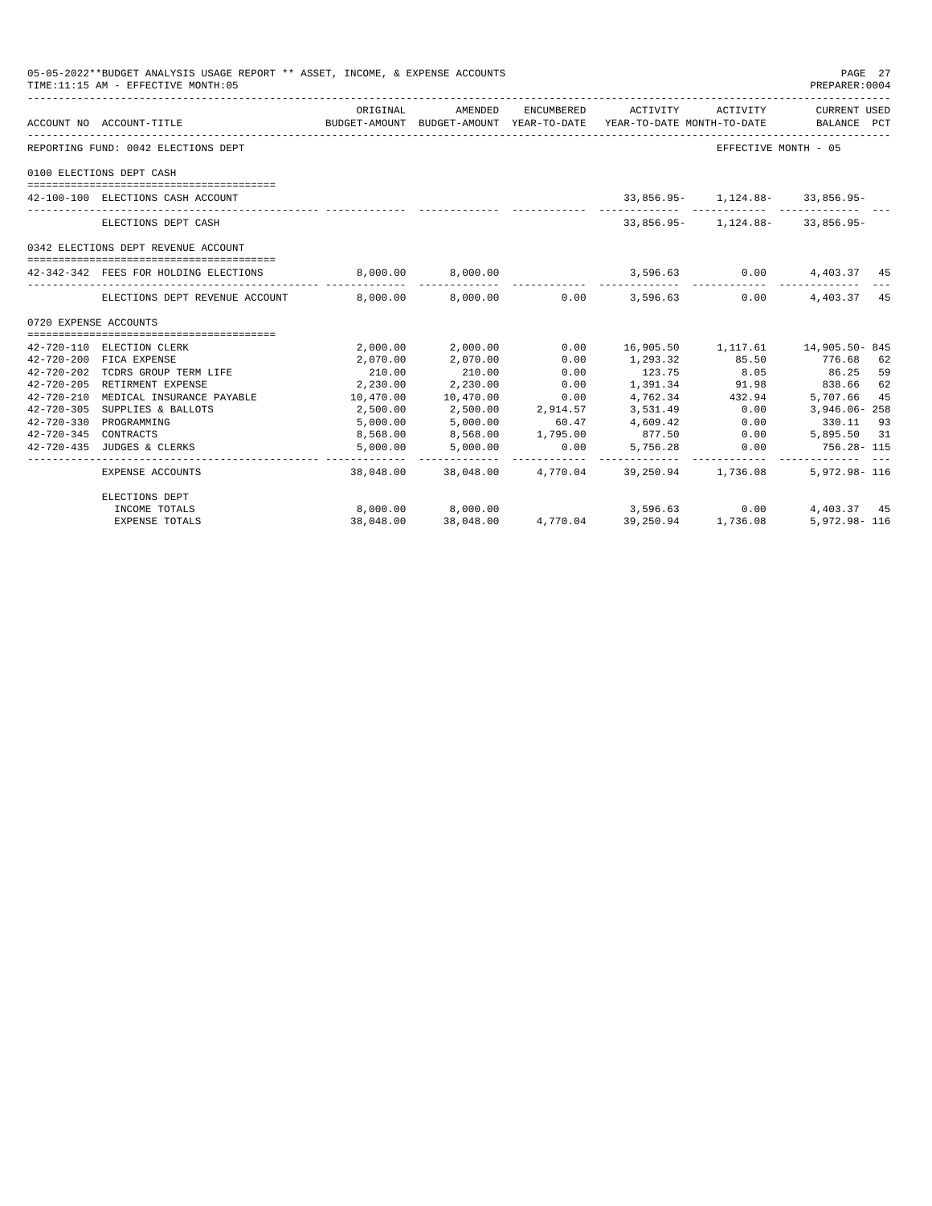05-05-2022**BUDGET ANALYSIS USAGE REPORT ** ASSET, INCOME, & EXPENSE ACCOUNTS
TIME:11:15 AM - EFFECTIVE MONTH:05

PREPARER:0004

| ACCOUNT NO | ACCOUNT-TITLE | ORIGINAL BUDGET-AMOUNT | AMENDED BUDGET-AMOUNT | ENCUMBERED YEAR-TO-DATE | ACTIVITY YEAR-TO-DATE | ACTIVITY MONTH-TO-DATE | CURRENT USED BALANCE | PCT |
|---|---|---|---|---|---|---|---|---|
| REPORTING FUND: 0042 ELECTIONS DEPT | | | | | | EFFECTIVE MONTH - 05 | | |
| 0100 ELECTIONS DEPT CASH | | | | | | | | |
| 42-100-100 | ELECTIONS CASH ACCOUNT | | | | 33,856.95- | 1,124.88- | 33,856.95- | |
| | ELECTIONS DEPT CASH | | | | 33,856.95- | 1,124.88- | 33,856.95- | |
| 0342 ELECTIONS DEPT REVENUE ACCOUNT | | | | | | | | |
| 42-342-342 | FEES FOR HOLDING ELECTIONS | 8,000.00 | 8,000.00 | | 3,596.63 | 0.00 | 4,403.37 | 45 |
| | ELECTIONS DEPT REVENUE ACCOUNT | 8,000.00 | 8,000.00 | 0.00 | 3,596.63 | 0.00 | 4,403.37 | 45 |
| 0720 EXPENSE ACCOUNTS | | | | | | | | |
| 42-720-110 | ELECTION CLERK | 2,000.00 | 2,000.00 | 0.00 | 16,905.50 | 1,117.61 | 14,905.50- | 845 |
| 42-720-200 | FICA EXPENSE | 2,070.00 | 2,070.00 | 0.00 | 1,293.32 | 85.50 | 776.68 | 62 |
| 42-720-202 | TCDRS GROUP TERM LIFE | 210.00 | 210.00 | 0.00 | 123.75 | 8.05 | 86.25 | 59 |
| 42-720-205 | RETIREMENT EXPENSE | 2,230.00 | 2,230.00 | 0.00 | 1,391.34 | 91.98 | 838.66 | 62 |
| 42-720-210 | MEDICAL INSURANCE PAYABLE | 10,470.00 | 10,470.00 | 0.00 | 4,762.34 | 432.94 | 5,707.66 | 45 |
| 42-720-305 | SUPPLIES & BALLOTS | 2,500.00 | 2,500.00 | 2,914.57 | 3,531.49 | 0.00 | 3,946.06- | 258 |
| 42-720-330 | PROGRAMMING | 5,000.00 | 5,000.00 | 60.47 | 4,609.42 | 0.00 | 330.11 | 93 |
| 42-720-345 | CONTRACTS | 8,568.00 | 8,568.00 | 1,795.00 | 877.50 | 0.00 | 5,895.50 | 31 |
| 42-720-435 | JUDGES & CLERKS | 5,000.00 | 5,000.00 | 0.00 | 5,756.28 | 0.00 | 756.28- | 115 |
| | EXPENSE ACCOUNTS | 38,048.00 | 38,048.00 | 4,770.04 | 39,250.94 | 1,736.08 | 5,972.98- | 116 |
| | ELECTIONS DEPT | | | | | | | |
| | INCOME TOTALS | 8,000.00 | 8,000.00 | | 3,596.63 | 0.00 | 4,403.37 | 45 |
| | EXPENSE TOTALS | 38,048.00 | 38,048.00 | 4,770.04 | 39,250.94 | 1,736.08 | 5,972.98- | 116 |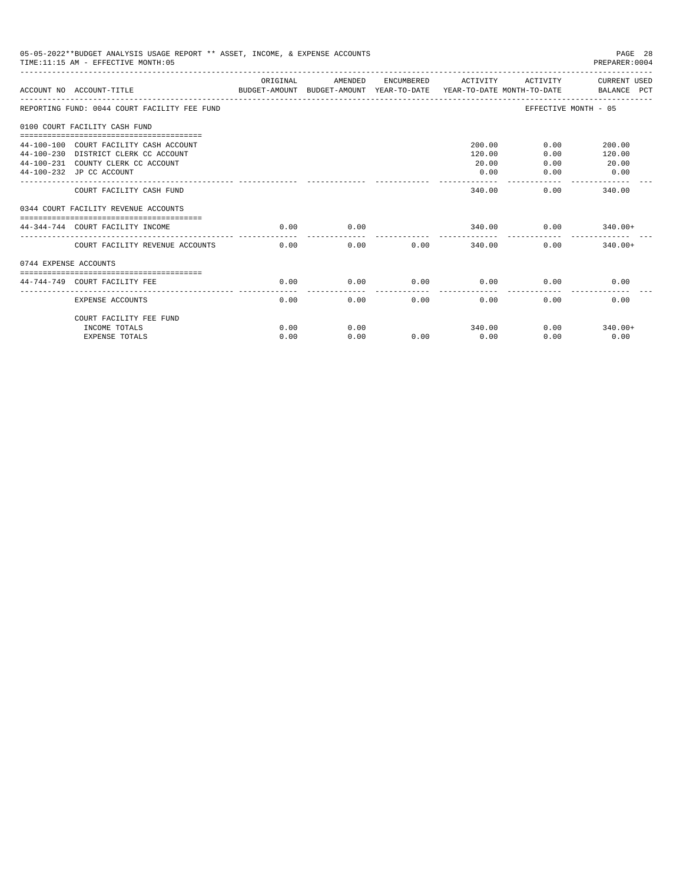05-05-2022**BUDGET ANALYSIS USAGE REPORT ** ASSET, INCOME, & EXPENSE ACCOUNTS

TIME:11:15 AM - EFFECTIVE MONTH:05

PREPARER:0004

| ACCOUNT NO | ACCOUNT-TITLE | ORIGINAL BUDGET-AMOUNT | AMENDED BUDGET-AMOUNT | ENCUMBERED YEAR-TO-DATE | ACTIVITY YEAR-TO-DATE | ACTIVITY MONTH-TO-DATE | CURRENT USED BALANCE | PCT |
|---|---|---|---|---|---|---|---|---|
| REPORTING FUND: 0044 COURT FACILITY FEE FUND | | | | | | EFFECTIVE MONTH - 05 | | |
| 0100 COURT FACILITY CASH FUND | | | | | | | | |
| 44-100-100 | COURT FACILITY CASH ACCOUNT | | | | 200.00 | 0.00 | 200.00 | |
| 44-100-230 | DISTRICT CLERK CC ACCOUNT | | | | 120.00 | 0.00 | 120.00 | |
| 44-100-231 | COUNTY CLERK CC ACCOUNT | | | | 20.00 | 0.00 | 20.00 | |
| 44-100-232 | JP CC ACCOUNT | | | | 0.00 | 0.00 | 0.00 | |
| | COURT FACILITY CASH FUND | | | | 340.00 | 0.00 | 340.00 | |
| 0344 COURT FACILITY REVENUE ACCOUNTS | | | | | | | | |
| 44-344-744 | COURT FACILITY INCOME | 0.00 | 0.00 | | 340.00 | 0.00 | 340.00+ | |
| | COURT FACILITY REVENUE ACCOUNTS | 0.00 | 0.00 | 0.00 | 340.00 | 0.00 | 340.00+ | |
| 0744 EXPENSE ACCOUNTS | | | | | | | | |
| 44-744-749 | COURT FACILITY FEE | 0.00 | 0.00 | 0.00 | 0.00 | 0.00 | 0.00 | |
| | EXPENSE ACCOUNTS | 0.00 | 0.00 | 0.00 | 0.00 | 0.00 | 0.00 | |
| | COURT FACILITY FEE FUND | | | | | | | |
| | INCOME TOTALS | 0.00 | 0.00 | | 340.00 | 0.00 | 340.00+ | |
| | EXPENSE TOTALS | 0.00 | 0.00 | 0.00 | 0.00 | 0.00 | 0.00 | |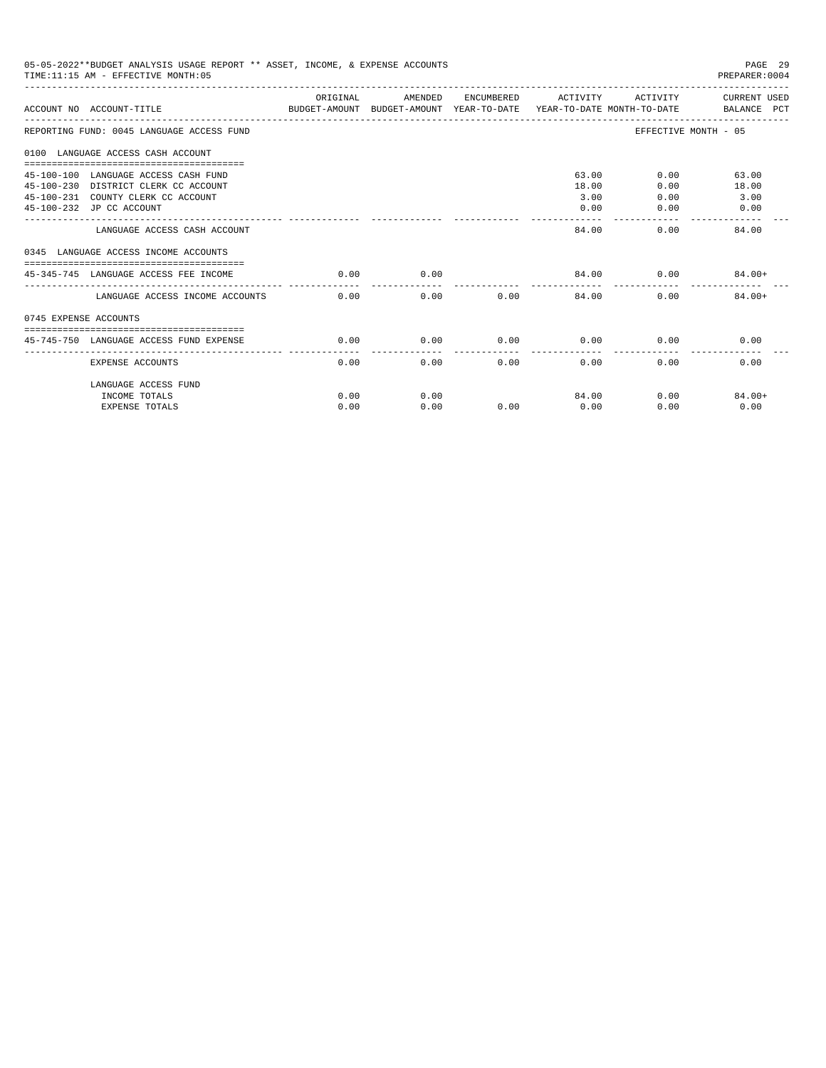05-05-2022**BUDGET ANALYSIS USAGE REPORT ** ASSET, INCOME, & EXPENSE ACCOUNTS

TIME:11:15 AM - EFFECTIVE MONTH:05

PREPARER:0004

| ACCOUNT NO | ACCOUNT-TITLE | ORIGINAL BUDGET-AMOUNT | AMENDED BUDGET-AMOUNT | ENCUMBERED YEAR-TO-DATE | ACTIVITY YEAR-TO-DATE | ACTIVITY MONTH-TO-DATE | CURRENT USED BALANCE PCT |
|---|---|---|---|---|---|---|---|
| REPORTING FUND: 0045 LANGUAGE ACCESS FUND | | | | | | | EFFECTIVE MONTH - 05 |
| 0100 LANGUAGE ACCESS CASH ACCOUNT | | | | | | | |
| 45-100-100 | LANGUAGE ACCESS CASH FUND | | | | 63.00 | 0.00 | 63.00 |
| 45-100-230 | DISTRICT CLERK CC ACCOUNT | | | | 18.00 | 0.00 | 18.00 |
| 45-100-231 | COUNTY CLERK CC ACCOUNT | | | | 3.00 | 0.00 | 3.00 |
| 45-100-232 | JP CC ACCOUNT | | | | 0.00 | 0.00 | 0.00 |
| | LANGUAGE ACCESS CASH ACCOUNT | | | | 84.00 | 0.00 | 84.00 |
| 0345 LANGUAGE ACCESS INCOME ACCOUNTS | | | | | | | |
| 45-345-745 | LANGUAGE ACCESS FEE INCOME | 0.00 | 0.00 | | 84.00 | 0.00 | 84.00+ |
| | LANGUAGE ACCESS INCOME ACCOUNTS | 0.00 | 0.00 | 0.00 | 84.00 | 0.00 | 84.00+ |
| 0745 EXPENSE ACCOUNTS | | | | | | | |
| 45-745-750 | LANGUAGE ACCESS FUND EXPENSE | 0.00 | 0.00 | 0.00 | 0.00 | 0.00 | 0.00 |
| | EXPENSE ACCOUNTS | 0.00 | 0.00 | 0.00 | 0.00 | 0.00 | 0.00 |
| | LANGUAGE ACCESS FUND | | | | | | |
| | INCOME TOTALS | 0.00 | 0.00 | | 84.00 | 0.00 | 84.00+ |
| | EXPENSE TOTALS | 0.00 | 0.00 | 0.00 | 0.00 | 0.00 | 0.00 |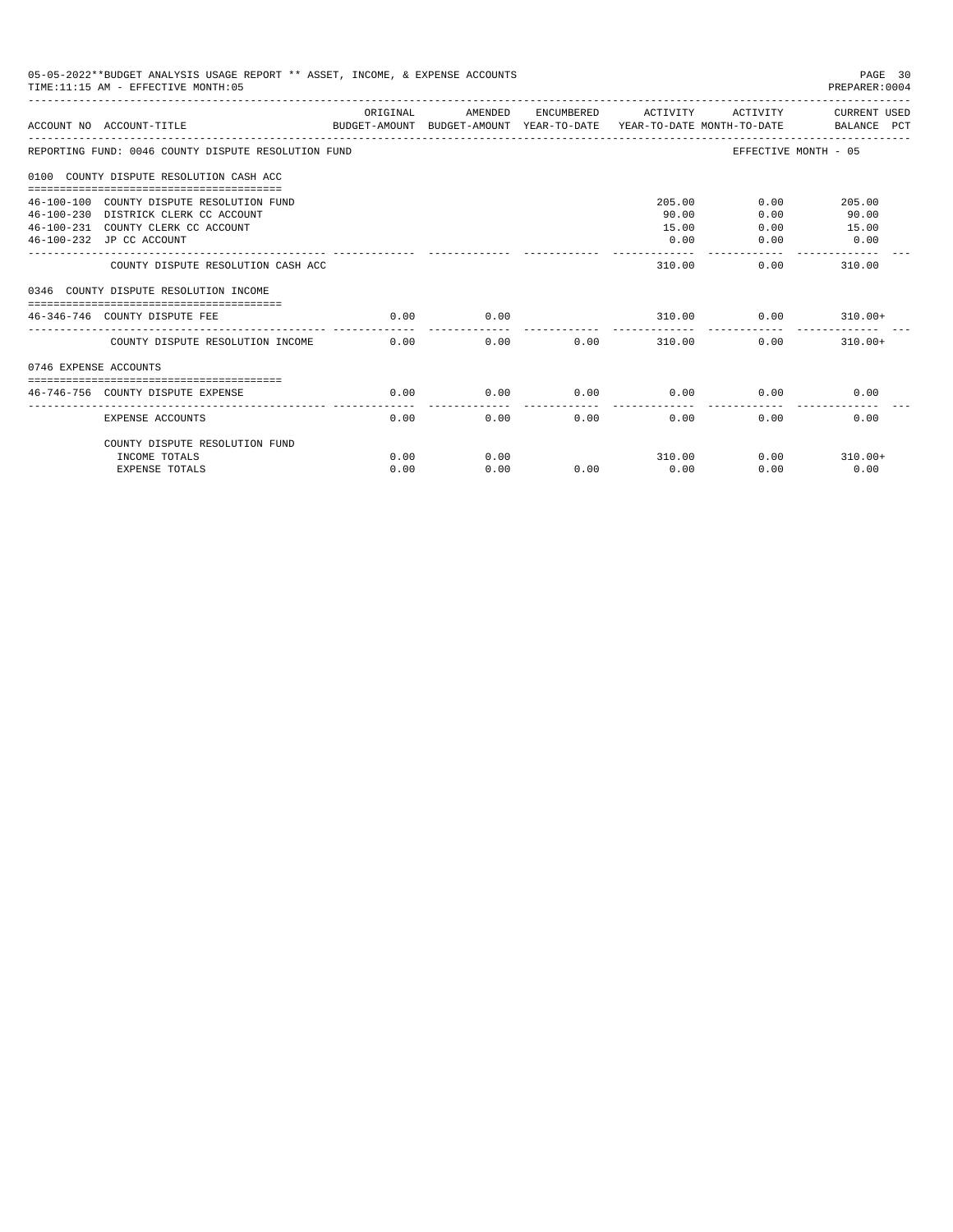05-05-2022**BUDGET ANALYSIS USAGE REPORT ** ASSET, INCOME, & EXPENSE ACCOUNTS

TIME:11:15 AM - EFFECTIVE MONTH:05

PREPARER:0004

| ACCOUNT NO | ACCOUNT-TITLE | ORIGINAL BUDGET-AMOUNT | AMENDED BUDGET-AMOUNT | ENCUMBERED YEAR-TO-DATE | ACTIVITY YEAR-TO-DATE | ACTIVITY MONTH-TO-DATE | CURRENT USED BALANCE PCT |
|---|---|---|---|---|---|---|---|
| REPORTING FUND: 0046 COUNTY DISPUTE RESOLUTION FUND | | | | | | | EFFECTIVE MONTH - 05 |
| 0100 COUNTY DISPUTE RESOLUTION CASH ACC | | | | | | | |
| 46-100-100 | COUNTY DISPUTE RESOLUTION FUND | | | | 205.00 | 0.00 | 205.00 |
| 46-100-230 | DISTRICK CLERK CC ACCOUNT | | | | 90.00 | 0.00 | 90.00 |
| 46-100-231 | COUNTY CLERK CC ACCOUNT | | | | 15.00 | 0.00 | 15.00 |
| 46-100-232 | JP CC ACCOUNT | | | | 0.00 | 0.00 | 0.00 |
| | COUNTY DISPUTE RESOLUTION CASH ACC | | | | 310.00 | 0.00 | 310.00 |
| 0346 COUNTY DISPUTE RESOLUTION INCOME | | | | | | | |
| 46-346-746 | COUNTY DISPUTE FEE | 0.00 | 0.00 | | 310.00 | 0.00 | 310.00+ |
| | COUNTY DISPUTE RESOLUTION INCOME | 0.00 | 0.00 | 0.00 | 310.00 | 0.00 | 310.00+ |
| 0746 EXPENSE ACCOUNTS | | | | | | | |
| 46-746-756 | COUNTY DISPUTE EXPENSE | 0.00 | 0.00 | 0.00 | 0.00 | 0.00 | 0.00 |
| | EXPENSE ACCOUNTS | 0.00 | 0.00 | 0.00 | 0.00 | 0.00 | 0.00 |
| | COUNTY DISPUTE RESOLUTION FUND | | | | | | |
| | INCOME TOTALS | 0.00 | 0.00 | | 310.00 | 0.00 | 310.00+ |
| | EXPENSE TOTALS | 0.00 | 0.00 | 0.00 | 0.00 | 0.00 | 0.00 |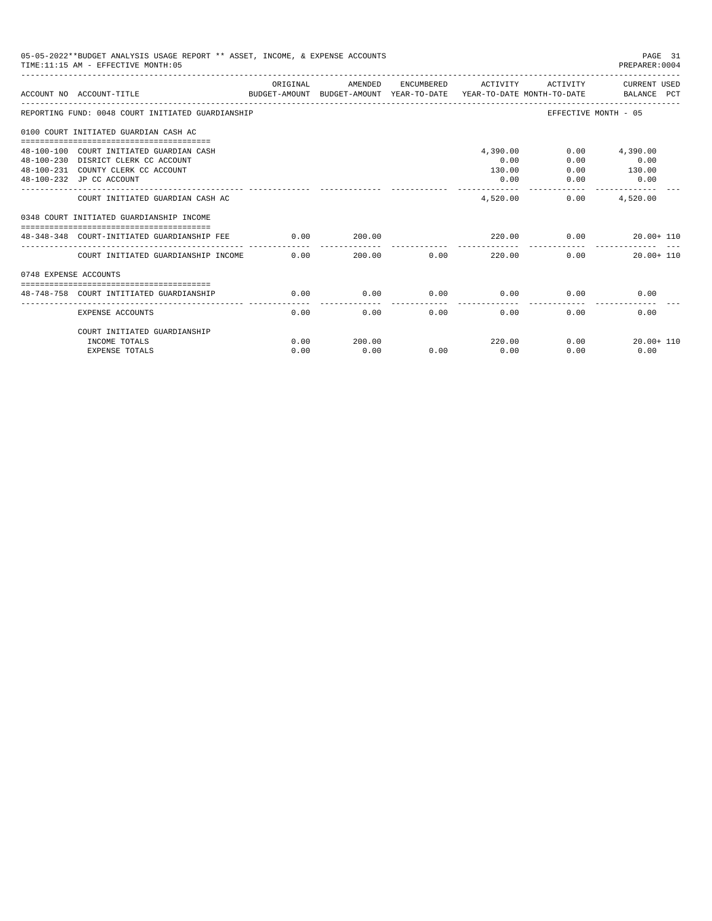05-05-2022**BUDGET ANALYSIS USAGE REPORT ** ASSET, INCOME, & EXPENSE ACCOUNTS

TIME:11:15 AM - EFFECTIVE MONTH:05

PREPARER:0004

| ACCOUNT NO | ACCOUNT-TITLE | ORIGINAL BUDGET-AMOUNT | AMENDED BUDGET-AMOUNT | ENCUMBERED YEAR-TO-DATE | ACTIVITY YEAR-TO-DATE | ACTIVITY MONTH-TO-DATE | CURRENT USED BALANCE | PCT |
|---|---|---|---|---|---|---|---|---|
| REPORTING FUND: 0048 COURT INITIATED GUARDIANSHIP | | | | | | | EFFECTIVE MONTH - 05 | |
| 0100 COURT INITIATED GUARDIAN CASH AC | | | | | | | | |
| 48-100-100 | COURT INITIATED GUARDIAN CASH | | | | 4,390.00 | 0.00 | 4,390.00 | |
| 48-100-230 | DISRICT CLERK CC ACCOUNT | | | | 0.00 | 0.00 | 0.00 | |
| 48-100-231 | COUNTY CLERK CC ACCOUNT | | | | 130.00 | 0.00 | 130.00 | |
| 48-100-232 | JP CC ACCOUNT | | | | 0.00 | 0.00 | 0.00 | |
| | COURT INITIATED GUARDIAN CASH AC | | | | 4,520.00 | 0.00 | 4,520.00 | |
| 0348 COURT INITIATED GUARDIANSHIP INCOME | | | | | | | | |
| 48-348-348 | COURT-INITIATED GUARDIANSHIP FEE | 0.00 | 200.00 | | 220.00 | 0.00 | 20.00+ | 110 |
| | COURT INITIATED GUARDIANSHIP INCOME | 0.00 | 200.00 | 0.00 | 220.00 | 0.00 | 20.00+ | 110 |
| 0748 EXPENSE ACCOUNTS | | | | | | | | |
| 48-748-758 | COURT INTITIATED GUARDIANSHIP | 0.00 | 0.00 | 0.00 | 0.00 | 0.00 | 0.00 | |
| | EXPENSE ACCOUNTS | 0.00 | 0.00 | 0.00 | 0.00 | 0.00 | 0.00 | |
| | COURT INITIATED GUARDIANSHIP | | | | | | | |
| | INCOME TOTALS | 0.00 | 200.00 | | 220.00 | 0.00 | 20.00+ | 110 |
| | EXPENSE TOTALS | 0.00 | 0.00 | 0.00 | 0.00 | 0.00 | 0.00 | |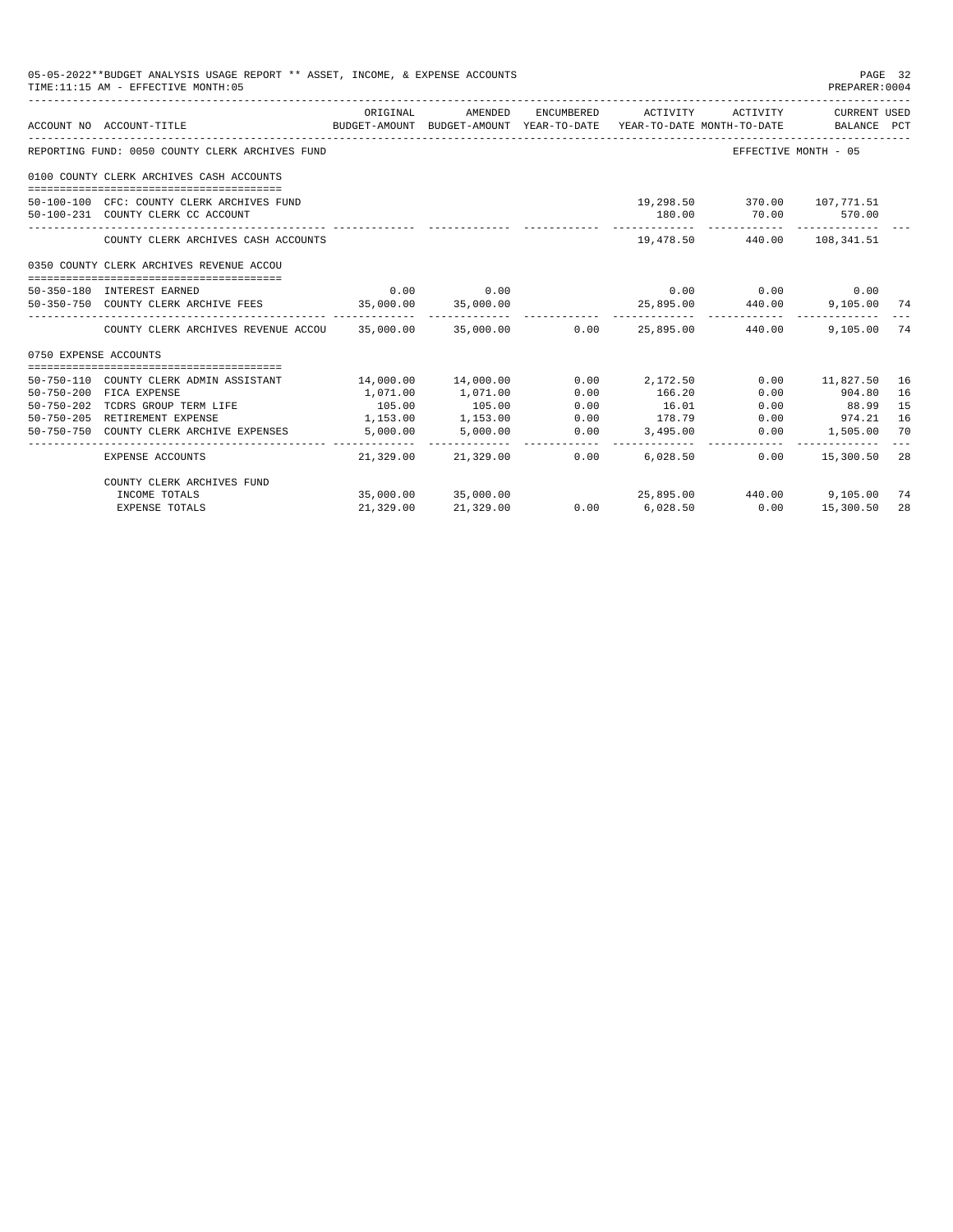05-05-2022**BUDGET ANALYSIS USAGE REPORT ** ASSET, INCOME, & EXPENSE ACCOUNTS

TIME:11:15 AM - EFFECTIVE MONTH:05

PREPARER:0004

| ACCOUNT NO | ACCOUNT-TITLE | ORIGINAL BUDGET-AMOUNT | AMENDED BUDGET-AMOUNT | ENCUMBERED YEAR-TO-DATE | ACTIVITY YEAR-TO-DATE | ACTIVITY MONTH-TO-DATE | CURRENT USED BALANCE | PCT |
|---|---|---|---|---|---|---|---|---|
| REPORTING FUND: 0050 COUNTY CLERK ARCHIVES FUND | | | | | | EFFECTIVE MONTH - 05 | | |
| 0100 COUNTY CLERK ARCHIVES CASH ACCOUNTS | | | | | | | | |
| 50-100-100 | CFC: COUNTY CLERK ARCHIVES FUND | | | | 19,298.50 | 370.00 | 107,771.51 | |
| 50-100-231 | COUNTY CLERK CC ACCOUNT | | | | 180.00 | 70.00 | 570.00 | |
| | COUNTY CLERK ARCHIVES CASH ACCOUNTS | | | | 19,478.50 | 440.00 | 108,341.51 | |
| 0350 COUNTY CLERK ARCHIVES REVENUE ACCOU | | | | | | | | |
| 50-350-180 | INTEREST EARNED | 0.00 | 0.00 | | 0.00 | 0.00 | 0.00 | |
| 50-350-750 | COUNTY CLERK ARCHIVE FEES | 35,000.00 | 35,000.00 | | 25,895.00 | 440.00 | 9,105.00 | 74 |
| | COUNTY CLERK ARCHIVES REVENUE ACCOU | 35,000.00 | 35,000.00 | 0.00 | 25,895.00 | 440.00 | 9,105.00 | 74 |
| 0750 EXPENSE ACCOUNTS | | | | | | | | |
| 50-750-110 | COUNTY CLERK ADMIN ASSISTANT | 14,000.00 | 14,000.00 | 0.00 | 2,172.50 | 0.00 | 11,827.50 | 16 |
| 50-750-200 | FICA EXPENSE | 1,071.00 | 1,071.00 | 0.00 | 166.20 | 0.00 | 904.80 | 16 |
| 50-750-202 | TCDRS GROUP TERM LIFE | 105.00 | 105.00 | 0.00 | 16.01 | 0.00 | 88.99 | 15 |
| 50-750-205 | RETIREMENT EXPENSE | 1,153.00 | 1,153.00 | 0.00 | 178.79 | 0.00 | 974.21 | 16 |
| 50-750-750 | COUNTY CLERK ARCHIVE EXPENSES | 5,000.00 | 5,000.00 | 0.00 | 3,495.00 | 0.00 | 1,505.00 | 70 |
| | EXPENSE ACCOUNTS | 21,329.00 | 21,329.00 | 0.00 | 6,028.50 | 0.00 | 15,300.50 | 28 |
| | COUNTY CLERK ARCHIVES FUND | | | | | | | |
| | INCOME TOTALS | 35,000.00 | 35,000.00 | | 25,895.00 | 440.00 | 9,105.00 | 74 |
| | EXPENSE TOTALS | 21,329.00 | 21,329.00 | 0.00 | 6,028.50 | 0.00 | 15,300.50 | 28 |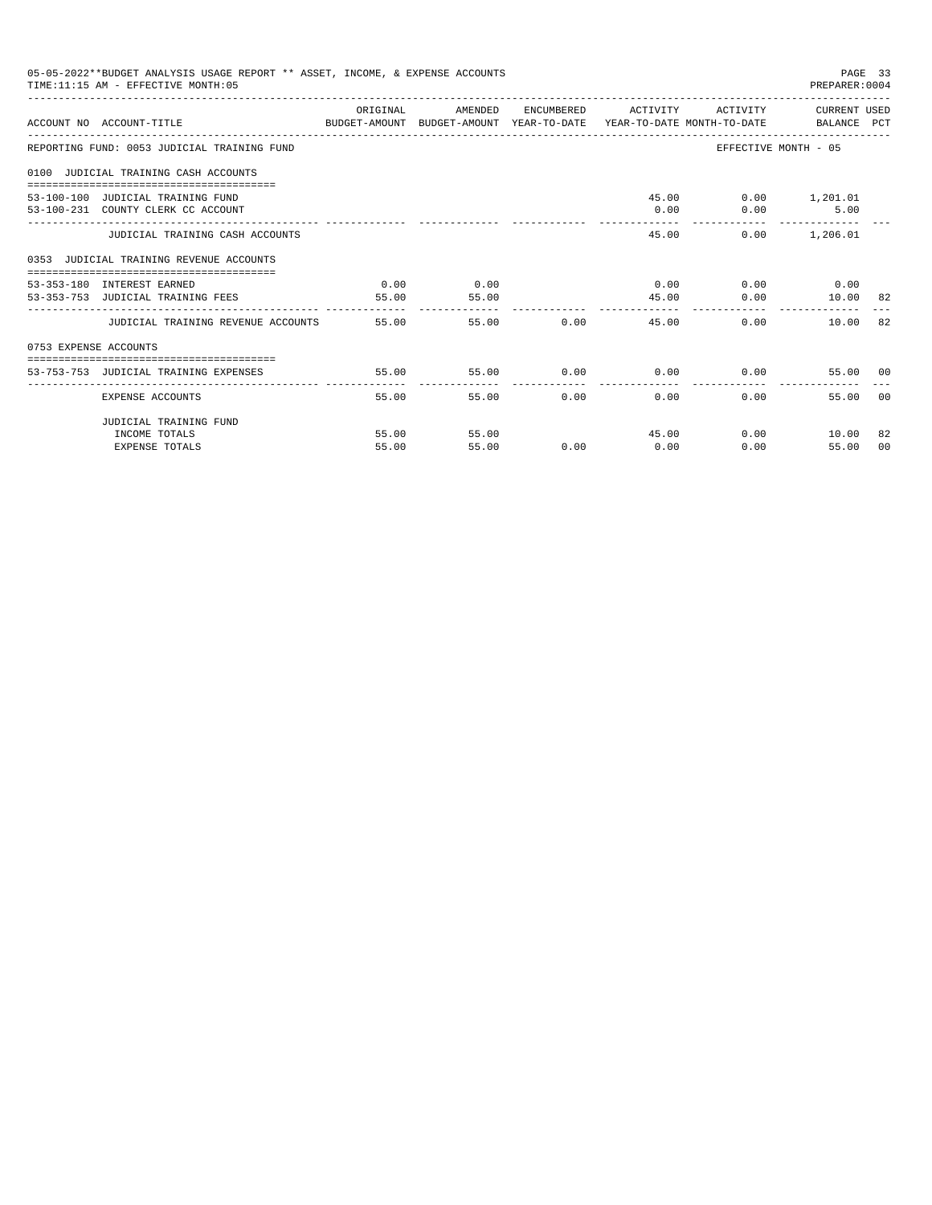05-05-2022**BUDGET ANALYSIS USAGE REPORT ** ASSET, INCOME, & EXPENSE ACCOUNTS
TIME:11:15 AM - EFFECTIVE MONTH:05
PREPARER:0004

| ACCOUNT NO | ACCOUNT-TITLE | ORIGINAL BUDGET-AMOUNT | AMENDED BUDGET-AMOUNT | ENCUMBERED YEAR-TO-DATE | ACTIVITY YEAR-TO-DATE | ACTIVITY MONTH-TO-DATE | CURRENT USED BALANCE | PCT |
|---|---|---|---|---|---|---|---|---|
| REPORTING FUND: 0053 JUDICIAL TRAINING FUND | | | | | | EFFECTIVE MONTH - 05 | | |
| 0100 JUDICIAL TRAINING CASH ACCOUNTS | | | | | | | | |
| 53-100-100 | JUDICIAL TRAINING FUND | | | | 45.00 | 0.00 | 1,201.01 | |
| 53-100-231 | COUNTY CLERK CC ACCOUNT | | | | 0.00 | 0.00 | 5.00 | |
| | JUDICIAL TRAINING CASH ACCOUNTS | | | | 45.00 | 0.00 | 1,206.01 | |
| 0353 JUDICIAL TRAINING REVENUE ACCOUNTS | | | | | | | | |
| 53-353-180 | INTEREST EARNED | 0.00 | 0.00 | | 0.00 | 0.00 | 0.00 | |
| 53-353-753 | JUDICIAL TRAINING FEES | 55.00 | 55.00 | | 45.00 | 0.00 | 10.00 | 82 |
| | JUDICIAL TRAINING REVENUE ACCOUNTS | 55.00 | 55.00 | 0.00 | 45.00 | 0.00 | 10.00 | 82 |
| 0753 EXPENSE ACCOUNTS | | | | | | | | |
| 53-753-753 | JUDICIAL TRAINING EXPENSES | 55.00 | 55.00 | 0.00 | 0.00 | 0.00 | 55.00 | 00 |
| | EXPENSE ACCOUNTS | 55.00 | 55.00 | 0.00 | 0.00 | 0.00 | 55.00 | 00 |
| | JUDICIAL TRAINING FUND | | | | | | | |
| | INCOME TOTALS | 55.00 | 55.00 | | 45.00 | 0.00 | 10.00 | 82 |
| | EXPENSE TOTALS | 55.00 | 55.00 | 0.00 | 0.00 | 0.00 | 55.00 | 00 |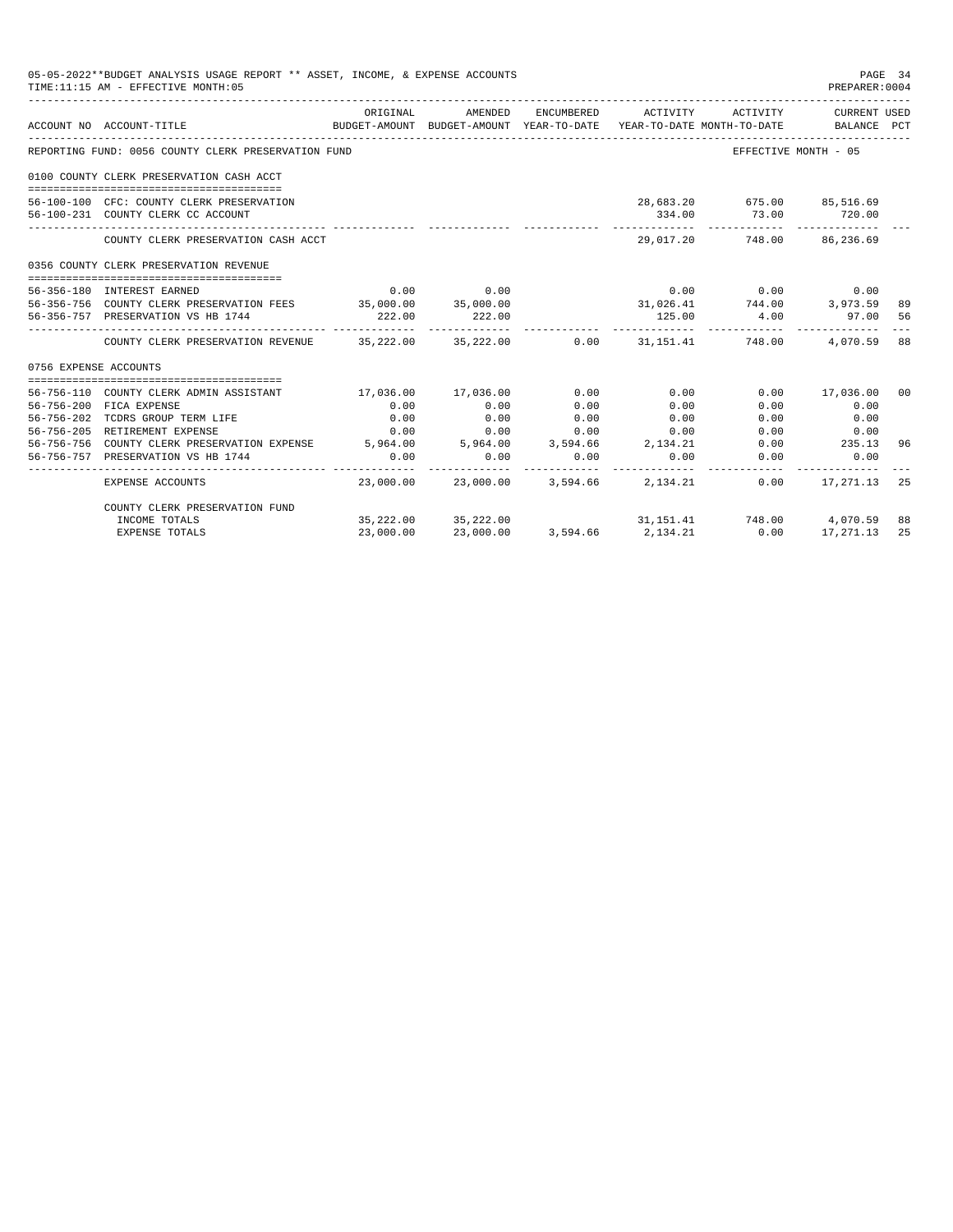05-05-2022**BUDGET ANALYSIS USAGE REPORT ** ASSET, INCOME, & EXPENSE ACCOUNTS
TIME:11:15 AM - EFFECTIVE MONTH:05

PREPARER:0004

| ACCOUNT NO | ACCOUNT-TITLE | ORIGINAL BUDGET-AMOUNT | AMENDED BUDGET-AMOUNT | ENCUMBERED YEAR-TO-DATE | ACTIVITY YEAR-TO-DATE | ACTIVITY MONTH-TO-DATE | CURRENT USED BALANCE | PCT |
|---|---|---|---|---|---|---|---|---|
| REPORTING FUND: 0056 COUNTY CLERK PRESERVATION FUND | | | | | | EFFECTIVE MONTH - 05 | | |
| 0100 COUNTY CLERK PRESERVATION CASH ACCT | | | | | | | | |
| 56-100-100 | CFC: COUNTY CLERK PRESERVATION | | | | 28,683.20 | 675.00 | 85,516.69 | |
| 56-100-231 | COUNTY CLERK CC ACCOUNT | | | | 334.00 | 73.00 | 720.00 | |
| | COUNTY CLERK PRESERVATION CASH ACCT | | | | 29,017.20 | 748.00 | 86,236.69 | |
| 0356 COUNTY CLERK PRESERVATION REVENUE | | | | | | | | |
| 56-356-180 | INTEREST EARNED | 0.00 | 0.00 | | 0.00 | 0.00 | 0.00 | |
| 56-356-756 | COUNTY CLERK PRESERVATION FEES | 35,000.00 | 35,000.00 | | 31,026.41 | 744.00 | 3,973.59 | 89 |
| 56-356-757 | PRESERVATION VS HB 1744 | 222.00 | 222.00 | | 125.00 | 4.00 | 97.00 | 56 |
| | COUNTY CLERK PRESERVATION REVENUE | 35,222.00 | 35,222.00 | 0.00 | 31,151.41 | 748.00 | 4,070.59 | 88 |
| 0756 EXPENSE ACCOUNTS | | | | | | | | |
| 56-756-110 | COUNTY CLERK ADMIN ASSISTANT | 17,036.00 | 17,036.00 | 0.00 | 0.00 | 0.00 | 17,036.00 | 00 |
| 56-756-200 | FICA EXPENSE | 0.00 | 0.00 | 0.00 | 0.00 | 0.00 | 0.00 | |
| 56-756-202 | TCDRS GROUP TERM LIFE | 0.00 | 0.00 | 0.00 | 0.00 | 0.00 | 0.00 | |
| 56-756-205 | RETIREMENT EXPENSE | 0.00 | 0.00 | 0.00 | 0.00 | 0.00 | 0.00 | |
| 56-756-756 | COUNTY CLERK PRESERVATION EXPENSE | 5,964.00 | 5,964.00 | 3,594.66 | 2,134.21 | 0.00 | 235.13 | 96 |
| 56-756-757 | PRESERVATION VS HB 1744 | 0.00 | 0.00 | 0.00 | 0.00 | 0.00 | 0.00 | |
| | EXPENSE ACCOUNTS | 23,000.00 | 23,000.00 | 3,594.66 | 2,134.21 | 0.00 | 17,271.13 | 25 |
| | COUNTY CLERK PRESERVATION FUND | | | | | | | |
| | INCOME TOTALS | 35,222.00 | 35,222.00 | | 31,151.41 | 748.00 | 4,070.59 | 88 |
| | EXPENSE TOTALS | 23,000.00 | 23,000.00 | 3,594.66 | 2,134.21 | 0.00 | 17,271.13 | 25 |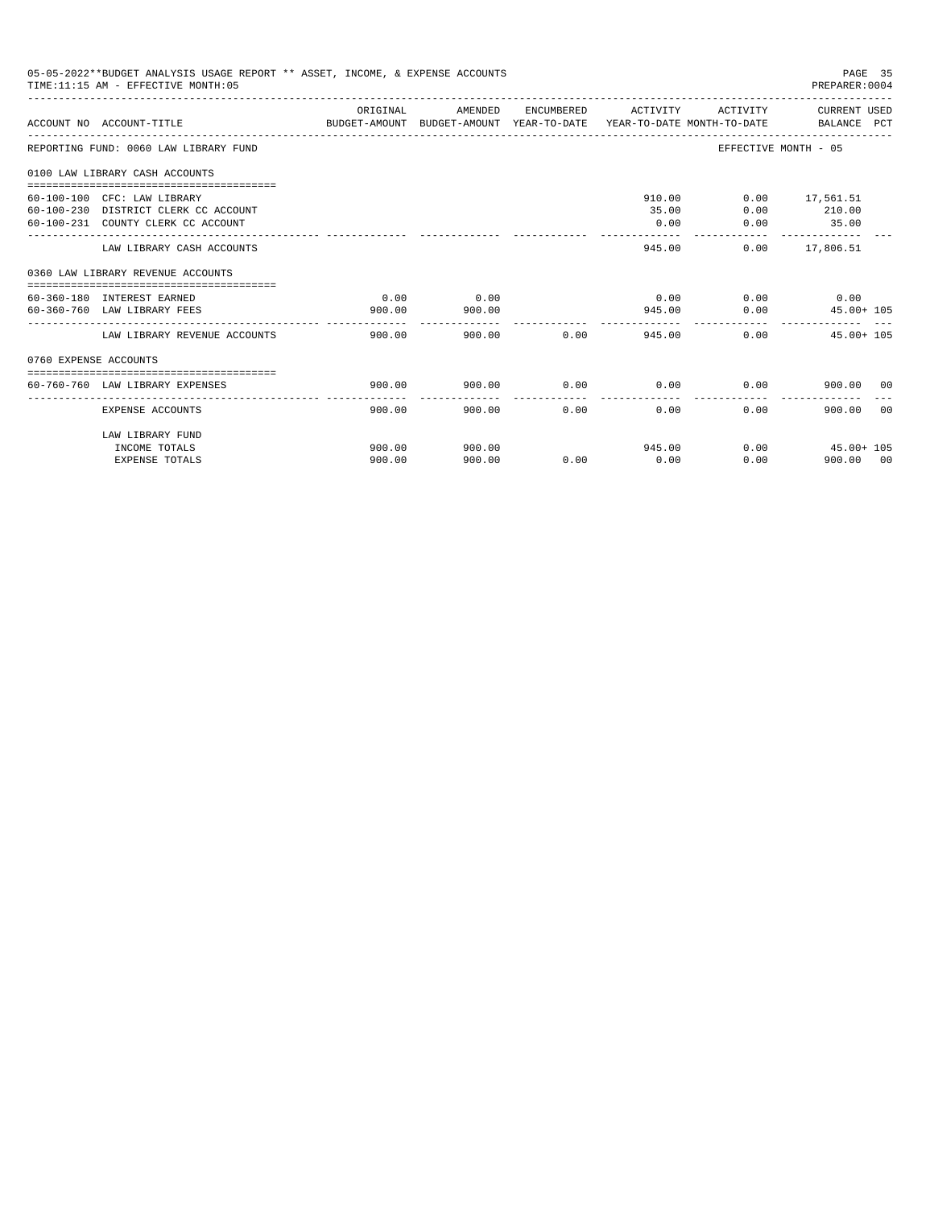05-05-2022**BUDGET ANALYSIS USAGE REPORT ** ASSET, INCOME, & EXPENSE ACCOUNTS
TIME:11:15 AM - EFFECTIVE MONTH:05

PREPARER:0004

| ACCOUNT NO | ACCOUNT-TITLE | ORIGINAL BUDGET-AMOUNT | AMENDED BUDGET-AMOUNT | ENCUMBERED YEAR-TO-DATE | ACTIVITY YEAR-TO-DATE | ACTIVITY MONTH-TO-DATE | CURRENT USED BALANCE | PCT |
|---|---|---|---|---|---|---|---|---|
| REPORTING FUND: 0060 LAW LIBRARY FUND | | | | | | EFFECTIVE MONTH - 05 | | |
| 0100 LAW LIBRARY CASH ACCOUNTS | | | | | | | | |
| 60-100-100 | CFC: LAW LIBRARY | | | | 910.00 | 0.00 | 17,561.51 | |
| 60-100-230 | DISTRICT CLERK CC ACCOUNT | | | | 35.00 | 0.00 | 210.00 | |
| 60-100-231 | COUNTY CLERK CC ACCOUNT | | | | 0.00 | 0.00 | 35.00 | |
| | LAW LIBRARY CASH ACCOUNTS | | | | 945.00 | 0.00 | 17,806.51 | |
| 0360 LAW LIBRARY REVENUE ACCOUNTS | | | | | | | | |
| 60-360-180 | INTEREST EARNED | 0.00 | 0.00 | | 0.00 | 0.00 | 0.00 | |
| 60-360-760 | LAW LIBRARY FEES | 900.00 | 900.00 | | 945.00 | 0.00 | 45.00+ | 105 |
| | LAW LIBRARY REVENUE ACCOUNTS | 900.00 | 900.00 | 0.00 | 945.00 | 0.00 | 45.00+ | 105 |
| 0760 EXPENSE ACCOUNTS | | | | | | | | |
| 60-760-760 | LAW LIBRARY EXPENSES | 900.00 | 900.00 | 0.00 | 0.00 | 0.00 | 900.00 | 00 |
| | EXPENSE ACCOUNTS | 900.00 | 900.00 | 0.00 | 0.00 | 0.00 | 900.00 | 00 |
| | LAW LIBRARY FUND | | | | | | | |
| | INCOME TOTALS | 900.00 | 900.00 | | 945.00 | 0.00 | 45.00+ | 105 |
| | EXPENSE TOTALS | 900.00 | 900.00 | 0.00 | 0.00 | 0.00 | 900.00 | 00 |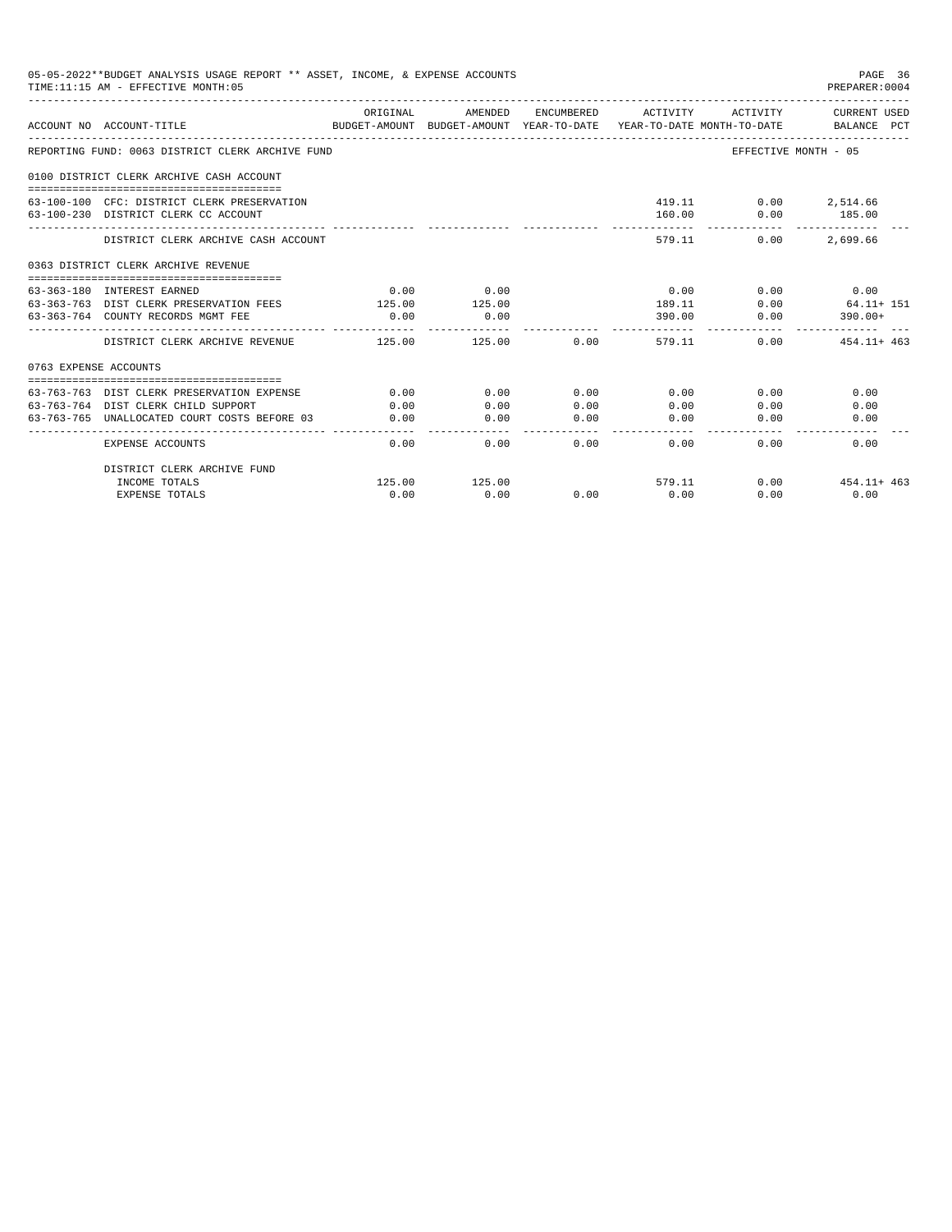05-05-2022**BUDGET ANALYSIS USAGE REPORT ** ASSET, INCOME, & EXPENSE ACCOUNTS

TIME:11:15 AM - EFFECTIVE MONTH:05

PREPARER:0004

| ACCOUNT NO | ACCOUNT-TITLE | ORIGINAL BUDGET-AMOUNT | AMENDED BUDGET-AMOUNT | ENCUMBERED YEAR-TO-DATE | ACTIVITY YEAR-TO-DATE | ACTIVITY MONTH-TO-DATE | CURRENT USED BALANCE | PCT |
|---|---|---|---|---|---|---|---|---|
| | REPORTING FUND: 0063 DISTRICT CLERK ARCHIVE FUND | | | | | EFFECTIVE MONTH - 05 | | |
| | 0100 DISTRICT CLERK ARCHIVE CASH ACCOUNT | | | | | | | |
| 63-100-100 | CFC: DISTRICT CLERK PRESERVATION | | | | 419.11 | 0.00 | 2,514.66 | |
| 63-100-230 | DISTRICT CLERK CC ACCOUNT | | | | 160.00 | 0.00 | 185.00 | |
| | DISTRICT CLERK ARCHIVE CASH ACCOUNT | | | | 579.11 | 0.00 | 2,699.66 | |
| | 0363 DISTRICT CLERK ARCHIVE REVENUE | | | | | | | |
| 63-363-180 | INTEREST EARNED | 0.00 | 0.00 | | 0.00 | 0.00 | 0.00 | |
| 63-363-763 | DIST CLERK PRESERVATION FEES | 125.00 | 125.00 | | 189.11 | 0.00 | 64.11+ | 151 |
| 63-363-764 | COUNTY RECORDS MGMT FEE | 0.00 | 0.00 | | 390.00 | 0.00 | 390.00+ | |
| | DISTRICT CLERK ARCHIVE REVENUE | 125.00 | 125.00 | 0.00 | 579.11 | 0.00 | 454.11+ | 463 |
| | 0763 EXPENSE ACCOUNTS | | | | | | | |
| 63-763-763 | DIST CLERK PRESERVATION EXPENSE | 0.00 | 0.00 | 0.00 | 0.00 | 0.00 | 0.00 | |
| 63-763-764 | DIST CLERK CHILD SUPPORT | 0.00 | 0.00 | 0.00 | 0.00 | 0.00 | 0.00 | |
| 63-763-765 | UNALLOCATED COURT COSTS BEFORE 03 | 0.00 | 0.00 | 0.00 | 0.00 | 0.00 | 0.00 | |
| | EXPENSE ACCOUNTS | 0.00 | 0.00 | 0.00 | 0.00 | 0.00 | 0.00 | |
| | DISTRICT CLERK ARCHIVE FUND | | | | | | | |
| | INCOME TOTALS | 125.00 | 125.00 | | 579.11 | 0.00 | 454.11+ | 463 |
| | EXPENSE TOTALS | 0.00 | 0.00 | 0.00 | 0.00 | 0.00 | 0.00 | |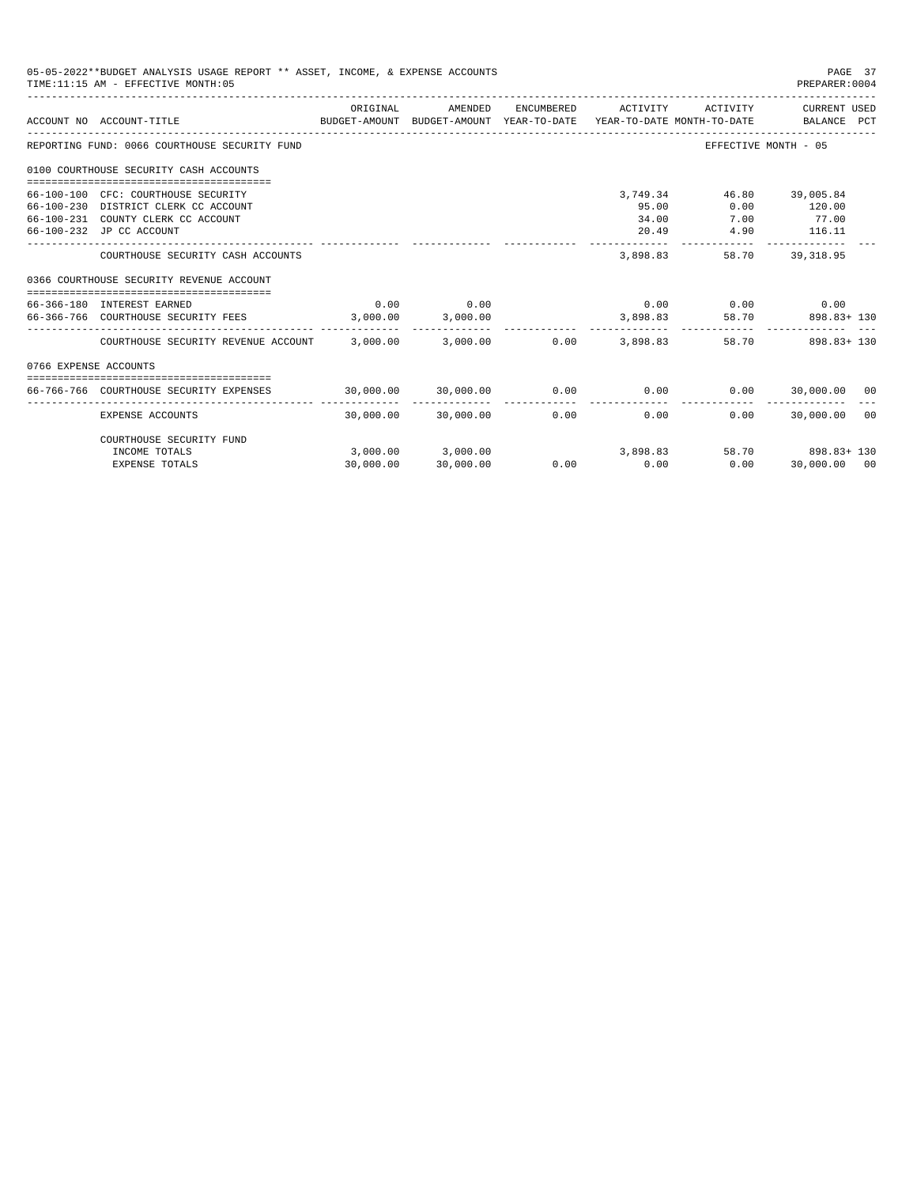05-05-2022**BUDGET ANALYSIS USAGE REPORT ** ASSET, INCOME, & EXPENSE ACCOUNTS
TIME:11:15 AM - EFFECTIVE MONTH:05
PREPARER:0004

| ACCOUNT NO | ACCOUNT-TITLE | ORIGINAL BUDGET-AMOUNT | AMENDED BUDGET-AMOUNT | ENCUMBERED YEAR-TO-DATE | ACTIVITY YEAR-TO-DATE | ACTIVITY MONTH-TO-DATE | CURRENT USED BALANCE | PCT |
|---|---|---|---|---|---|---|---|---|
| REPORTING FUND: 0066 COURTHOUSE SECURITY FUND | | | | | | EFFECTIVE MONTH - 05 | | |
| 0100 COURTHOUSE SECURITY CASH ACCOUNTS | | | | | | | | |
| 66-100-100 | CFC: COURTHOUSE SECURITY | | | | 3,749.34 | 46.80 | 39,005.84 | |
| 66-100-230 | DISTRICT CLERK CC ACCOUNT | | | | 95.00 | 0.00 | 120.00 | |
| 66-100-231 | COUNTY CLERK CC ACCOUNT | | | | 34.00 | 7.00 | 77.00 | |
| 66-100-232 | JP CC ACCOUNT | | | | 20.49 | 4.90 | 116.11 | |
| | COURTHOUSE SECURITY CASH ACCOUNTS | | | | 3,898.83 | 58.70 | 39,318.95 | |
| 0366 COURTHOUSE SECURITY REVENUE ACCOUNT | | | | | | | | |
| 66-366-180 | INTEREST EARNED | 0.00 | 0.00 | | 0.00 | 0.00 | 0.00 | |
| 66-366-766 | COURTHOUSE SECURITY FEES | 3,000.00 | 3,000.00 | | 3,898.83 | 58.70 | 898.83+ | 130 |
| | COURTHOUSE SECURITY REVENUE ACCOUNT | 3,000.00 | 3,000.00 | 0.00 | 3,898.83 | 58.70 | 898.83+ | 130 |
| 0766 EXPENSE ACCOUNTS | | | | | | | | |
| 66-766-766 | COURTHOUSE SECURITY EXPENSES | 30,000.00 | 30,000.00 | 0.00 | 0.00 | 0.00 | 30,000.00 | 00 |
| | EXPENSE ACCOUNTS | 30,000.00 | 30,000.00 | 0.00 | 0.00 | 0.00 | 30,000.00 | 00 |
| | COURTHOUSE SECURITY FUND | | | | | | | |
| | INCOME TOTALS | 3,000.00 | 3,000.00 | | 3,898.83 | 58.70 | 898.83+ | 130 |
| | EXPENSE TOTALS | 30,000.00 | 30,000.00 | 0.00 | 0.00 | 0.00 | 30,000.00 | 00 |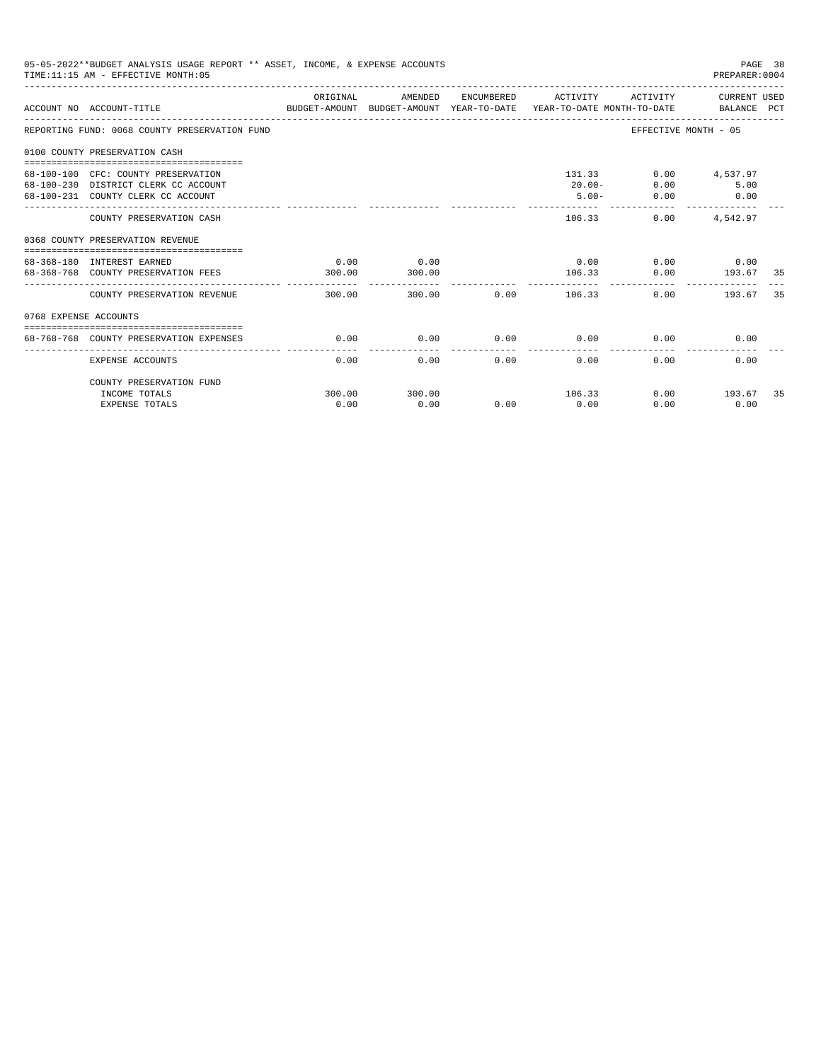05-05-2022**BUDGET ANALYSIS USAGE REPORT ** ASSET, INCOME, & EXPENSE ACCOUNTS

TIME:11:15 AM - EFFECTIVE MONTH:05

PREPARER:0004

| ACCOUNT NO | ACCOUNT-TITLE | ORIGINAL BUDGET-AMOUNT | AMENDED BUDGET-AMOUNT | ENCUMBERED YEAR-TO-DATE | ACTIVITY YEAR-TO-DATE | ACTIVITY MONTH-TO-DATE | CURRENT USED BALANCE | PCT |
|---|---|---|---|---|---|---|---|---|
| REPORTING FUND: 0068 COUNTY PRESERVATION FUND | | | | | | EFFECTIVE MONTH - 05 | | |
| 0100 COUNTY PRESERVATION CASH | | | | | | | | |
| 68-100-100 | CFC: COUNTY PRESERVATION | | | | 131.33 | 0.00 | 4,537.97 | |
| 68-100-230 | DISTRICT CLERK CC ACCOUNT | | | | 20.00- | 0.00 | 5.00 | |
| 68-100-231 | COUNTY CLERK CC ACCOUNT | | | | 5.00- | 0.00 | 0.00 | |
| | COUNTY PRESERVATION CASH | | | | 106.33 | 0.00 | 4,542.97 | |
| 0368 COUNTY PRESERVATION REVENUE | | | | | | | | |
| 68-368-180 | INTEREST EARNED | 0.00 | 0.00 | | 0.00 | 0.00 | 0.00 | |
| 68-368-768 | COUNTY PRESERVATION FEES | 300.00 | 300.00 | | 106.33 | 0.00 | 193.67 | 35 |
| | COUNTY PRESERVATION REVENUE | 300.00 | 300.00 | 0.00 | 106.33 | 0.00 | 193.67 | 35 |
| 0768 EXPENSE ACCOUNTS | | | | | | | | |
| 68-768-768 | COUNTY PRESERVATION EXPENSES | 0.00 | 0.00 | 0.00 | 0.00 | 0.00 | 0.00 | |
| | EXPENSE ACCOUNTS | 0.00 | 0.00 | 0.00 | 0.00 | 0.00 | 0.00 | |
| | COUNTY PRESERVATION FUND | | | | | | | |
| | INCOME TOTALS | 300.00 | 300.00 | | 106.33 | 0.00 | 193.67 | 35 |
| | EXPENSE TOTALS | 0.00 | 0.00 | 0.00 | 0.00 | 0.00 | 0.00 | |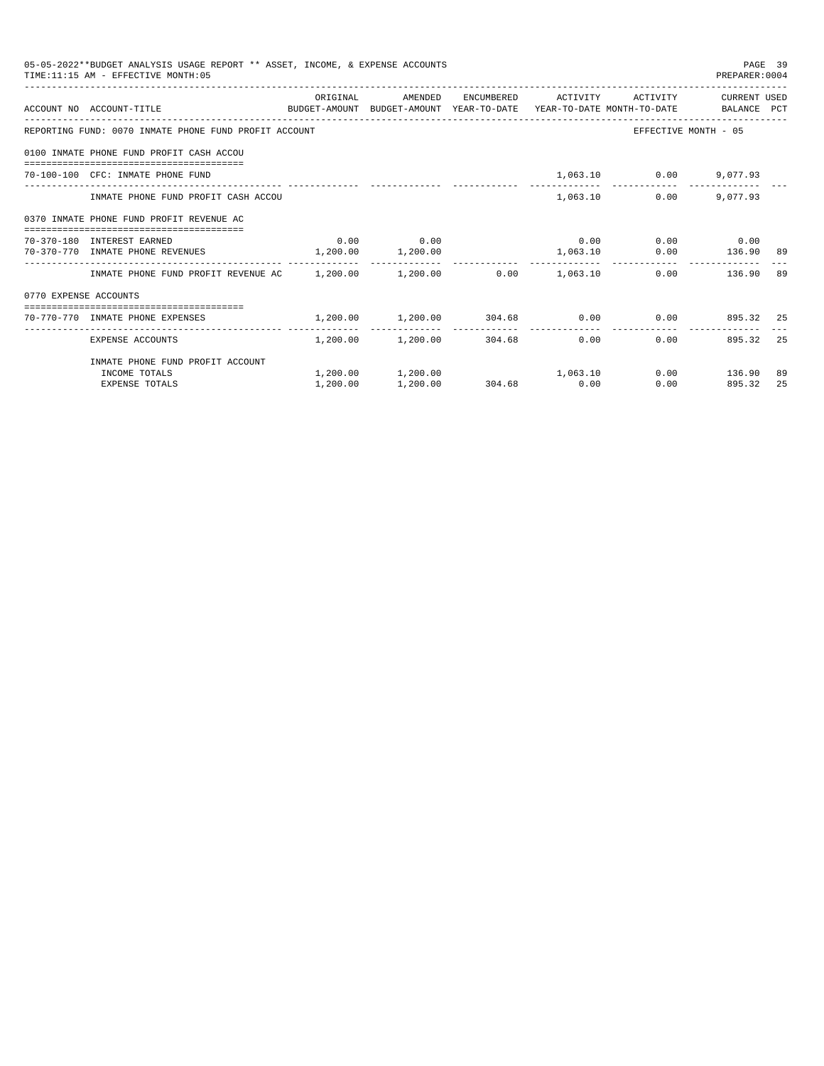05-05-2022**BUDGET ANALYSIS USAGE REPORT ** ASSET, INCOME, & EXPENSE ACCOUNTS
TIME:11:15 AM - EFFECTIVE MONTH:05
PREPARER:0004

| ACCOUNT NO | ACCOUNT-TITLE | ORIGINAL BUDGET-AMOUNT | AMENDED BUDGET-AMOUNT | ENCUMBERED YEAR-TO-DATE | ACTIVITY YEAR-TO-DATE | ACTIVITY MONTH-TO-DATE | CURRENT BALANCE | USED PCT |
|---|---|---|---|---|---|---|---|---|
| REPORTING FUND: 0070 INMATE PHONE FUND PROFIT ACCOUNT | | | | | | EFFECTIVE MONTH - 05 | | |
| 0100 INMATE PHONE FUND PROFIT CASH ACCOU | | | | | | | | |
| 70-100-100 | CFC: INMATE PHONE FUND | | | | 1,063.10 | 0.00 | 9,077.93 | |
| | INMATE PHONE FUND PROFIT CASH ACCOU | | | | 1,063.10 | 0.00 | 9,077.93 | |
| 0370 INMATE PHONE FUND PROFIT REVENUE AC | | | | | | | | |
| 70-370-180 | INTEREST EARNED | 0.00 | 0.00 | | 0.00 | 0.00 | 0.00 | |
| 70-370-770 | INMATE PHONE REVENUES | 1,200.00 | 1,200.00 | | 1,063.10 | 0.00 | 136.90 | 89 |
| | INMATE PHONE FUND PROFIT REVENUE AC | 1,200.00 | 1,200.00 | 0.00 | 1,063.10 | 0.00 | 136.90 | 89 |
| 0770 EXPENSE ACCOUNTS | | | | | | | | |
| 70-770-770 | INMATE PHONE EXPENSES | 1,200.00 | 1,200.00 | 304.68 | 0.00 | 0.00 | 895.32 | 25 |
| | EXPENSE ACCOUNTS | 1,200.00 | 1,200.00 | 304.68 | 0.00 | 0.00 | 895.32 | 25 |
| | INMATE PHONE FUND PROFIT ACCOUNT | | | | | | | |
| | INCOME TOTALS | 1,200.00 | 1,200.00 | | 1,063.10 | 0.00 | 136.90 | 89 |
| | EXPENSE TOTALS | 1,200.00 | 1,200.00 | 304.68 | 0.00 | 0.00 | 895.32 | 25 |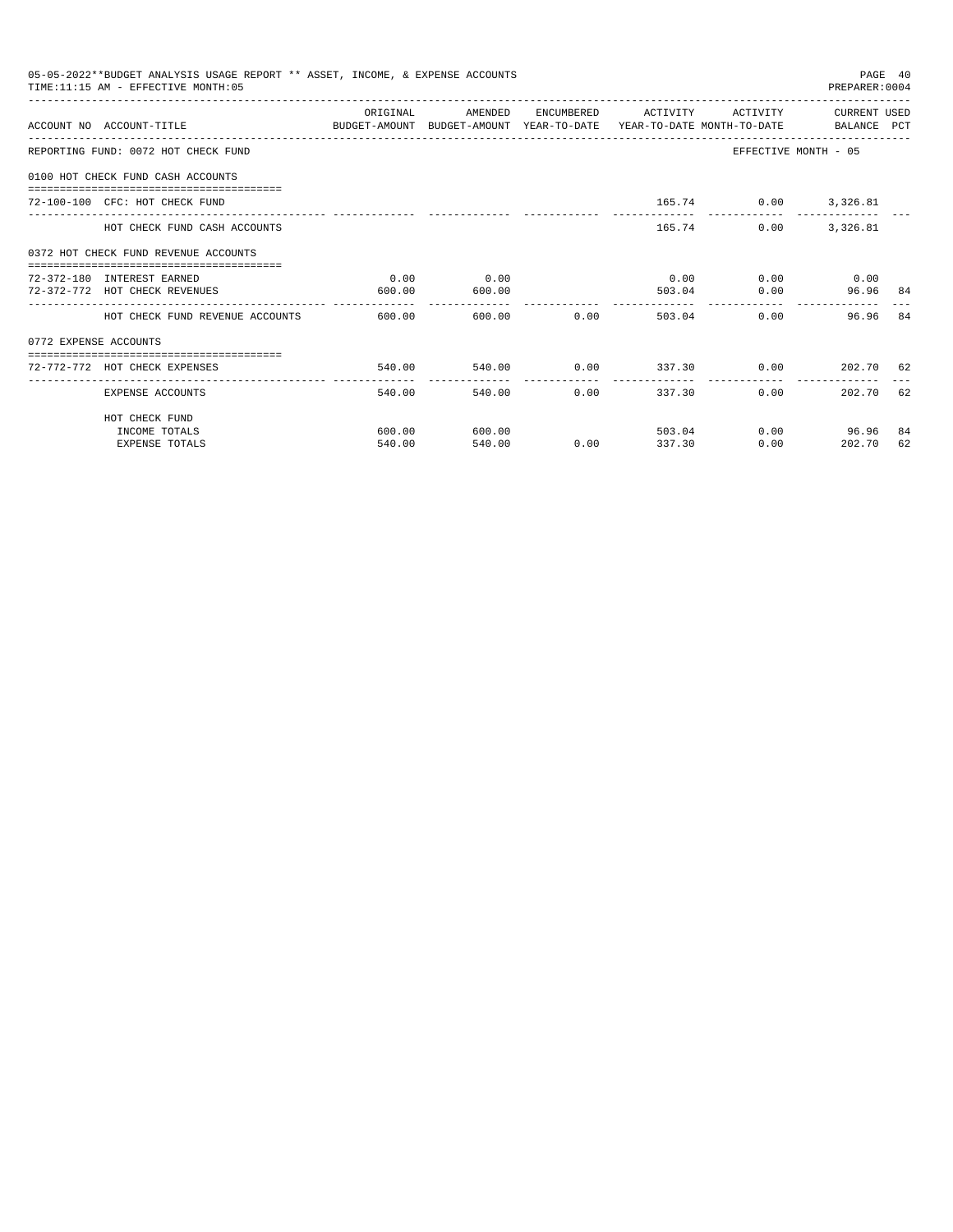05-05-2022**BUDGET ANALYSIS USAGE REPORT ** ASSET, INCOME, & EXPENSE ACCOUNTS

TIME:11:15 AM - EFFECTIVE MONTH:05

PREPARER:0004

| ACCOUNT NO | ACCOUNT-TITLE | ORIGINAL BUDGET-AMOUNT | AMENDED BUDGET-AMOUNT | ENCUMBERED YEAR-TO-DATE | ACTIVITY YEAR-TO-DATE | ACTIVITY MONTH-TO-DATE | CURRENT BALANCE | USED PCT |
|---|---|---|---|---|---|---|---|---|
| REPORTING FUND: 0072 HOT CHECK FUND | | | | | | EFFECTIVE MONTH - 05 | | |
| 0100 HOT CHECK FUND CASH ACCOUNTS | | | | | | | | |
| 72-100-100 | CFC: HOT CHECK FUND | | | | 165.74 | 0.00 | 3,326.81 | |
| | HOT CHECK FUND CASH ACCOUNTS | | | | 165.74 | 0.00 | 3,326.81 | |
| 0372 HOT CHECK FUND REVENUE ACCOUNTS | | | | | | | | |
| 72-372-180 | INTEREST EARNED | 0.00 | 0.00 | | 0.00 | 0.00 | 0.00 | |
| 72-372-772 | HOT CHECK REVENUES | 600.00 | 600.00 | | 503.04 | 0.00 | 96.96 | 84 |
| | HOT CHECK FUND REVENUE ACCOUNTS | 600.00 | 600.00 | 0.00 | 503.04 | 0.00 | 96.96 | 84 |
| 0772 EXPENSE ACCOUNTS | | | | | | | | |
| 72-772-772 | HOT CHECK EXPENSES | 540.00 | 540.00 | 0.00 | 337.30 | 0.00 | 202.70 | 62 |
| | EXPENSE ACCOUNTS | 540.00 | 540.00 | 0.00 | 337.30 | 0.00 | 202.70 | 62 |
| | HOT CHECK FUND | | | | | | | |
| | INCOME TOTALS | 600.00 | 600.00 | | 503.04 | 0.00 | 96.96 | 84 |
| | EXPENSE TOTALS | 540.00 | 540.00 | 0.00 | 337.30 | 0.00 | 202.70 | 62 |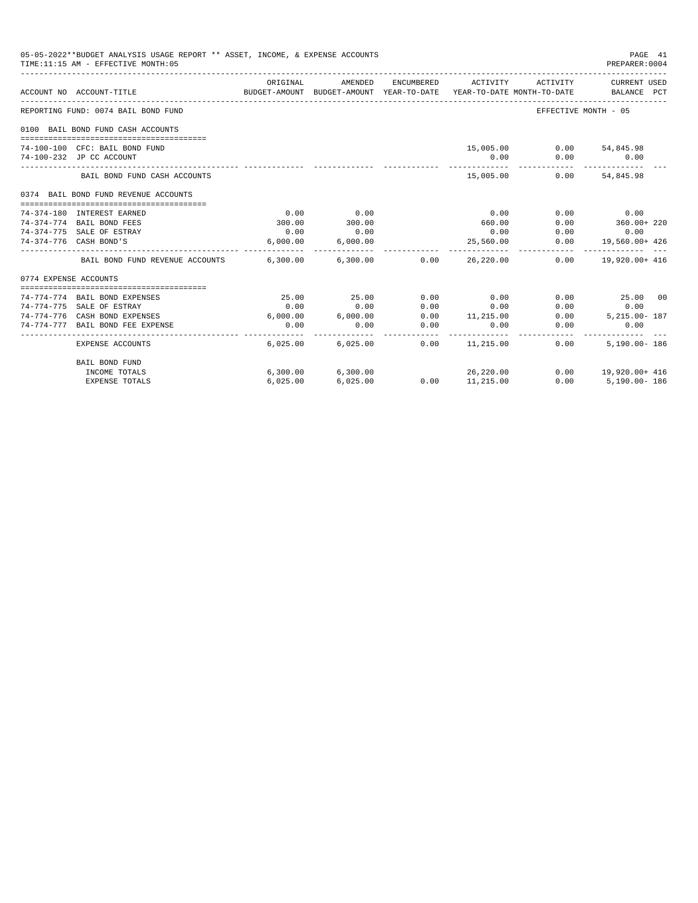05-05-2022**BUDGET ANALYSIS USAGE REPORT ** ASSET, INCOME, & EXPENSE ACCOUNTS
TIME:11:15 AM - EFFECTIVE MONTH:05
PREPARER:0004

| ACCOUNT NO | ACCOUNT-TITLE | ORIGINAL BUDGET-AMOUNT | AMENDED BUDGET-AMOUNT | ENCUMBERED YEAR-TO-DATE | ACTIVITY YEAR-TO-DATE | ACTIVITY MONTH-TO-DATE | CURRENT USED BALANCE | PCT |
|---|---|---|---|---|---|---|---|---|
| REPORTING FUND: 0074 BAIL BOND FUND | | | | | | EFFECTIVE MONTH - 05 | | |
| 0100 BAIL BOND FUND CASH ACCOUNTS | | | | | | | | |
| 74-100-100 | CFC: BAIL BOND FUND | | | | 15,005.00 | 0.00 | 54,845.98 | |
| 74-100-232 | JP CC ACCOUNT | | | | 0.00 | 0.00 | 0.00 | |
| | BAIL BOND FUND CASH ACCOUNTS | | | | 15,005.00 | 0.00 | 54,845.98 | |
| 0374 BAIL BOND FUND REVENUE ACCOUNTS | | | | | | | | |
| 74-374-180 | INTEREST EARNED | 0.00 | 0.00 | | 0.00 | 0.00 | 0.00 | |
| 74-374-774 | BAIL BOND FEES | 300.00 | 300.00 | | 660.00 | 0.00 | 360.00+ | 220 |
| 74-374-775 | SALE OF ESTRAY | 0.00 | 0.00 | | 0.00 | 0.00 | 0.00 | |
| 74-374-776 | CASH BOND'S | 6,000.00 | 6,000.00 | | 25,560.00 | 0.00 | 19,560.00+ | 426 |
| | BAIL BOND FUND REVENUE ACCOUNTS | 6,300.00 | 6,300.00 | 0.00 | 26,220.00 | 0.00 | 19,920.00+ | 416 |
| 0774 EXPENSE ACCOUNTS | | | | | | | | |
| 74-774-774 | BAIL BOND EXPENSES | 25.00 | 25.00 | 0.00 | 0.00 | 0.00 | 25.00 | 00 |
| 74-774-775 | SALE OF ESTRAY | 0.00 | 0.00 | 0.00 | 0.00 | 0.00 | 0.00 | |
| 74-774-776 | CASH BOND EXPENSES | 6,000.00 | 6,000.00 | 0.00 | 11,215.00 | 0.00 | 5,215.00- | 187 |
| 74-774-777 | BAIL BOND FEE EXPENSE | 0.00 | 0.00 | 0.00 | 0.00 | 0.00 | 0.00 | |
| | EXPENSE ACCOUNTS | 6,025.00 | 6,025.00 | 0.00 | 11,215.00 | 0.00 | 5,190.00- | 186 |
| | BAIL BOND FUND | | | | | | | |
| | INCOME TOTALS | 6,300.00 | 6,300.00 | | 26,220.00 | 0.00 | 19,920.00+ | 416 |
| | EXPENSE TOTALS | 6,025.00 | 6,025.00 | 0.00 | 11,215.00 | 0.00 | 5,190.00- | 186 |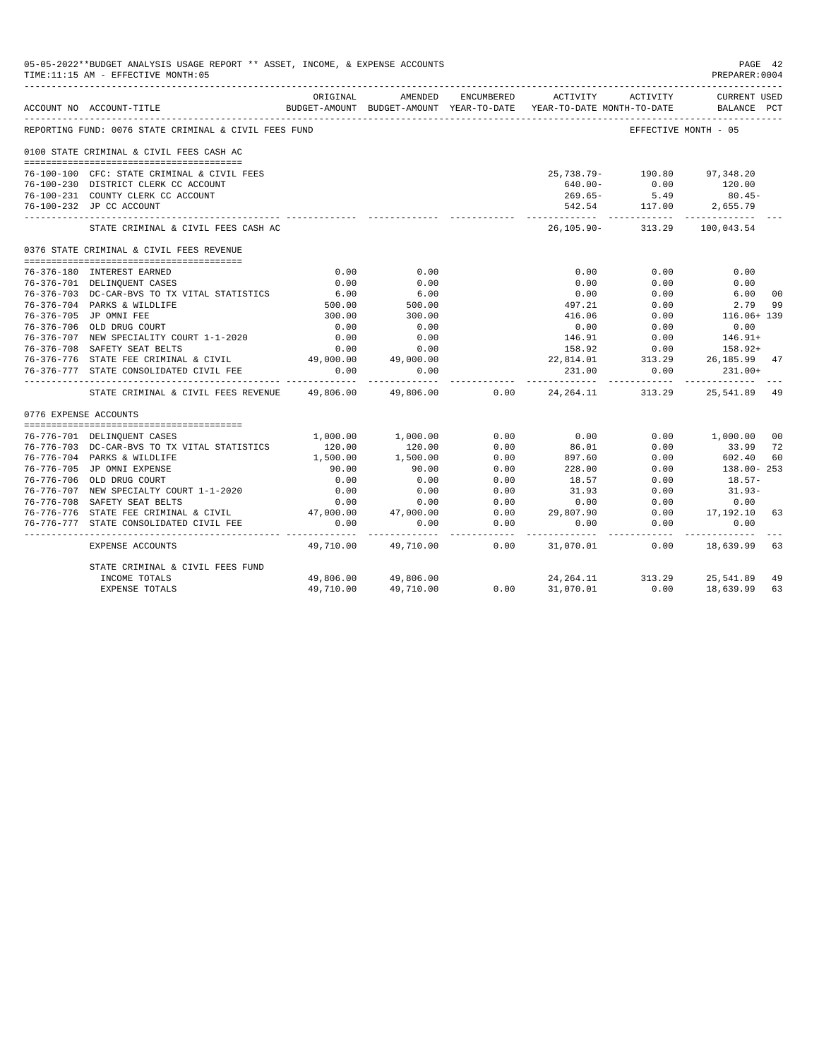05-05-2022**BUDGET ANALYSIS USAGE REPORT ** ASSET, INCOME, & EXPENSE ACCOUNTS
TIME:11:15 AM - EFFECTIVE MONTH:05

PREPARER:0004

| ACCOUNT NO | ACCOUNT-TITLE | ORIGINAL BUDGET-AMOUNT | AMENDED BUDGET-AMOUNT | ENCUMBERED YEAR-TO-DATE | ACTIVITY YEAR-TO-DATE | ACTIVITY MONTH-TO-DATE | CURRENT USED BALANCE | PCT |
|---|---|---|---|---|---|---|---|---|
| REPORTING FUND: 0076 STATE CRIMINAL & CIVIL FEES FUND | | | | | | EFFECTIVE MONTH - 05 | | |
| 0100 STATE CRIMINAL & CIVIL FEES CASH AC | | | | | | | | |
| 76-100-100 | CFC: STATE CRIMINAL & CIVIL FEES | | | | 25,738.79- | 190.80 | 97,348.20 | |
| 76-100-230 | DISTRICT CLERK CC ACCOUNT | | | | 640.00- | 0.00 | 120.00 | |
| 76-100-231 | COUNTY CLERK CC ACCOUNT | | | | 269.65- | 5.49 | 80.45- | |
| 76-100-232 | JP CC ACCOUNT | | | | 542.54 | 117.00 | 2,655.79 | |
| | STATE CRIMINAL & CIVIL FEES CASH AC | | | | 26,105.90- | 313.29 | 100,043.54 | |
| 0376 STATE CRIMINAL & CIVIL FEES REVENUE | | | | | | | | |
| 76-376-180 | INTEREST EARNED | 0.00 | 0.00 | | 0.00 | 0.00 | 0.00 | |
| 76-376-701 | DELINQUENT CASES | 0.00 | 0.00 | | 0.00 | 0.00 | 0.00 | |
| 76-376-703 | DC-CAR-BVS TO TX VITAL STATISTICS | 6.00 | 6.00 | | 0.00 | 0.00 | 6.00 | 00 |
| 76-376-704 | PARKS & WILDLIFE | 500.00 | 500.00 | | 497.21 | 0.00 | 2.79 | 99 |
| 76-376-705 | JP OMNI FEE | 300.00 | 300.00 | | 416.06 | 0.00 | 116.06+ | 139 |
| 76-376-706 | OLD DRUG COURT | 0.00 | 0.00 | | 0.00 | 0.00 | 0.00 | |
| 76-376-707 | NEW SPECIALITY COURT 1-1-2020 | 0.00 | 0.00 | | 146.91 | 0.00 | 146.91+ | |
| 76-376-708 | SAFETY SEAT BELTS | 0.00 | 0.00 | | 158.92 | 0.00 | 158.92+ | |
| 76-376-776 | STATE FEE CRIMINAL & CIVIL | 49,000.00 | 49,000.00 | | 22,814.01 | 313.29 | 26,185.99 | 47 |
| 76-376-777 | STATE CONSOLIDATED CIVIL FEE | 0.00 | 0.00 | | 231.00 | 0.00 | 231.00+ | |
| | STATE CRIMINAL & CIVIL FEES REVENUE | 49,806.00 | 49,806.00 | 0.00 | 24,264.11 | 313.29 | 25,541.89 | 49 |
| 0776 EXPENSE ACCOUNTS | | | | | | | | |
| 76-776-701 | DELINQUENT CASES | 1,000.00 | 1,000.00 | 0.00 | 0.00 | 0.00 | 1,000.00 | 00 |
| 76-776-703 | DC-CAR-BVS TO TX VITAL STATISTICS | 120.00 | 120.00 | 0.00 | 86.01 | 0.00 | 33.99 | 72 |
| 76-776-704 | PARKS & WILDLIFE | 1,500.00 | 1,500.00 | 0.00 | 897.60 | 0.00 | 602.40 | 60 |
| 76-776-705 | JP OMNI EXPENSE | 90.00 | 90.00 | 0.00 | 228.00 | 0.00 | 138.00- | 253 |
| 76-776-706 | OLD DRUG COURT | 0.00 | 0.00 | 0.00 | 18.57 | 0.00 | 18.57- | |
| 76-776-707 | NEW SPECIALTY COURT 1-1-2020 | 0.00 | 0.00 | 0.00 | 31.93 | 0.00 | 31.93- | |
| 76-776-708 | SAFETY SEAT BELTS | 0.00 | 0.00 | 0.00 | 0.00 | 0.00 | 0.00 | |
| 76-776-776 | STATE FEE CRIMINAL & CIVIL | 47,000.00 | 47,000.00 | 0.00 | 29,807.90 | 0.00 | 17,192.10 | 63 |
| 76-776-777 | STATE CONSOLIDATED CIVIL FEE | 0.00 | 0.00 | 0.00 | 0.00 | 0.00 | 0.00 | |
| | EXPENSE ACCOUNTS | 49,710.00 | 49,710.00 | 0.00 | 31,070.01 | 0.00 | 18,639.99 | 63 |
| | STATE CRIMINAL & CIVIL FEES FUND | | | | | | | |
| | INCOME TOTALS | 49,806.00 | 49,806.00 | | 24,264.11 | 313.29 | 25,541.89 | 49 |
| | EXPENSE TOTALS | 49,710.00 | 49,710.00 | 0.00 | 31,070.01 | 0.00 | 18,639.99 | 63 |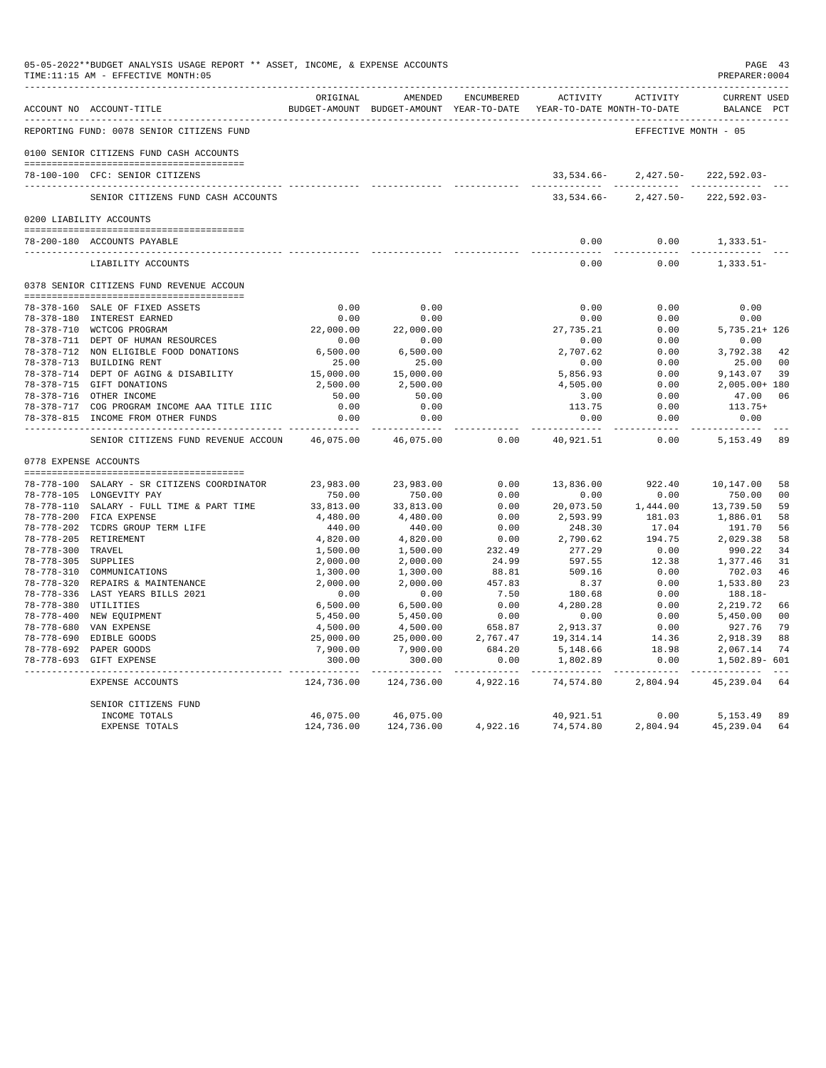05-05-2022**BUDGET ANALYSIS USAGE REPORT ** ASSET, INCOME, & EXPENSE ACCOUNTS
TIME:11:15 AM - EFFECTIVE MONTH:05

PREPARER:0004

| ACCOUNT NO | ACCOUNT-TITLE | ORIGINAL BUDGET-AMOUNT | AMENDED BUDGET-AMOUNT | ENCUMBERED YEAR-TO-DATE | ACTIVITY YEAR-TO-DATE | ACTIVITY MONTH-TO-DATE | CURRENT USED BALANCE | PCT |
|---|---|---|---|---|---|---|---|---|
| REPORTING FUND: 0078 SENIOR CITIZENS FUND | | | | | | | EFFECTIVE MONTH - 05 | |
| 0100 SENIOR CITIZENS FUND CASH ACCOUNTS | | | | | | | | |
| 78-100-100 | CFC: SENIOR CITIZENS | | | | 33,534.66- | 2,427.50- | 222,592.03- | |
| | SENIOR CITIZENS FUND CASH ACCOUNTS | | | | 33,534.66- | 2,427.50- | 222,592.03- | |
| 0200 LIABILITY ACCOUNTS | | | | | | | | |
| 78-200-180 | ACCOUNTS PAYABLE | | | | 0.00 | 0.00 | 1,333.51- | |
| | LIABILITY ACCOUNTS | | | | 0.00 | 0.00 | 1,333.51- | |
| 0378 SENIOR CITIZENS FUND REVENUE ACCOUN | | | | | | | | |
| 78-378-160 | SALE OF FIXED ASSETS | 0.00 | 0.00 | | 0.00 | 0.00 | 0.00 | |
| 78-378-180 | INTEREST EARNED | 0.00 | 0.00 | | 0.00 | 0.00 | 0.00 | |
| 78-378-710 | WCTCOG PROGRAM | 22,000.00 | 22,000.00 | | 27,735.21 | 0.00 | 5,735.21+ | 126 |
| 78-378-711 | DEPT OF HUMAN RESOURCES | 0.00 | 0.00 | | 0.00 | 0.00 | 0.00 | |
| 78-378-712 | NON ELIGIBLE FOOD DONATIONS | 6,500.00 | 6,500.00 | | 2,707.62 | 0.00 | 3,792.38 | 42 |
| 78-378-713 | BUILDING RENT | 25.00 | 25.00 | | 0.00 | 0.00 | 25.00 | 00 |
| 78-378-714 | DEPT OF AGING & DISABILITY | 15,000.00 | 15,000.00 | | 5,856.93 | 0.00 | 9,143.07 | 39 |
| 78-378-715 | GIFT DONATIONS | 2,500.00 | 2,500.00 | | 4,505.00 | 0.00 | 2,005.00+ | 180 |
| 78-378-716 | OTHER INCOME | 50.00 | 50.00 | | 3.00 | 0.00 | 47.00 | 06 |
| 78-378-717 | COG PROGRAM INCOME AAA TITLE IIIC | 0.00 | 0.00 | | 113.75 | 0.00 | 113.75+ | |
| 78-378-815 | INCOME FROM OTHER FUNDS | 0.00 | 0.00 | | 0.00 | 0.00 | 0.00 | |
| | SENIOR CITIZENS FUND REVENUE ACCOUN | 46,075.00 | 46,075.00 | 0.00 | 40,921.51 | 0.00 | 5,153.49 | 89 |
| 0778 EXPENSE ACCOUNTS | | | | | | | | |
| 78-778-100 | SALARY - SR CITIZENS COORDINATOR | 23,983.00 | 23,983.00 | 0.00 | 13,836.00 | 922.40 | 10,147.00 | 58 |
| 78-778-105 | LONGEVITY PAY | 750.00 | 750.00 | 0.00 | 0.00 | 0.00 | 750.00 | 00 |
| 78-778-110 | SALARY - FULL TIME & PART TIME | 33,813.00 | 33,813.00 | 0.00 | 20,073.50 | 1,444.00 | 13,739.50 | 59 |
| 78-778-200 | FICA EXPENSE | 4,480.00 | 4,480.00 | 0.00 | 2,593.99 | 181.03 | 1,886.01 | 58 |
| 78-778-202 | TCDRS GROUP TERM LIFE | 440.00 | 440.00 | 0.00 | 248.30 | 17.04 | 191.70 | 56 |
| 78-778-205 | RETIREMENT | 4,820.00 | 4,820.00 | 0.00 | 2,790.62 | 194.75 | 2,029.38 | 58 |
| 78-778-300 | TRAVEL | 1,500.00 | 1,500.00 | 232.49 | 277.29 | 0.00 | 990.22 | 34 |
| 78-778-305 | SUPPLIES | 2,000.00 | 2,000.00 | 24.99 | 597.55 | 12.38 | 1,377.46 | 31 |
| 78-778-310 | COMMUNICATIONS | 1,300.00 | 1,300.00 | 88.81 | 509.16 | 0.00 | 702.03 | 46 |
| 78-778-320 | REPAIRS & MAINTENANCE | 2,000.00 | 2,000.00 | 457.83 | 8.37 | 0.00 | 1,533.80 | 23 |
| 78-778-336 | LAST YEARS BILLS 2021 | 0.00 | 0.00 | 7.50 | 180.68 | 0.00 | 188.18- | |
| 78-778-380 | UTILITIES | 6,500.00 | 6,500.00 | 0.00 | 4,280.28 | 0.00 | 2,219.72 | 66 |
| 78-778-400 | NEW EQUIPMENT | 5,450.00 | 5,450.00 | 0.00 | 0.00 | 0.00 | 5,450.00 | 00 |
| 78-778-680 | VAN EXPENSE | 4,500.00 | 4,500.00 | 658.87 | 2,913.37 | 0.00 | 927.76 | 79 |
| 78-778-690 | EDIBLE GOODS | 25,000.00 | 25,000.00 | 2,767.47 | 19,314.14 | 14.36 | 2,918.39 | 88 |
| 78-778-692 | PAPER GOODS | 7,900.00 | 7,900.00 | 684.20 | 5,148.66 | 18.98 | 2,067.14 | 74 |
| 78-778-693 | GIFT EXPENSE | 300.00 | 300.00 | 0.00 | 1,802.89 | 0.00 | 1,502.89- | 601 |
| | EXPENSE ACCOUNTS | 124,736.00 | 124,736.00 | 4,922.16 | 74,574.80 | 2,804.94 | 45,239.04 | 64 |
| | SENIOR CITIZENS FUND | | | | | | | |
| | INCOME TOTALS | 46,075.00 | 46,075.00 | | 40,921.51 | 0.00 | 5,153.49 | 89 |
| | EXPENSE TOTALS | 124,736.00 | 124,736.00 | 4,922.16 | 74,574.80 | 2,804.94 | 45,239.04 | 64 |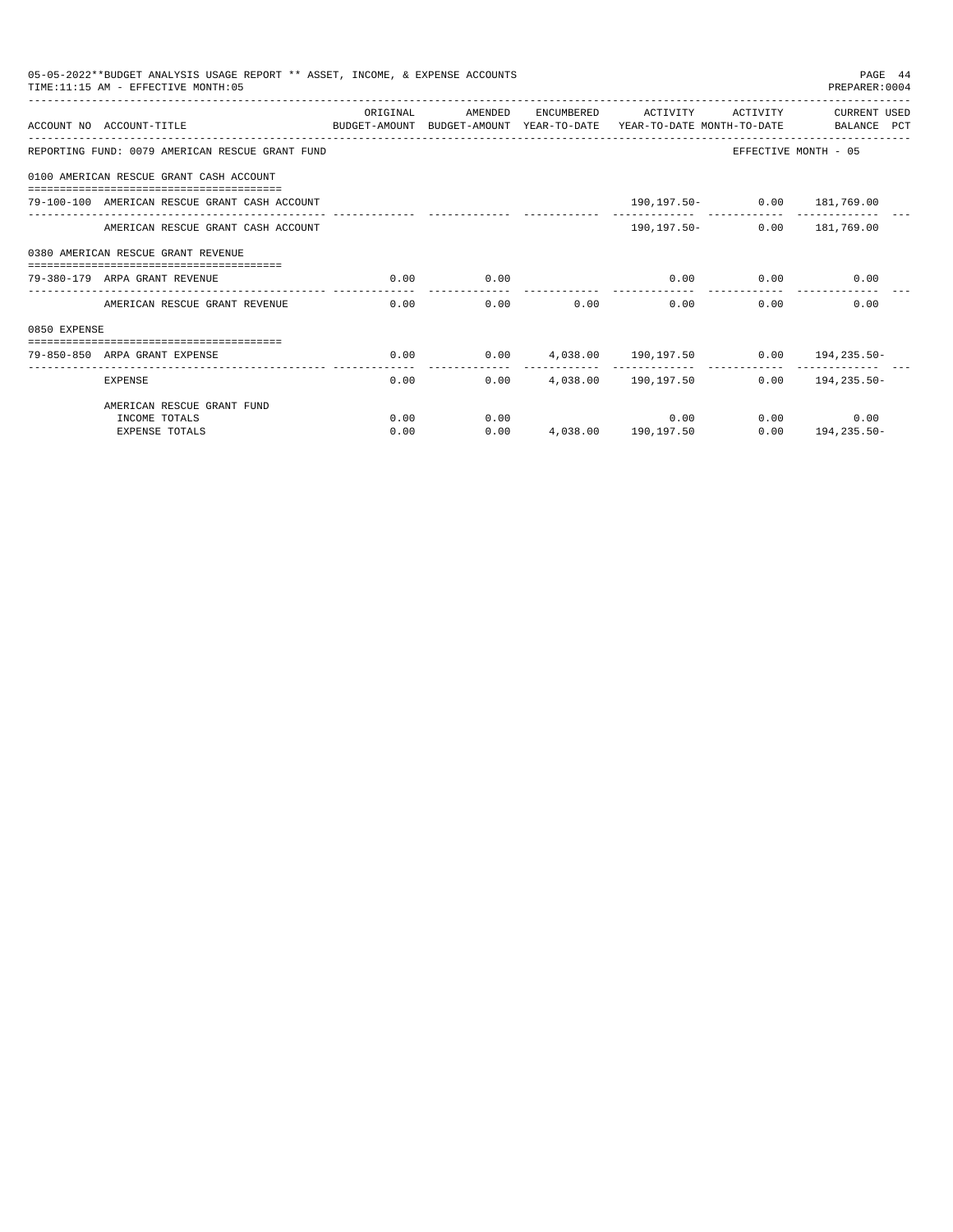05-05-2022**BUDGET ANALYSIS USAGE REPORT ** ASSET, INCOME, & EXPENSE ACCOUNTS

TIME:11:15 AM - EFFECTIVE MONTH:05

PREPARER:0004

| ACCOUNT NO | ACCOUNT-TITLE | ORIGINAL BUDGET-AMOUNT | AMENDED BUDGET-AMOUNT | ENCUMBERED YEAR-TO-DATE | ACTIVITY YEAR-TO-DATE | ACTIVITY MONTH-TO-DATE | CURRENT USED BALANCE | PCT |
|---|---|---|---|---|---|---|---|---|
| REPORTING FUND: 0079 AMERICAN RESCUE GRANT FUND | | | | | | | EFFECTIVE MONTH - 05 | |
| 0100 AMERICAN RESCUE GRANT CASH ACCOUNT | | | | | | | | |
| 79-100-100 | AMERICAN RESCUE GRANT CASH ACCOUNT | | | | 190,197.50- | 0.00 | 181,769.00 | |
| | AMERICAN RESCUE GRANT CASH ACCOUNT | | | | 190,197.50- | 0.00 | 181,769.00 | |
| 0380 AMERICAN RESCUE GRANT REVENUE | | | | | | | | |
| 79-380-179 | ARPA GRANT REVENUE | 0.00 | 0.00 | | 0.00 | 0.00 | 0.00 | |
| | AMERICAN RESCUE GRANT REVENUE | 0.00 | 0.00 | 0.00 | 0.00 | 0.00 | 0.00 | |
| 0850 EXPENSE | | | | | | | | |
| 79-850-850 | ARPA GRANT EXPENSE | 0.00 | 0.00 | 4,038.00 | 190,197.50 | 0.00 | 194,235.50- | |
| | EXPENSE | 0.00 | 0.00 | 4,038.00 | 190,197.50 | 0.00 | 194,235.50- | |
| | AMERICAN RESCUE GRANT FUND | | | | | | | |
| | INCOME TOTALS | 0.00 | 0.00 | | 0.00 | 0.00 | 0.00 | |
| | EXPENSE TOTALS | 0.00 | 0.00 | 4,038.00 | 190,197.50 | 0.00 | 194,235.50- | |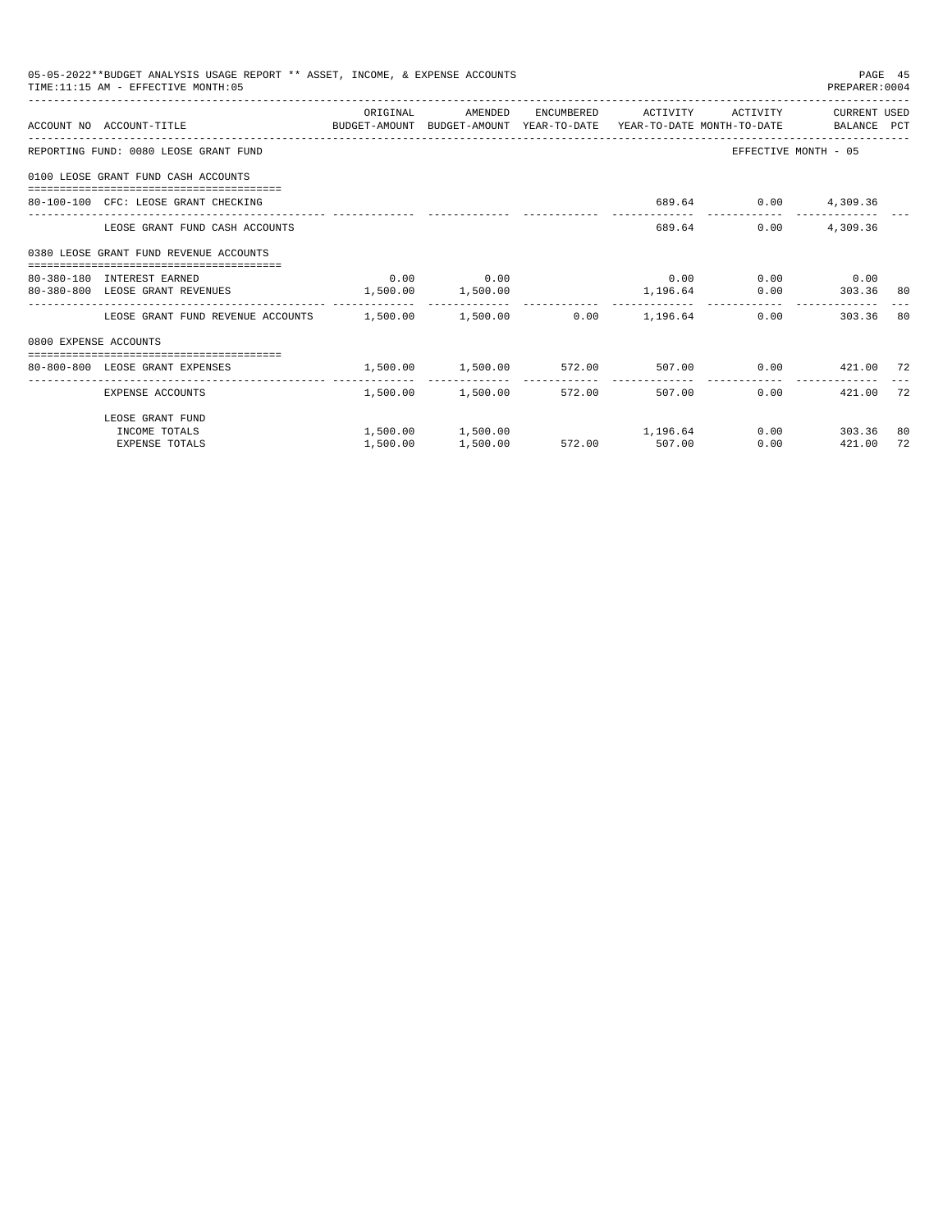05-05-2022**BUDGET ANALYSIS USAGE REPORT ** ASSET, INCOME, & EXPENSE ACCOUNTS
TIME:11:15 AM - EFFECTIVE MONTH:05

PREPARER:0004

| ACCOUNT NO | ACCOUNT-TITLE | ORIGINAL BUDGET-AMOUNT | AMENDED BUDGET-AMOUNT | ENCUMBERED YEAR-TO-DATE | ACTIVITY YEAR-TO-DATE | ACTIVITY MONTH-TO-DATE | CURRENT USED BALANCE | PCT |
|---|---|---|---|---|---|---|---|---|
| REPORTING FUND: 0080 LEOSE GRANT FUND | | | | | | EFFECTIVE MONTH - 05 | | |
| 0100 LEOSE GRANT FUND CASH ACCOUNTS | | | | | | | | |
| 80-100-100 | CFC: LEOSE GRANT CHECKING | | | | 689.64 | 0.00 | 4,309.36 | |
| | LEOSE GRANT FUND CASH ACCOUNTS | | | | 689.64 | 0.00 | 4,309.36 | |
| 0380 LEOSE GRANT FUND REVENUE ACCOUNTS | | | | | | | | |
| 80-380-180 | INTEREST EARNED | 0.00 | 0.00 | | 0.00 | 0.00 | 0.00 | |
| 80-380-800 | LEOSE GRANT REVENUES | 1,500.00 | 1,500.00 | | 1,196.64 | 0.00 | 303.36 | 80 |
| | LEOSE GRANT FUND REVENUE ACCOUNTS | 1,500.00 | 1,500.00 | 0.00 | 1,196.64 | 0.00 | 303.36 | 80 |
| 0800 EXPENSE ACCOUNTS | | | | | | | | |
| 80-800-800 | LEOSE GRANT EXPENSES | 1,500.00 | 1,500.00 | 572.00 | 507.00 | 0.00 | 421.00 | 72 |
| | EXPENSE ACCOUNTS | 1,500.00 | 1,500.00 | 572.00 | 507.00 | 0.00 | 421.00 | 72 |
| | LEOSE GRANT FUND | | | | | | | |
| | INCOME TOTALS | 1,500.00 | 1,500.00 | | 1,196.64 | 0.00 | 303.36 | 80 |
| | EXPENSE TOTALS | 1,500.00 | 1,500.00 | 572.00 | 507.00 | 0.00 | 421.00 | 72 |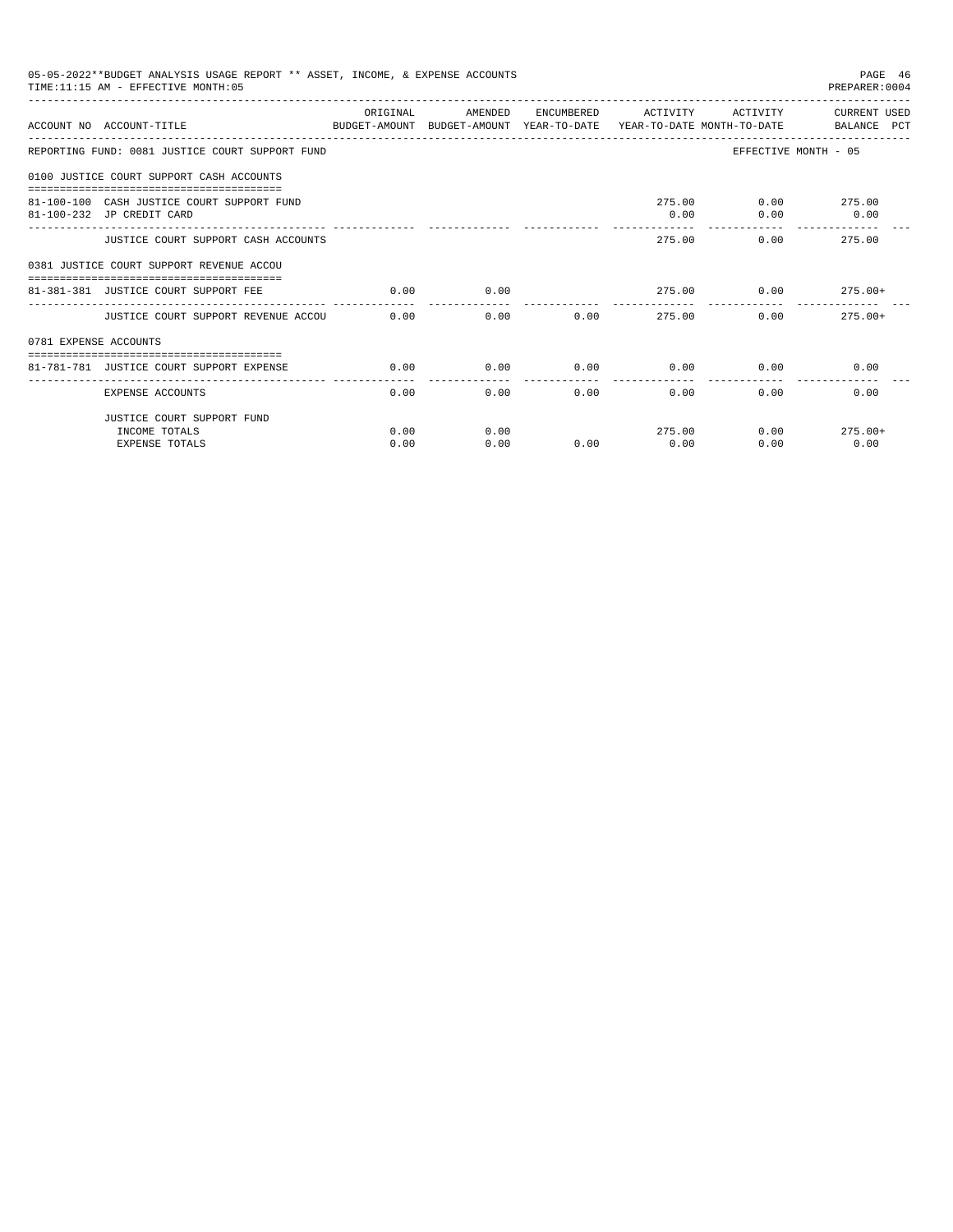05-05-2022**BUDGET ANALYSIS USAGE REPORT ** ASSET, INCOME, & EXPENSE ACCOUNTS
TIME:11:15 AM - EFFECTIVE MONTH:05

PREPARER:0004

| ACCOUNT NO | ACCOUNT-TITLE | ORIGINAL BUDGET-AMOUNT | AMENDED BUDGET-AMOUNT | ENCUMBERED YEAR-TO-DATE | ACTIVITY YEAR-TO-DATE | ACTIVITY MONTH-TO-DATE | CURRENT USED BALANCE PCT |
|---|---|---|---|---|---|---|---|
| REPORTING FUND: 0081 JUSTICE COURT SUPPORT FUND | | | | | | | EFFECTIVE MONTH - 05 |
| 0100 JUSTICE COURT SUPPORT CASH ACCOUNTS | | | | | | | |
| 81-100-100 | CASH JUSTICE COURT SUPPORT FUND | | | | 275.00 | 0.00 | 275.00 |
| 81-100-232 | JP CREDIT CARD | | | | 0.00 | 0.00 | 0.00 |
| | JUSTICE COURT SUPPORT CASH ACCOUNTS | | | | 275.00 | 0.00 | 275.00 |
| 0381 JUSTICE COURT SUPPORT REVENUE ACCOU | | | | | | | |
| 81-381-381 | JUSTICE COURT SUPPORT FEE | 0.00 | 0.00 | | 275.00 | 0.00 | 275.00+ |
| | JUSTICE COURT SUPPORT REVENUE ACCOU | 0.00 | 0.00 | 0.00 | 275.00 | 0.00 | 275.00+ |
| 0781 EXPENSE ACCOUNTS | | | | | | | |
| 81-781-781 | JUSTICE COURT SUPPORT EXPENSE | 0.00 | 0.00 | 0.00 | 0.00 | 0.00 | 0.00 |
| | EXPENSE ACCOUNTS | 0.00 | 0.00 | 0.00 | 0.00 | 0.00 | 0.00 |
| | JUSTICE COURT SUPPORT FUND | | | | | | |
| | INCOME TOTALS | 0.00 | 0.00 | | 275.00 | 0.00 | 275.00+ |
| | EXPENSE TOTALS | 0.00 | 0.00 | 0.00 | 0.00 | 0.00 | 0.00 |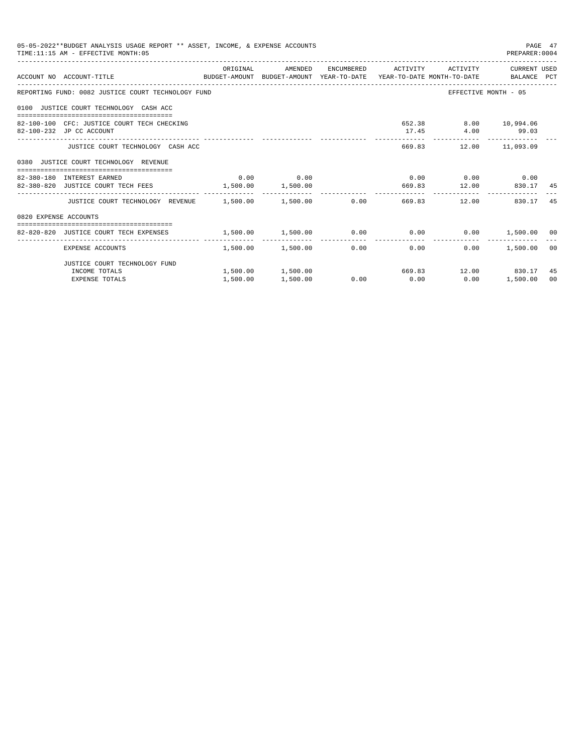05-05-2022**BUDGET ANALYSIS USAGE REPORT ** ASSET, INCOME, & EXPENSE ACCOUNTS
TIME:11:15 AM - EFFECTIVE MONTH:05
PREPARER:0004

| ACCOUNT NO | ACCOUNT-TITLE | ORIGINAL BUDGET-AMOUNT | AMENDED BUDGET-AMOUNT | ENCUMBERED YEAR-TO-DATE | ACTIVITY YEAR-TO-DATE | ACTIVITY MONTH-TO-DATE | CURRENT USED BALANCE | PCT |
|---|---|---|---|---|---|---|---|---|
| REPORTING FUND: 0082 JUSTICE COURT TECHNOLOGY FUND | | | | | | | EFFECTIVE MONTH - 05 | |
| 0100 JUSTICE COURT TECHNOLOGY CASH ACC | | | | | | | | |
| 82-100-100 | CFC: JUSTICE COURT TECH CHECKING | | | | 652.38 | 8.00 | 10,994.06 | |
| 82-100-232 | JP CC ACCOUNT | | | | 17.45 | 4.00 | 99.03 | |
| | JUSTICE COURT TECHNOLOGY CASH ACC | | | | 669.83 | 12.00 | 11,093.09 | |
| 0380 JUSTICE COURT TECHNOLOGY REVENUE | | | | | | | | |
| 82-380-180 | INTEREST EARNED | 0.00 | 0.00 | | 0.00 | 0.00 | 0.00 | |
| 82-380-820 | JUSTICE COURT TECH FEES | 1,500.00 | 1,500.00 | | 669.83 | 12.00 | 830.17 | 45 |
| | JUSTICE COURT TECHNOLOGY REVENUE | 1,500.00 | 1,500.00 | 0.00 | 669.83 | 12.00 | 830.17 | 45 |
| 0820 EXPENSE ACCOUNTS | | | | | | | | |
| 82-820-820 | JUSTICE COURT TECH EXPENSES | 1,500.00 | 1,500.00 | 0.00 | 0.00 | 0.00 | 1,500.00 | 00 |
| | EXPENSE ACCOUNTS | 1,500.00 | 1,500.00 | 0.00 | 0.00 | 0.00 | 1,500.00 | 00 |
| | JUSTICE COURT TECHNOLOGY FUND | | | | | | | |
| | INCOME TOTALS | 1,500.00 | 1,500.00 | | 669.83 | 12.00 | 830.17 | 45 |
| | EXPENSE TOTALS | 1,500.00 | 1,500.00 | 0.00 | 0.00 | 0.00 | 1,500.00 | 00 |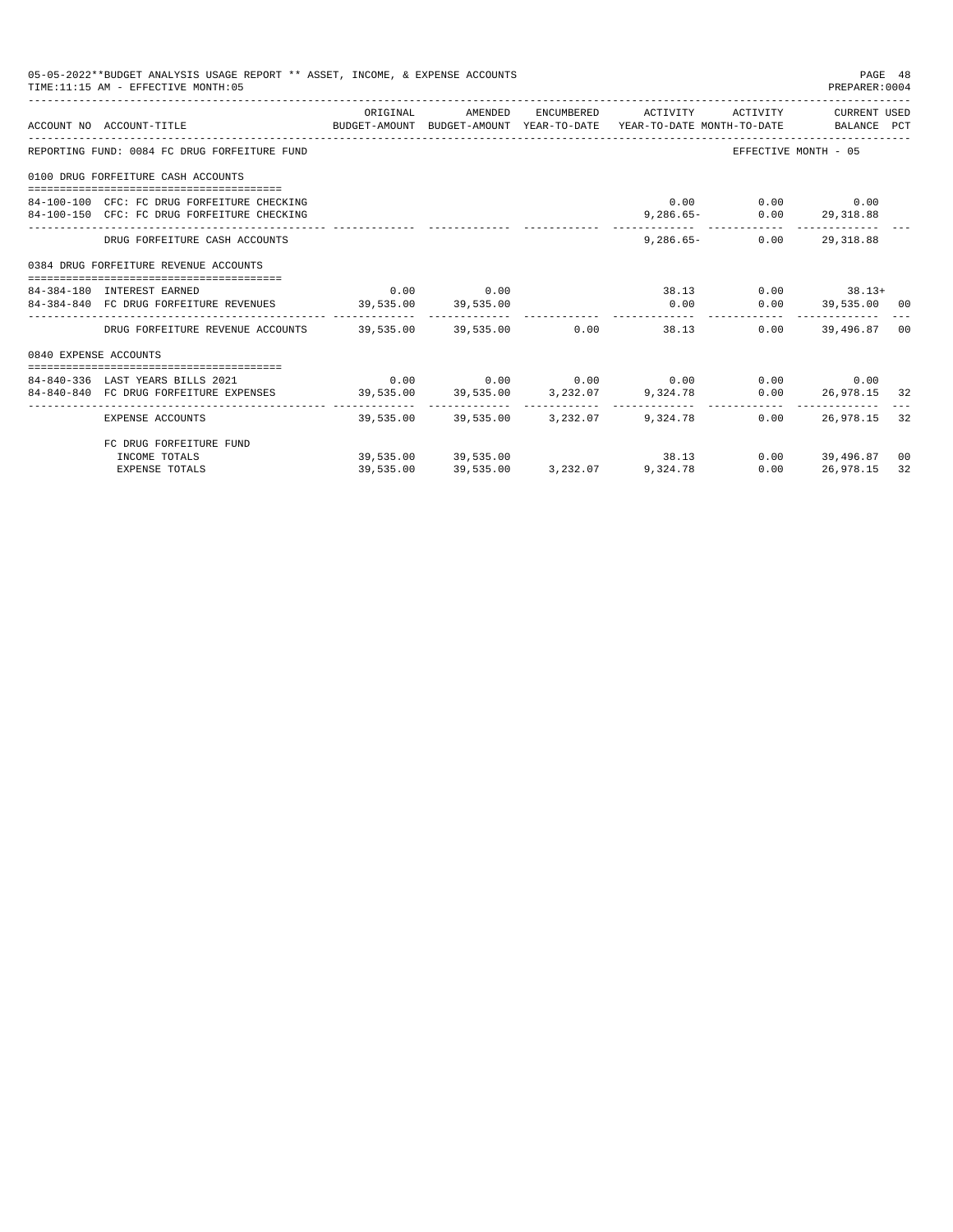05-05-2022**BUDGET ANALYSIS USAGE REPORT ** ASSET, INCOME, & EXPENSE ACCOUNTS

TIME:11:15 AM - EFFECTIVE MONTH:05

PREPARER:0004

| ACCOUNT NO | ACCOUNT-TITLE | ORIGINAL BUDGET-AMOUNT | AMENDED BUDGET-AMOUNT | ENCUMBERED YEAR-TO-DATE | ACTIVITY YEAR-TO-DATE | ACTIVITY MONTH-TO-DATE | CURRENT USED BALANCE | PCT |
|---|---|---|---|---|---|---|---|---|
| REPORTING FUND: 0084 FC DRUG FORFEITURE FUND | | | | | | EFFECTIVE MONTH - 05 | | |
| 0100 DRUG FORFEITURE CASH ACCOUNTS | | | | | | | | |
| 84-100-100 | CFC: FC DRUG FORFEITURE CHECKING | | | | 0.00 | 0.00 | 0.00 | |
| 84-100-150 | CFC: FC DRUG FORFEITURE CHECKING | | | | 9,286.65- | 0.00 | 29,318.88 | |
| | DRUG FORFEITURE CASH ACCOUNTS | | | | 9,286.65- | 0.00 | 29,318.88 | |
| 0384 DRUG FORFEITURE REVENUE ACCOUNTS | | | | | | | | |
| 84-384-180 | INTEREST EARNED | 0.00 | 0.00 | | 38.13 | 0.00 | 38.13+ | |
| 84-384-840 | FC DRUG FORFEITURE REVENUES | 39,535.00 | 39,535.00 | | 0.00 | 0.00 | 39,535.00 | 00 |
| | DRUG FORFEITURE REVENUE ACCOUNTS | 39,535.00 | 39,535.00 | 0.00 | 38.13 | 0.00 | 39,496.87 | 00 |
| 0840 EXPENSE ACCOUNTS | | | | | | | | |
| 84-840-336 | LAST YEARS BILLS 2021 | 0.00 | 0.00 | 0.00 | 0.00 | 0.00 | 0.00 | |
| 84-840-840 | FC DRUG FORFEITURE EXPENSES | 39,535.00 | 39,535.00 | 3,232.07 | 9,324.78 | 0.00 | 26,978.15 | 32 |
| | EXPENSE ACCOUNTS | 39,535.00 | 39,535.00 | 3,232.07 | 9,324.78 | 0.00 | 26,978.15 | 32 |
| | FC DRUG FORFEITURE FUND | | | | | | | |
| | INCOME TOTALS | 39,535.00 | 39,535.00 | | 38.13 | 0.00 | 39,496.87 | 00 |
| | EXPENSE TOTALS | 39,535.00 | 39,535.00 | 3,232.07 | 9,324.78 | 0.00 | 26,978.15 | 32 |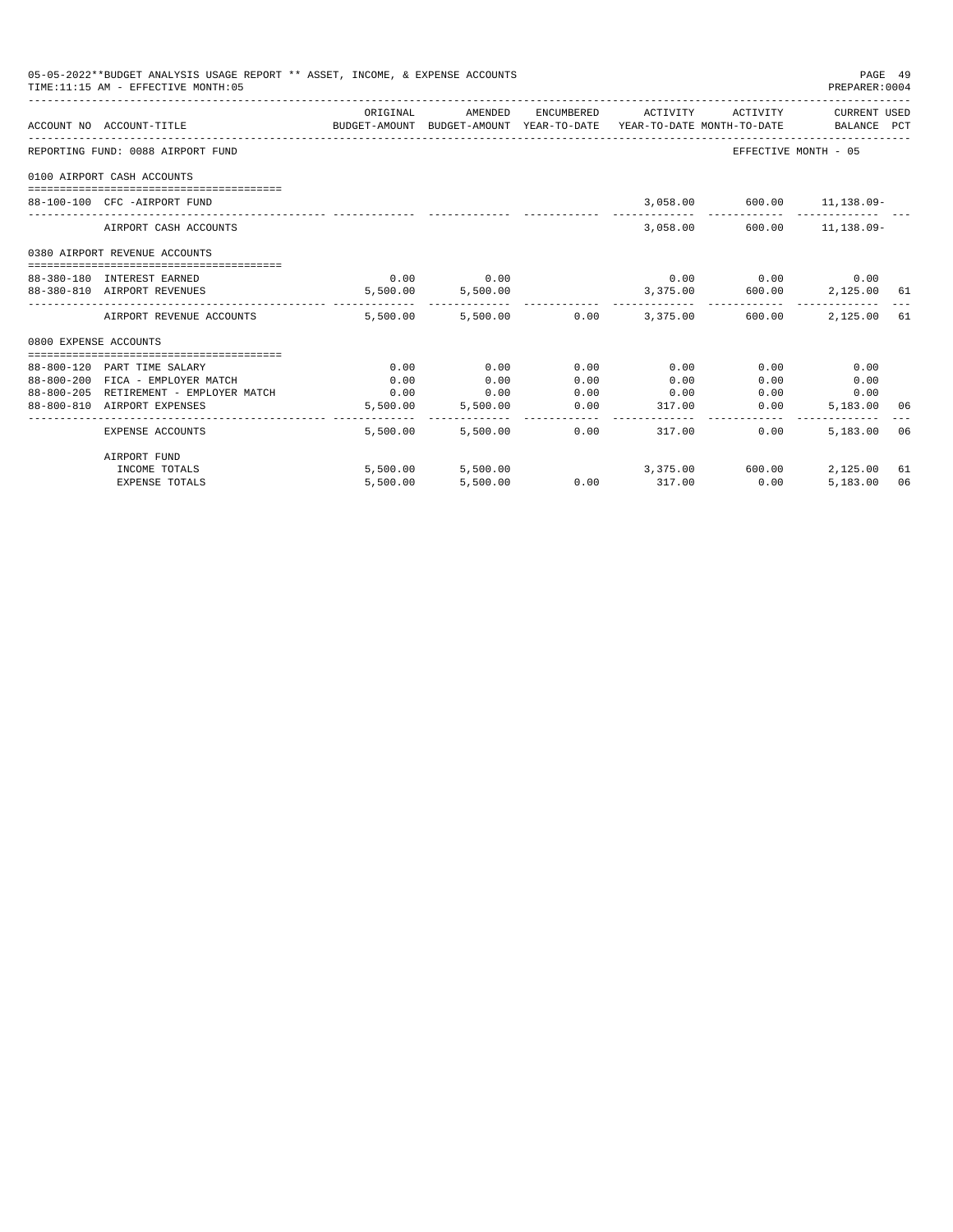05-05-2022**BUDGET ANALYSIS USAGE REPORT ** ASSET, INCOME, & EXPENSE ACCOUNTS

TIME:11:15 AM - EFFECTIVE MONTH:05

PREPARER:0004

| ACCOUNT NO | ACCOUNT-TITLE | ORIGINAL BUDGET-AMOUNT | AMENDED BUDGET-AMOUNT | ENCUMBERED YEAR-TO-DATE | ACTIVITY YEAR-TO-DATE | ACTIVITY MONTH-TO-DATE | CURRENT USED BALANCE | PCT |
|---|---|---|---|---|---|---|---|---|
| REPORTING FUND: 0088 AIRPORT FUND | | | | | | | EFFECTIVE MONTH - 05 | |
| 0100 AIRPORT CASH ACCOUNTS | | | | | | | | |
| 88-100-100 | CFC -AIRPORT FUND | | | | 3,058.00 | 600.00 | 11,138.09- | |
| | AIRPORT CASH ACCOUNTS | | | | 3,058.00 | 600.00 | 11,138.09- | |
| 0380 AIRPORT REVENUE ACCOUNTS | | | | | | | | |
| 88-380-180 | INTEREST EARNED | 0.00 | 0.00 | | 0.00 | 0.00 | 0.00 | |
| 88-380-810 | AIRPORT REVENUES | 5,500.00 | 5,500.00 | | 3,375.00 | 600.00 | 2,125.00 | 61 |
| | AIRPORT REVENUE ACCOUNTS | 5,500.00 | 5,500.00 | 0.00 | 3,375.00 | 600.00 | 2,125.00 | 61 |
| 0800 EXPENSE ACCOUNTS | | | | | | | | |
| 88-800-120 | PART TIME SALARY | 0.00 | 0.00 | 0.00 | 0.00 | 0.00 | 0.00 | |
| 88-800-200 | FICA - EMPLOYER MATCH | 0.00 | 0.00 | 0.00 | 0.00 | 0.00 | 0.00 | |
| 88-800-205 | RETIREMENT - EMPLOYER MATCH | 0.00 | 0.00 | 0.00 | 0.00 | 0.00 | 0.00 | |
| 88-800-810 | AIRPORT EXPENSES | 5,500.00 | 5,500.00 | 0.00 | 317.00 | 0.00 | 5,183.00 | 06 |
| | EXPENSE ACCOUNTS | 5,500.00 | 5,500.00 | 0.00 | 317.00 | 0.00 | 5,183.00 | 06 |
| | AIRPORT FUND | | | | | | | |
| | INCOME TOTALS | 5,500.00 | 5,500.00 | | 3,375.00 | 600.00 | 2,125.00 | 61 |
| | EXPENSE TOTALS | 5,500.00 | 5,500.00 | 0.00 | 317.00 | 0.00 | 5,183.00 | 06 |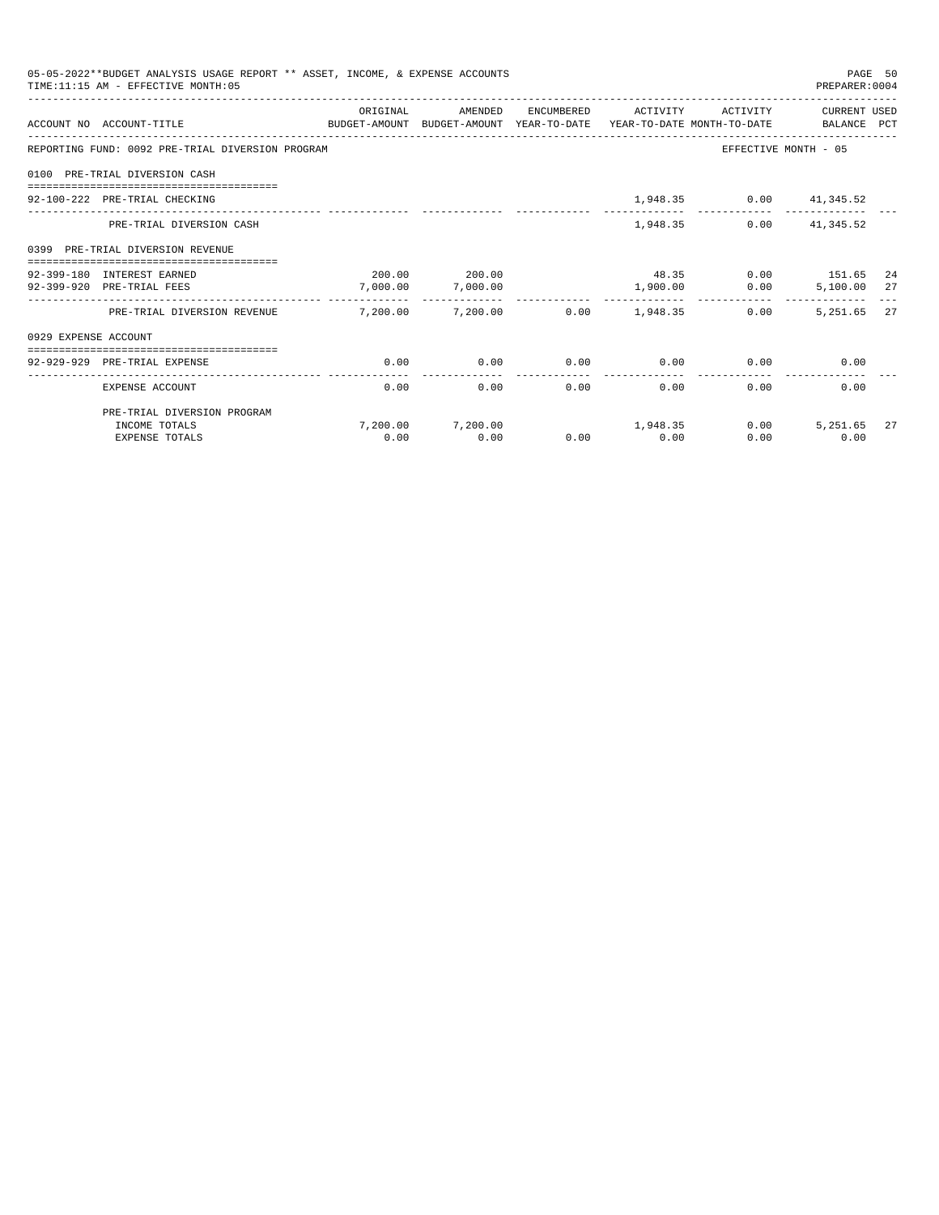05-05-2022**BUDGET ANALYSIS USAGE REPORT ** ASSET, INCOME, & EXPENSE ACCOUNTS

TIME:11:15 AM - EFFECTIVE MONTH:05

PREPARER:0004

| ACCOUNT NO | ACCOUNT-TITLE | ORIGINAL BUDGET-AMOUNT | AMENDED BUDGET-AMOUNT | ENCUMBERED YEAR-TO-DATE | ACTIVITY YEAR-TO-DATE | ACTIVITY MONTH-TO-DATE | CURRENT USED BALANCE | PCT |
|---|---|---|---|---|---|---|---|---|
| REPORTING FUND: 0092 PRE-TRIAL DIVERSION PROGRAM | | | | | | EFFECTIVE MONTH - 05 | | |
| 0100 PRE-TRIAL DIVERSION CASH | | | | | | | | |
| 92-100-222 | PRE-TRIAL CHECKING | | | | 1,948.35 | 0.00 | 41,345.52 | |
| | PRE-TRIAL DIVERSION CASH | | | | 1,948.35 | 0.00 | 41,345.52 | |
| 0399 PRE-TRIAL DIVERSION REVENUE | | | | | | | | |
| 92-399-180 | INTEREST EARNED | 200.00 | 200.00 | | 48.35 | 0.00 | 151.65 | 24 |
| 92-399-920 | PRE-TRIAL FEES | 7,000.00 | 7,000.00 | | 1,900.00 | 0.00 | 5,100.00 | 27 |
| | PRE-TRIAL DIVERSION REVENUE | 7,200.00 | 7,200.00 | 0.00 | 1,948.35 | 0.00 | 5,251.65 | 27 |
| 0929 EXPENSE ACCOUNT | | | | | | | | |
| 92-929-929 | PRE-TRIAL EXPENSE | 0.00 | 0.00 | 0.00 | 0.00 | 0.00 | 0.00 | |
| | EXPENSE ACCOUNT | 0.00 | 0.00 | 0.00 | 0.00 | 0.00 | 0.00 | |
| | PRE-TRIAL DIVERSION PROGRAM | | | | | | | |
| | INCOME TOTALS | 7,200.00 | 7,200.00 | | 1,948.35 | 0.00 | 5,251.65 | 27 |
| | EXPENSE TOTALS | 0.00 | 0.00 | 0.00 | 0.00 | 0.00 | 0.00 | |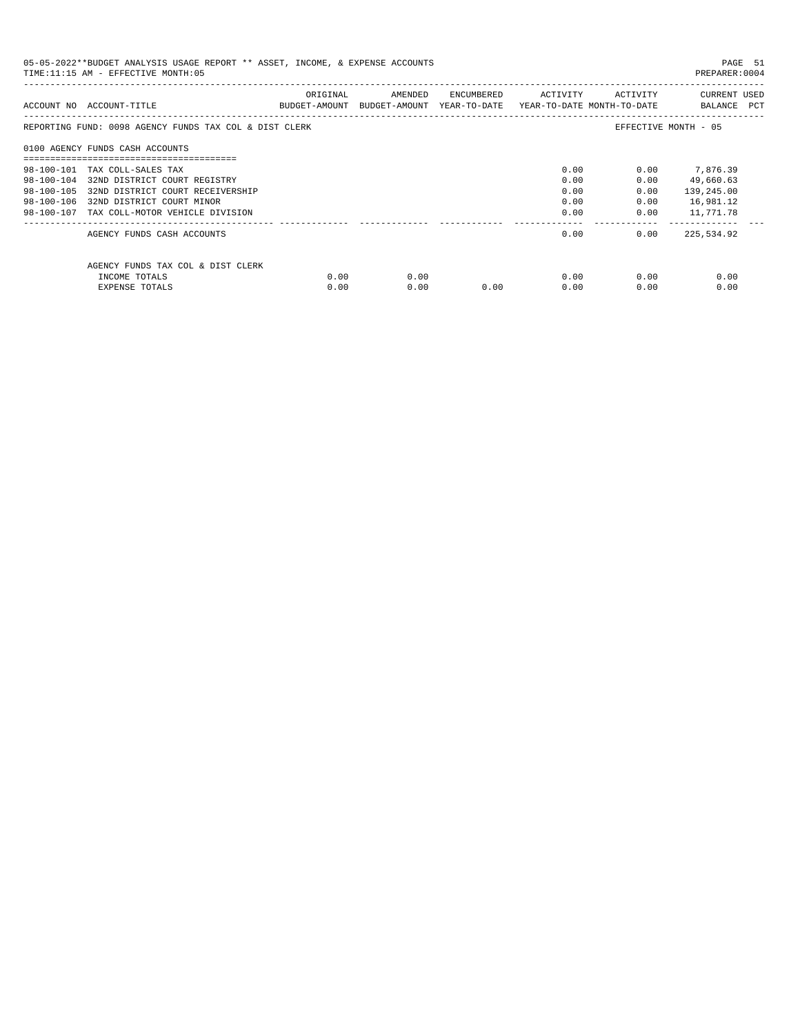05-05-2022**BUDGET ANALYSIS USAGE REPORT ** ASSET, INCOME, & EXPENSE ACCOUNTS

TIME:11:15 AM - EFFECTIVE MONTH:05

PREPARER:0004

| ACCOUNT NO | ACCOUNT-TITLE | ORIGINAL BUDGET-AMOUNT | AMENDED BUDGET-AMOUNT | ENCUMBERED YEAR-TO-DATE | ACTIVITY YEAR-TO-DATE | ACTIVITY MONTH-TO-DATE | CURRENT BALANCE | USED PCT |
|---|---|---|---|---|---|---|---|---|
| REPORTING FUND: 0098 AGENCY FUNDS TAX COL & DIST CLERK | | | | | | EFFECTIVE MONTH - 05 | | |
| 0100 AGENCY FUNDS CASH ACCOUNTS | | | | | | | | |
| 98-100-101 | TAX COLL-SALES TAX | | | | 0.00 | 0.00 | 7,876.39 | |
| 98-100-104 | 32ND DISTRICT COURT REGISTRY | | | | 0.00 | 0.00 | 49,660.63 | |
| 98-100-105 | 32ND DISTRICT COURT RECEIVERSHIP | | | | 0.00 | 0.00 | 139,245.00 | |
| 98-100-106 | 32ND DISTRICT COURT MINOR | | | | 0.00 | 0.00 | 16,981.12 | |
| 98-100-107 | TAX COLL-MOTOR VEHICLE DIVISION | | | | 0.00 | 0.00 | 11,771.78 | |
| | AGENCY FUNDS CASH ACCOUNTS | | | | 0.00 | 0.00 | 225,534.92 | |
| | AGENCY FUNDS TAX COL & DIST CLERK | | | | | | | |
| | INCOME TOTALS | 0.00 | 0.00 | | 0.00 | 0.00 | 0.00 | |
| | EXPENSE TOTALS | 0.00 | 0.00 | 0.00 | 0.00 | 0.00 | 0.00 | |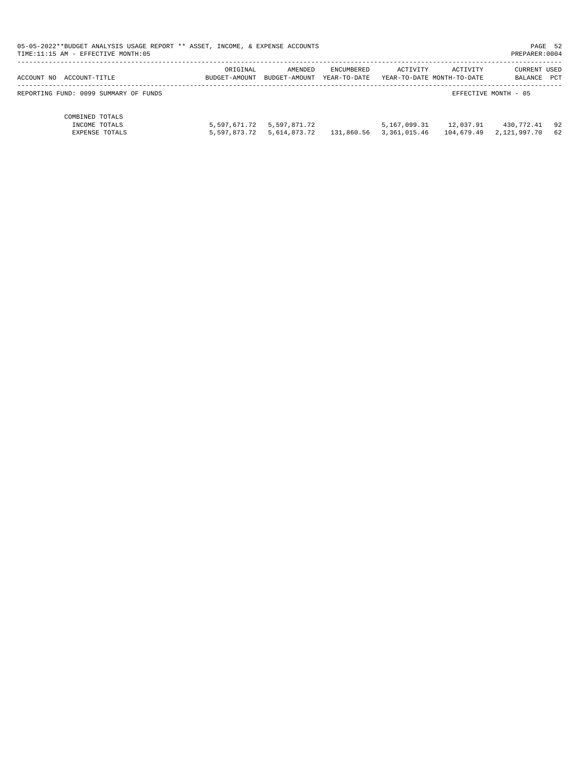05-05-2022**BUDGET ANALYSIS USAGE REPORT ** ASSET, INCOME, & EXPENSE ACCOUNTS

TIME:11:15 AM - EFFECTIVE MONTH:05

PREPARER:0004

| ACCOUNT NO | ACCOUNT-TITLE | ORIGINAL BUDGET-AMOUNT | AMENDED BUDGET-AMOUNT | ENCUMBERED YEAR-TO-DATE | ACTIVITY YEAR-TO-DATE | ACTIVITY MONTH-TO-DATE | CURRENT BALANCE | USED PCT |
|---|---|---|---|---|---|---|---|---|
| REPORTING FUND: 0099 SUMMARY OF FUNDS | | | | | | EFFECTIVE MONTH - 05 | | |
| | COMBINED TOTALS | | | | | | | |
| | INCOME TOTALS | 5,597,671.72 | 5,597,871.72 | | 5,167,099.31 | 12,037.91 | 430,772.41 | 92 |
| | EXPENSE TOTALS | 5,597,873.72 | 5,614,873.72 | 131,860.56 | 3,361,015.46 | 104,679.49 | 2,121,997.70 | 62 |